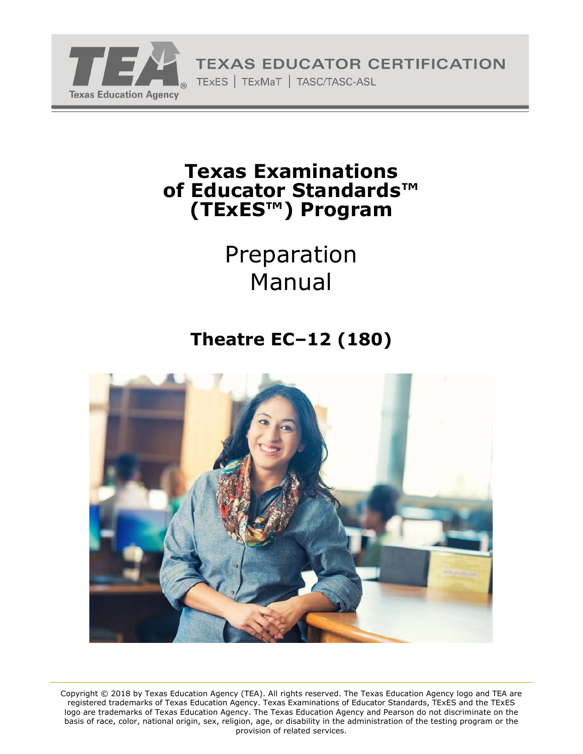Texas Education Agency

TEXAS EDUCATOR CERTIFICATION

TExES | TExMaT | TASC/TASC-ASL

# Texas Examinations of Educator Standards™ (TExES™) Program

# Preparation Manual

## Theatre EC–12 (180)

Copyright © 2018 by Texas Education Agency (TEA). All rights reserved. The Texas Education Agency logo and TEA are registered trademarks of Texas Education Agency. Texas Examinations of Educator Standards, TExES and the TExES logo are trademarks of Texas Education Agency. The Texas Education Agency and Pearson do not discriminate on the basis of race, color, national origin, sex, religion, age, or disability in the administration of the testing program or the provision of related services.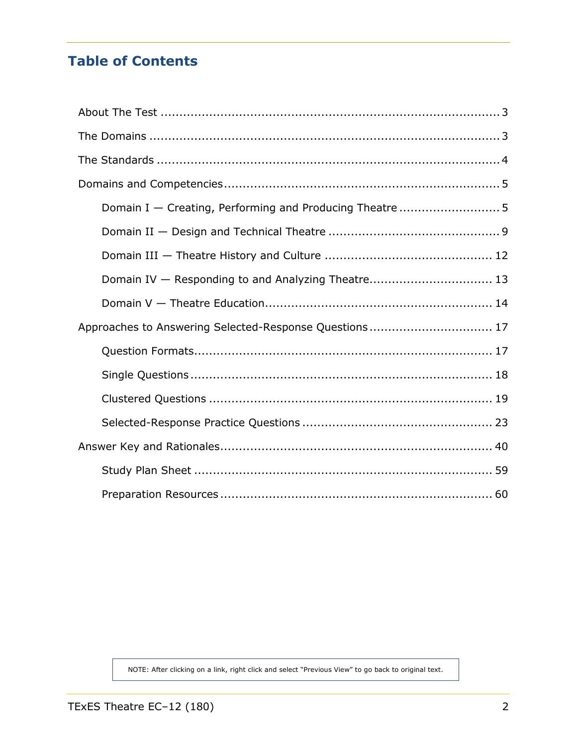## Table of Contents

About The Test ........................................................................................ 3

The Domains ........................................................................................ 3

The Standards ........................................................................................ 4

Domains and Competencies ........................................................................................ 5

- Domain I — Creating, Performing and Producing Theatre ........................... 5
- Domain II — Design and Technical Theatre ............................................. 9
- Domain III — Theatre History and Culture ............................................ 12
- Domain IV — Responding to and Analyzing Theatre ................................ 13
- Domain V — Theatre Education ........................................................... 14

Approaches to Answering Selected-Response Questions ................................ 17

- Question Formats ............................................................................. 17
- Single Questions ............................................................................... 18
- Clustered Questions .......................................................................... 19
- Selected-Response Practice Questions .................................................. 23

Answer Key and Rationales ........................................................................ 40

- Study Plan Sheet ............................................................................... 59
- Preparation Resources ........................................................................ 60

NOTE: After clicking on a link, right click and select "Previous View" to go back to original text.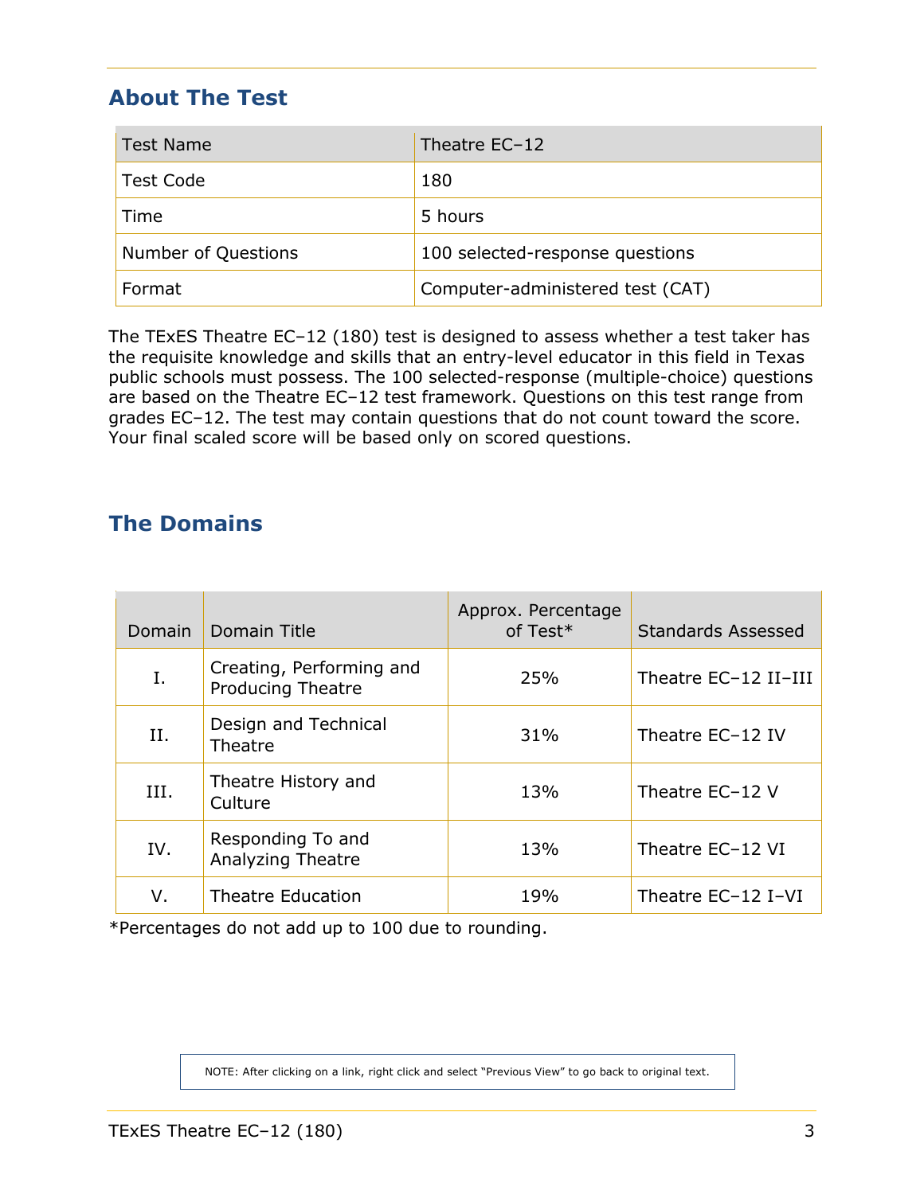## About The Test

| Test Name | Theatre EC–12 |
| --- | --- |
| Test Code | 180 |
| Time | 5 hours |
| Number of Questions | 100 selected-response questions |
| Format | Computer-administered test (CAT) |

The TExES Theatre EC–12 (180) test is designed to assess whether a test taker has the requisite knowledge and skills that an entry-level educator in this field in Texas public schools must possess. The 100 selected-response (multiple-choice) questions are based on the Theatre EC–12 test framework. Questions on this test range from grades EC–12. The test may contain questions that do not count toward the score. Your final scaled score will be based only on scored questions.

## The Domains

| Domain | Domain Title | Approx. Percentage of Test* | Standards Assessed |
| --- | --- | --- | --- |
| I. | Creating, Performing and Producing Theatre | 25% | Theatre EC–12 II–III |
| II. | Design and Technical Theatre | 31% | Theatre EC–12 IV |
| III. | Theatre History and Culture | 13% | Theatre EC–12 V |
| IV. | Responding To and Analyzing Theatre | 13% | Theatre EC–12 VI |
| V. | Theatre Education | 19% | Theatre EC–12 I–VI |

*Percentages do not add up to 100 due to rounding.

NOTE: After clicking on a link, right click and select "Previous View" to go back to original text.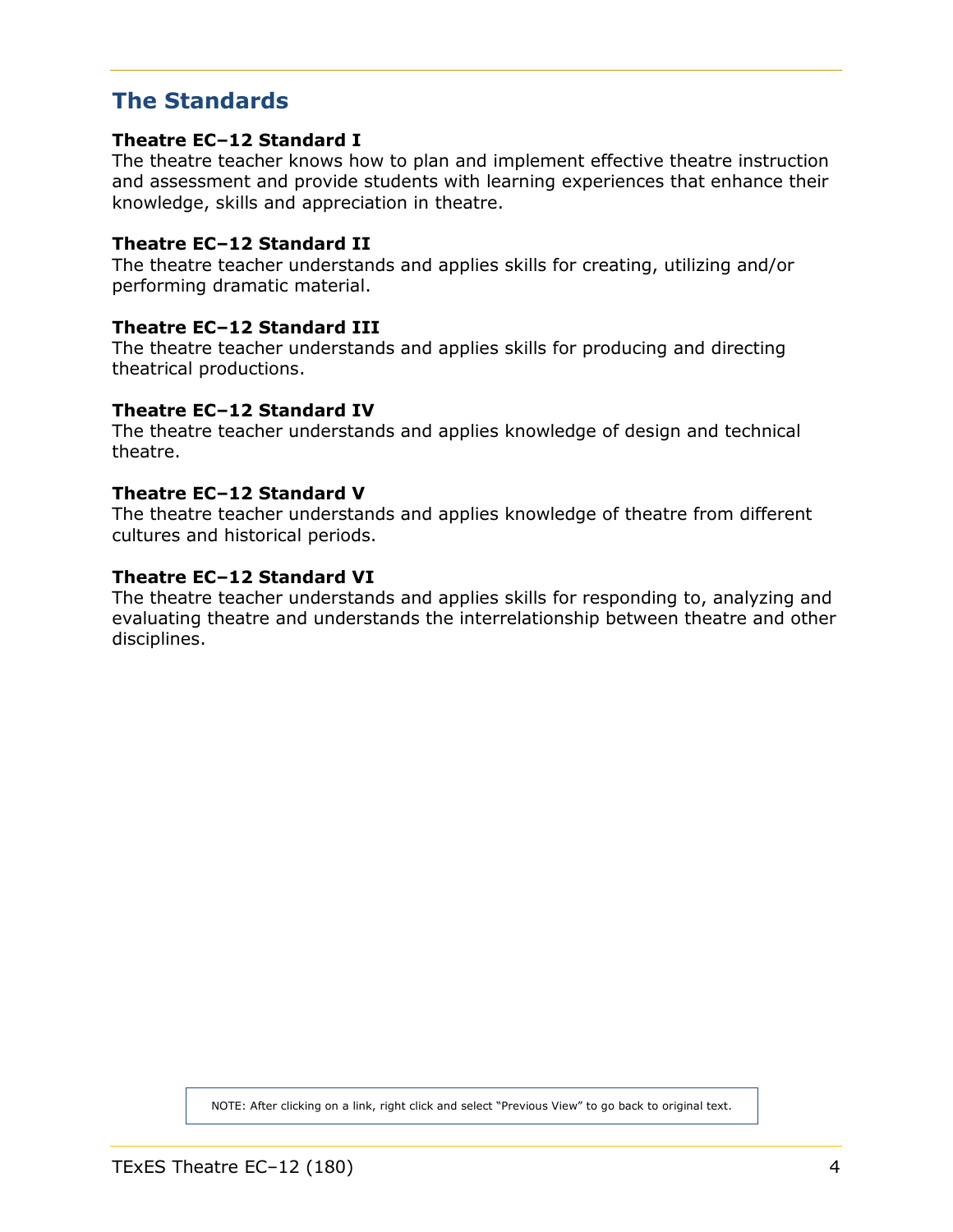## The Standards

**Theatre EC–12 Standard I**
The theatre teacher knows how to plan and implement effective theatre instruction and assessment and provide students with learning experiences that enhance their knowledge, skills and appreciation in theatre.

**Theatre EC–12 Standard II**
The theatre teacher understands and applies skills for creating, utilizing and/or performing dramatic material.

**Theatre EC–12 Standard III**
The theatre teacher understands and applies skills for producing and directing theatrical productions.

**Theatre EC–12 Standard IV**
The theatre teacher understands and applies knowledge of design and technical theatre.

**Theatre EC–12 Standard V**
The theatre teacher understands and applies knowledge of theatre from different cultures and historical periods.

**Theatre EC–12 Standard VI**
The theatre teacher understands and applies skills for responding to, analyzing and evaluating theatre and understands the interrelationship between theatre and other disciplines.

NOTE: After clicking on a link, right click and select "Previous View" to go back to original text.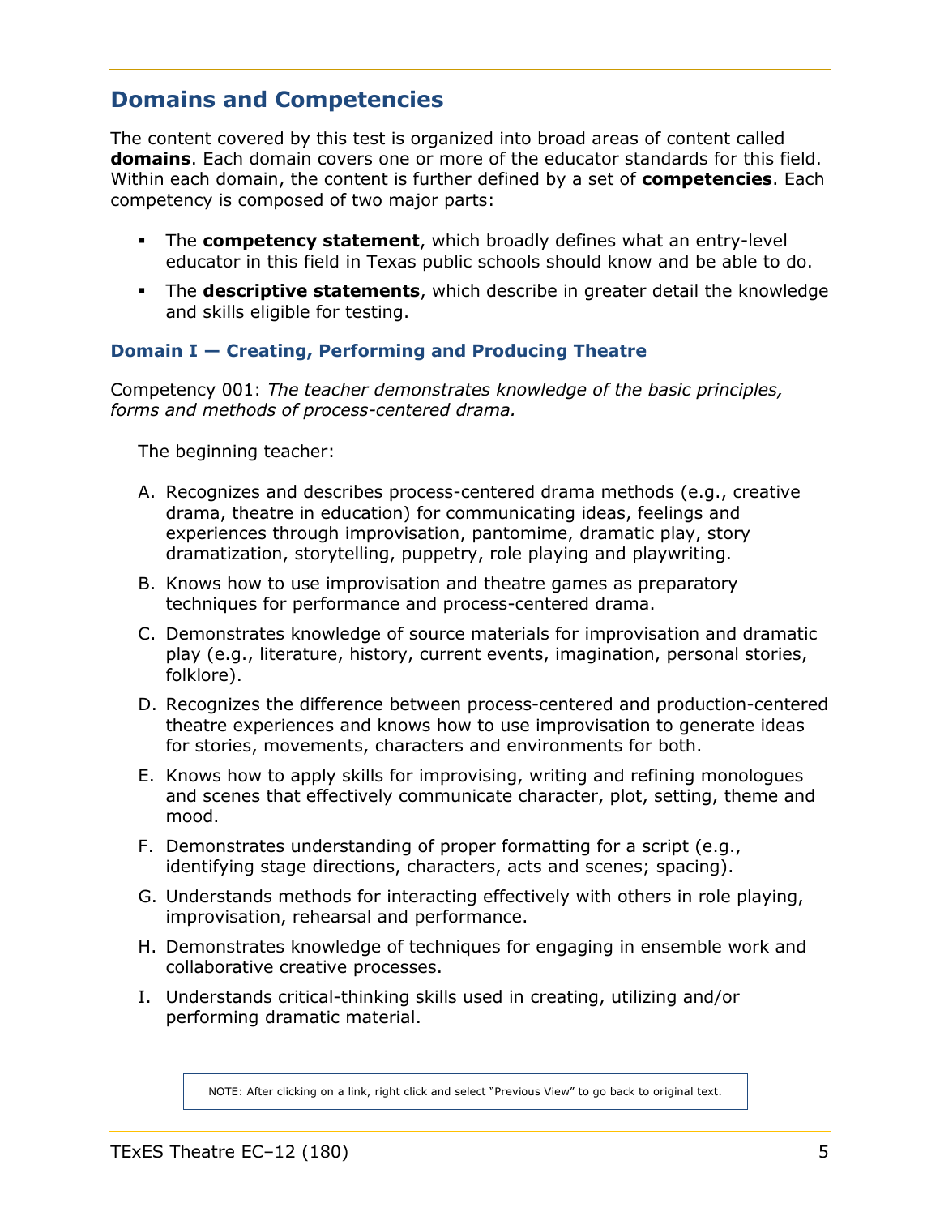## Domains and Competencies

The content covered by this test is organized into broad areas of content called **domains**. Each domain covers one or more of the educator standards for this field. Within each domain, the content is further defined by a set of **competencies**. Each competency is composed of two major parts:

- The **competency statement**, which broadly defines what an entry-level educator in this field in Texas public schools should know and be able to do.
- The **descriptive statements**, which describe in greater detail the knowledge and skills eligible for testing.

### Domain I — Creating, Performing and Producing Theatre

Competency 001: *The teacher demonstrates knowledge of the basic principles, forms and methods of process-centered drama.*

The beginning teacher:

A. Recognizes and describes process-centered drama methods (e.g., creative drama, theatre in education) for communicating ideas, feelings and experiences through improvisation, pantomime, dramatic play, story dramatization, storytelling, puppetry, role playing and playwriting.

B. Knows how to use improvisation and theatre games as preparatory techniques for performance and process-centered drama.

C. Demonstrates knowledge of source materials for improvisation and dramatic play (e.g., literature, history, current events, imagination, personal stories, folklore).

D. Recognizes the difference between process-centered and production-centered theatre experiences and knows how to use improvisation to generate ideas for stories, movements, characters and environments for both.

E. Knows how to apply skills for improvising, writing and refining monologues and scenes that effectively communicate character, plot, setting, theme and mood.

F. Demonstrates understanding of proper formatting for a script (e.g., identifying stage directions, characters, acts and scenes; spacing).

G. Understands methods for interacting effectively with others in role playing, improvisation, rehearsal and performance.

H. Demonstrates knowledge of techniques for engaging in ensemble work and collaborative creative processes.

I. Understands critical-thinking skills used in creating, utilizing and/or performing dramatic material.

NOTE: After clicking on a link, right click and select "Previous View" to go back to original text.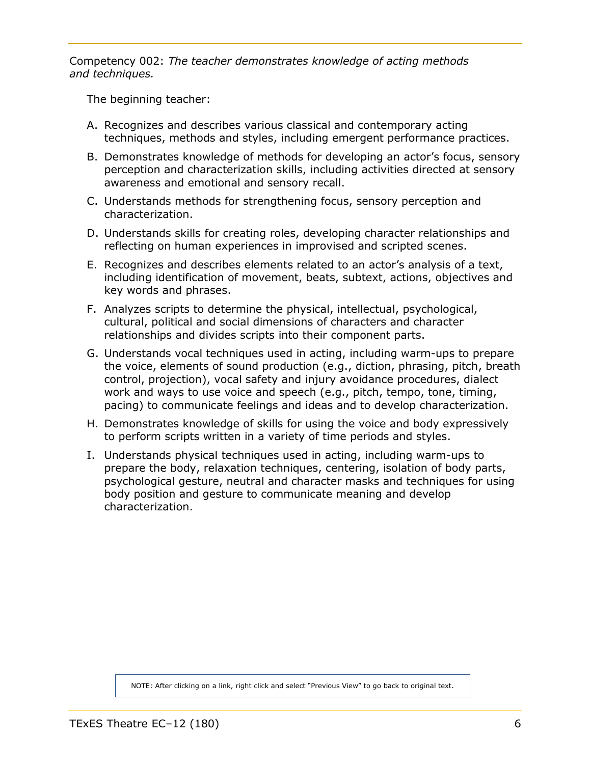Competency 002: *The teacher demonstrates knowledge of acting methods and techniques.*

The beginning teacher:

A. Recognizes and describes various classical and contemporary acting techniques, methods and styles, including emergent performance practices.

B. Demonstrates knowledge of methods for developing an actor's focus, sensory perception and characterization skills, including activities directed at sensory awareness and emotional and sensory recall.

C. Understands methods for strengthening focus, sensory perception and characterization.

D. Understands skills for creating roles, developing character relationships and reflecting on human experiences in improvised and scripted scenes.

E. Recognizes and describes elements related to an actor's analysis of a text, including identification of movement, beats, subtext, actions, objectives and key words and phrases.

F. Analyzes scripts to determine the physical, intellectual, psychological, cultural, political and social dimensions of characters and character relationships and divides scripts into their component parts.

G. Understands vocal techniques used in acting, including warm-ups to prepare the voice, elements of sound production (e.g., diction, phrasing, pitch, breath control, projection), vocal safety and injury avoidance procedures, dialect work and ways to use voice and speech (e.g., pitch, tempo, tone, timing, pacing) to communicate feelings and ideas and to develop characterization.

H. Demonstrates knowledge of skills for using the voice and body expressively to perform scripts written in a variety of time periods and styles.

I. Understands physical techniques used in acting, including warm-ups to prepare the body, relaxation techniques, centering, isolation of body parts, psychological gesture, neutral and character masks and techniques for using body position and gesture to communicate meaning and develop characterization.

NOTE: After clicking on a link, right click and select "Previous View" to go back to original text.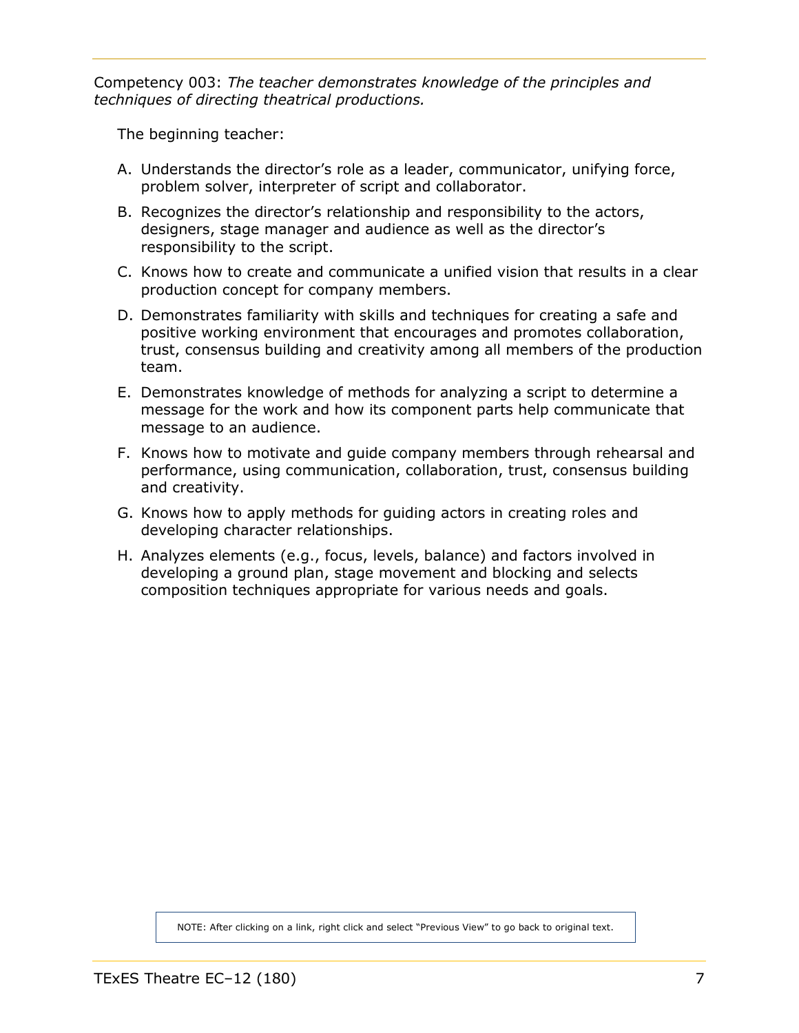Competency 003: *The teacher demonstrates knowledge of the principles and techniques of directing theatrical productions.*

The beginning teacher:

A. Understands the director's role as a leader, communicator, unifying force, problem solver, interpreter of script and collaborator.

B. Recognizes the director's relationship and responsibility to the actors, designers, stage manager and audience as well as the director's responsibility to the script.

C. Knows how to create and communicate a unified vision that results in a clear production concept for company members.

D. Demonstrates familiarity with skills and techniques for creating a safe and positive working environment that encourages and promotes collaboration, trust, consensus building and creativity among all members of the production team.

E. Demonstrates knowledge of methods for analyzing a script to determine a message for the work and how its component parts help communicate that message to an audience.

F. Knows how to motivate and guide company members through rehearsal and performance, using communication, collaboration, trust, consensus building and creativity.

G. Knows how to apply methods for guiding actors in creating roles and developing character relationships.

H. Analyzes elements (e.g., focus, levels, balance) and factors involved in developing a ground plan, stage movement and blocking and selects composition techniques appropriate for various needs and goals.

NOTE: After clicking on a link, right click and select "Previous View" to go back to original text.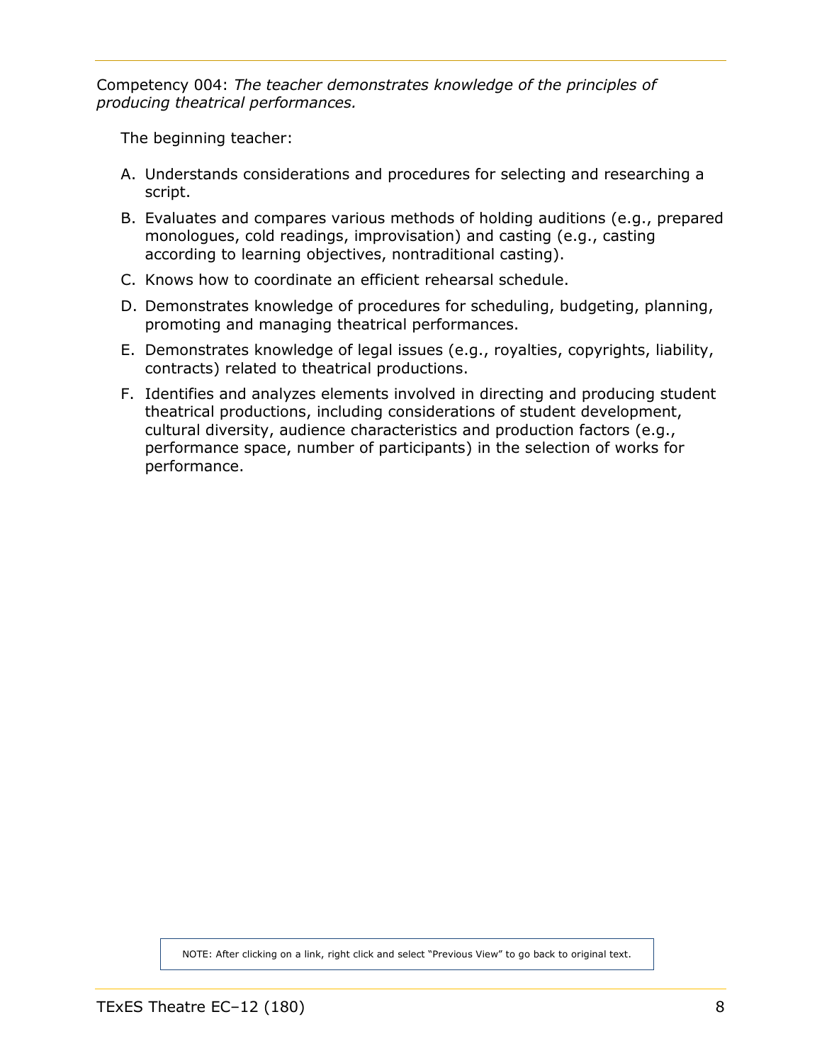Competency 004: *The teacher demonstrates knowledge of the principles of producing theatrical performances.*

The beginning teacher:

A. Understands considerations and procedures for selecting and researching a script.

B. Evaluates and compares various methods of holding auditions (e.g., prepared monologues, cold readings, improvisation) and casting (e.g., casting according to learning objectives, nontraditional casting).

C. Knows how to coordinate an efficient rehearsal schedule.

D. Demonstrates knowledge of procedures for scheduling, budgeting, planning, promoting and managing theatrical performances.

E. Demonstrates knowledge of legal issues (e.g., royalties, copyrights, liability, contracts) related to theatrical productions.

F. Identifies and analyzes elements involved in directing and producing student theatrical productions, including considerations of student development, cultural diversity, audience characteristics and production factors (e.g., performance space, number of participants) in the selection of works for performance.

NOTE: After clicking on a link, right click and select "Previous View" to go back to original text.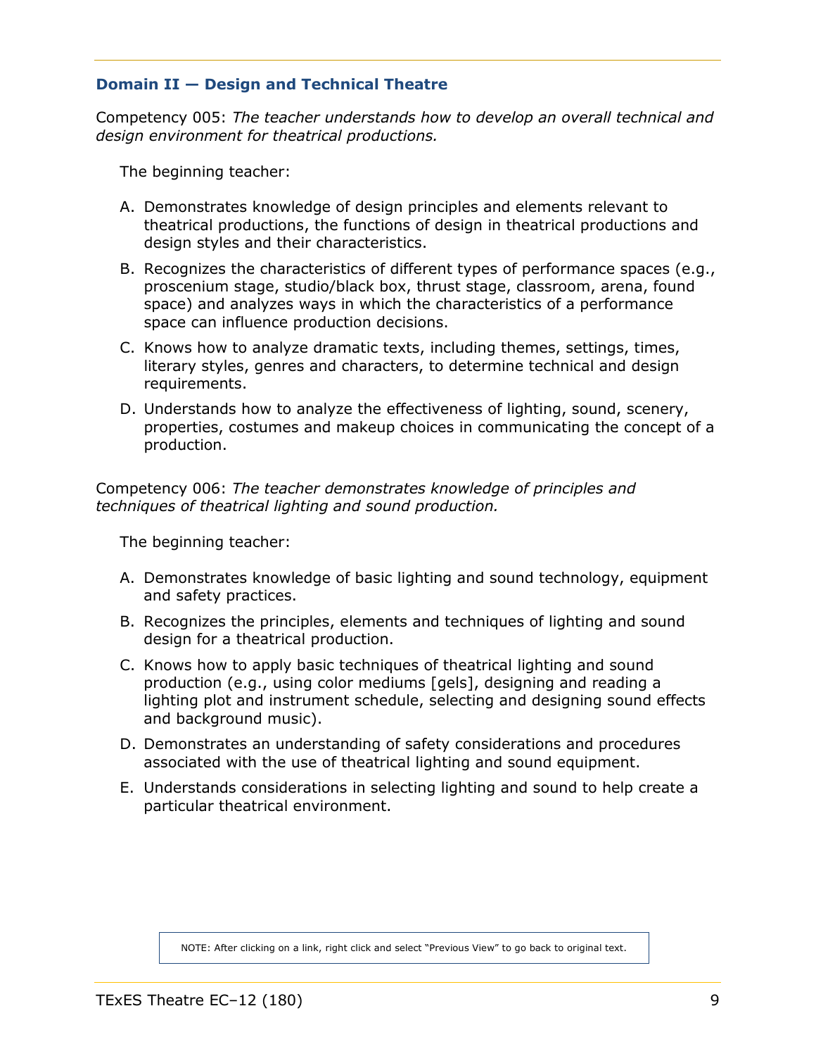### Domain II — Design and Technical Theatre

Competency 005: *The teacher understands how to develop an overall technical and design environment for theatrical productions.*

The beginning teacher:

A. Demonstrates knowledge of design principles and elements relevant to theatrical productions, the functions of design in theatrical productions and design styles and their characteristics.

B. Recognizes the characteristics of different types of performance spaces (e.g., proscenium stage, studio/black box, thrust stage, classroom, arena, found space) and analyzes ways in which the characteristics of a performance space can influence production decisions.

C. Knows how to analyze dramatic texts, including themes, settings, times, literary styles, genres and characters, to determine technical and design requirements.

D. Understands how to analyze the effectiveness of lighting, sound, scenery, properties, costumes and makeup choices in communicating the concept of a production.

Competency 006: *The teacher demonstrates knowledge of principles and techniques of theatrical lighting and sound production.*

The beginning teacher:

A. Demonstrates knowledge of basic lighting and sound technology, equipment and safety practices.

B. Recognizes the principles, elements and techniques of lighting and sound design for a theatrical production.

C. Knows how to apply basic techniques of theatrical lighting and sound production (e.g., using color mediums [gels], designing and reading a lighting plot and instrument schedule, selecting and designing sound effects and background music).

D. Demonstrates an understanding of safety considerations and procedures associated with the use of theatrical lighting and sound equipment.

E. Understands considerations in selecting lighting and sound to help create a particular theatrical environment.

NOTE: After clicking on a link, right click and select “Previous View” to go back to original text.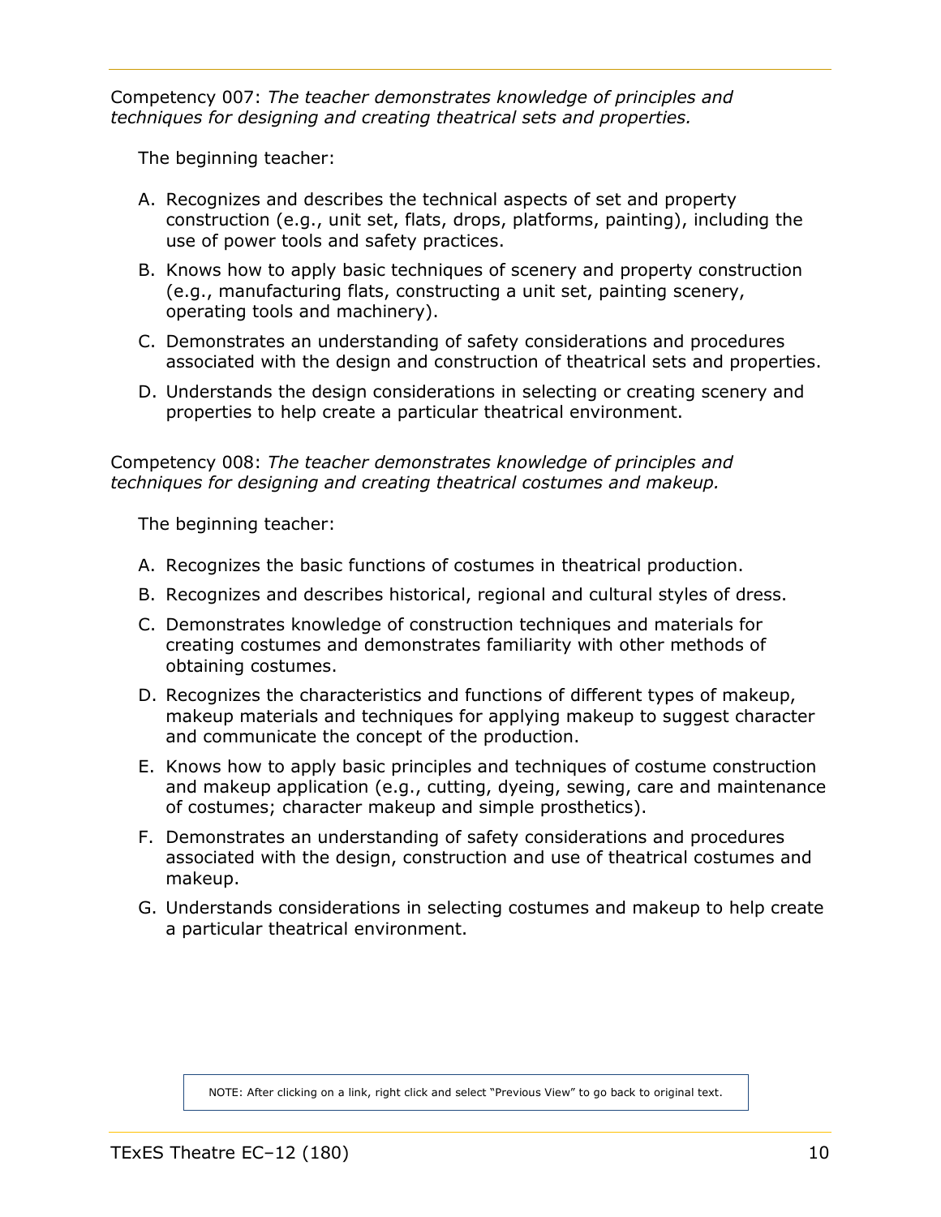Competency 007: *The teacher demonstrates knowledge of principles and techniques for designing and creating theatrical sets and properties.*

The beginning teacher:

A. Recognizes and describes the technical aspects of set and property construction (e.g., unit set, flats, drops, platforms, painting), including the use of power tools and safety practices.

B. Knows how to apply basic techniques of scenery and property construction (e.g., manufacturing flats, constructing a unit set, painting scenery, operating tools and machinery).

C. Demonstrates an understanding of safety considerations and procedures associated with the design and construction of theatrical sets and properties.

D. Understands the design considerations in selecting or creating scenery and properties to help create a particular theatrical environment.

Competency 008: *The teacher demonstrates knowledge of principles and techniques for designing and creating theatrical costumes and makeup.*

The beginning teacher:

A. Recognizes the basic functions of costumes in theatrical production.

B. Recognizes and describes historical, regional and cultural styles of dress.

C. Demonstrates knowledge of construction techniques and materials for creating costumes and demonstrates familiarity with other methods of obtaining costumes.

D. Recognizes the characteristics and functions of different types of makeup, makeup materials and techniques for applying makeup to suggest character and communicate the concept of the production.

E. Knows how to apply basic principles and techniques of costume construction and makeup application (e.g., cutting, dyeing, sewing, care and maintenance of costumes; character makeup and simple prosthetics).

F. Demonstrates an understanding of safety considerations and procedures associated with the design, construction and use of theatrical costumes and makeup.

G. Understands considerations in selecting costumes and makeup to help create a particular theatrical environment.

NOTE: After clicking on a link, right click and select "Previous View" to go back to original text.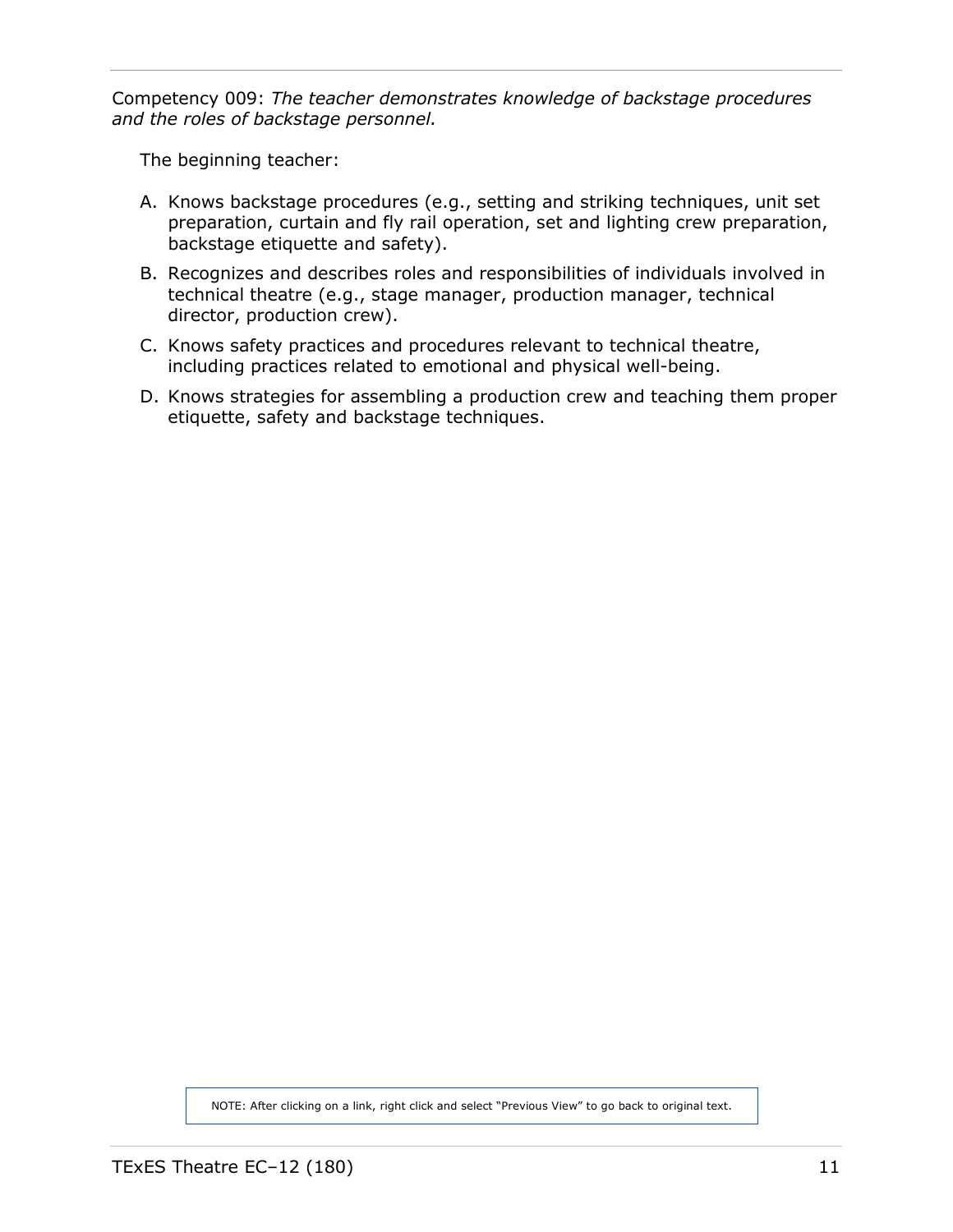Competency 009: *The teacher demonstrates knowledge of backstage procedures and the roles of backstage personnel.*

The beginning teacher:

A. Knows backstage procedures (e.g., setting and striking techniques, unit set preparation, curtain and fly rail operation, set and lighting crew preparation, backstage etiquette and safety).

B. Recognizes and describes roles and responsibilities of individuals involved in technical theatre (e.g., stage manager, production manager, technical director, production crew).

C. Knows safety practices and procedures relevant to technical theatre, including practices related to emotional and physical well-being.

D. Knows strategies for assembling a production crew and teaching them proper etiquette, safety and backstage techniques.

NOTE: After clicking on a link, right click and select "Previous View" to go back to original text.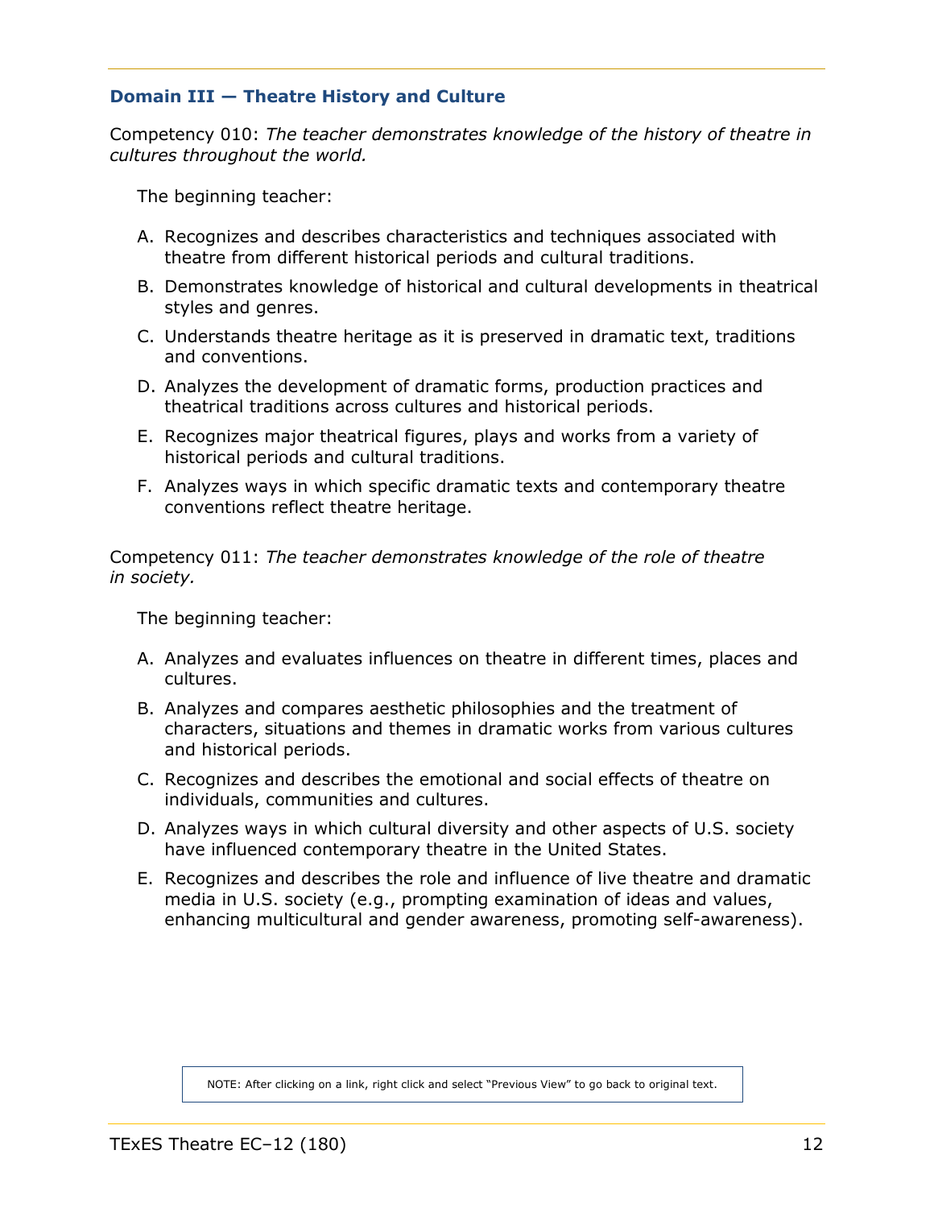## Domain III — Theatre History and Culture

Competency 010: *The teacher demonstrates knowledge of the history of theatre in cultures throughout the world.*

The beginning teacher:

A. Recognizes and describes characteristics and techniques associated with theatre from different historical periods and cultural traditions.

B. Demonstrates knowledge of historical and cultural developments in theatrical styles and genres.

C. Understands theatre heritage as it is preserved in dramatic text, traditions and conventions.

D. Analyzes the development of dramatic forms, production practices and theatrical traditions across cultures and historical periods.

E. Recognizes major theatrical figures, plays and works from a variety of historical periods and cultural traditions.

F. Analyzes ways in which specific dramatic texts and contemporary theatre conventions reflect theatre heritage.

Competency 011: *The teacher demonstrates knowledge of the role of theatre in society.*

The beginning teacher:

A. Analyzes and evaluates influences on theatre in different times, places and cultures.

B. Analyzes and compares aesthetic philosophies and the treatment of characters, situations and themes in dramatic works from various cultures and historical periods.

C. Recognizes and describes the emotional and social effects of theatre on individuals, communities and cultures.

D. Analyzes ways in which cultural diversity and other aspects of U.S. society have influenced contemporary theatre in the United States.

E. Recognizes and describes the role and influence of live theatre and dramatic media in U.S. society (e.g., prompting examination of ideas and values, enhancing multicultural and gender awareness, promoting self-awareness).

NOTE: After clicking on a link, right click and select "Previous View" to go back to original text.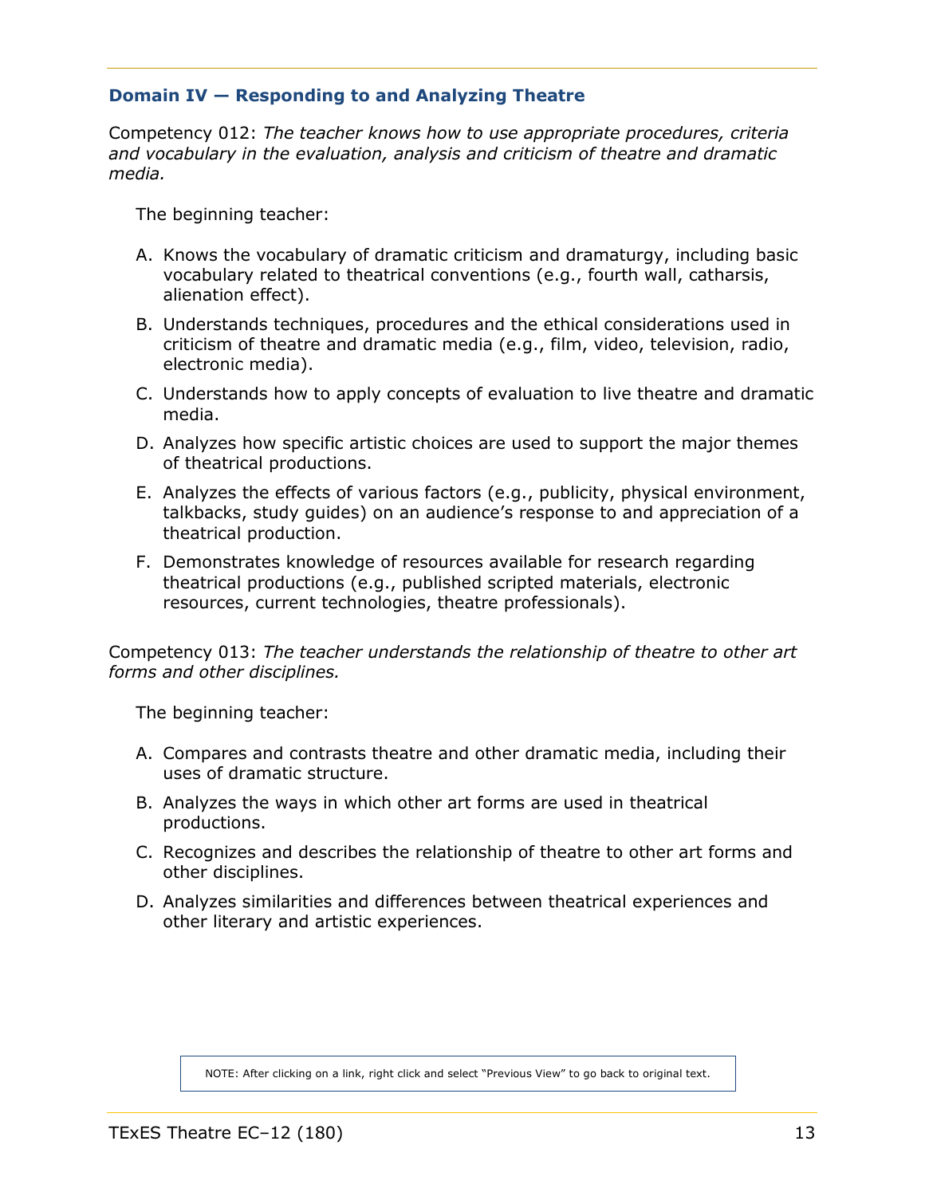## Domain IV — Responding to and Analyzing Theatre

Competency 012: *The teacher knows how to use appropriate procedures, criteria and vocabulary in the evaluation, analysis and criticism of theatre and dramatic media.*

The beginning teacher:

A. Knows the vocabulary of dramatic criticism and dramaturgy, including basic vocabulary related to theatrical conventions (e.g., fourth wall, catharsis, alienation effect).

B. Understands techniques, procedures and the ethical considerations used in criticism of theatre and dramatic media (e.g., film, video, television, radio, electronic media).

C. Understands how to apply concepts of evaluation to live theatre and dramatic media.

D. Analyzes how specific artistic choices are used to support the major themes of theatrical productions.

E. Analyzes the effects of various factors (e.g., publicity, physical environment, talkbacks, study guides) on an audience's response to and appreciation of a theatrical production.

F. Demonstrates knowledge of resources available for research regarding theatrical productions (e.g., published scripted materials, electronic resources, current technologies, theatre professionals).

Competency 013: *The teacher understands the relationship of theatre to other art forms and other disciplines.*

The beginning teacher:

A. Compares and contrasts theatre and other dramatic media, including their uses of dramatic structure.

B. Analyzes the ways in which other art forms are used in theatrical productions.

C. Recognizes and describes the relationship of theatre to other art forms and other disciplines.

D. Analyzes similarities and differences between theatrical experiences and other literary and artistic experiences.

NOTE: After clicking on a link, right click and select "Previous View" to go back to original text.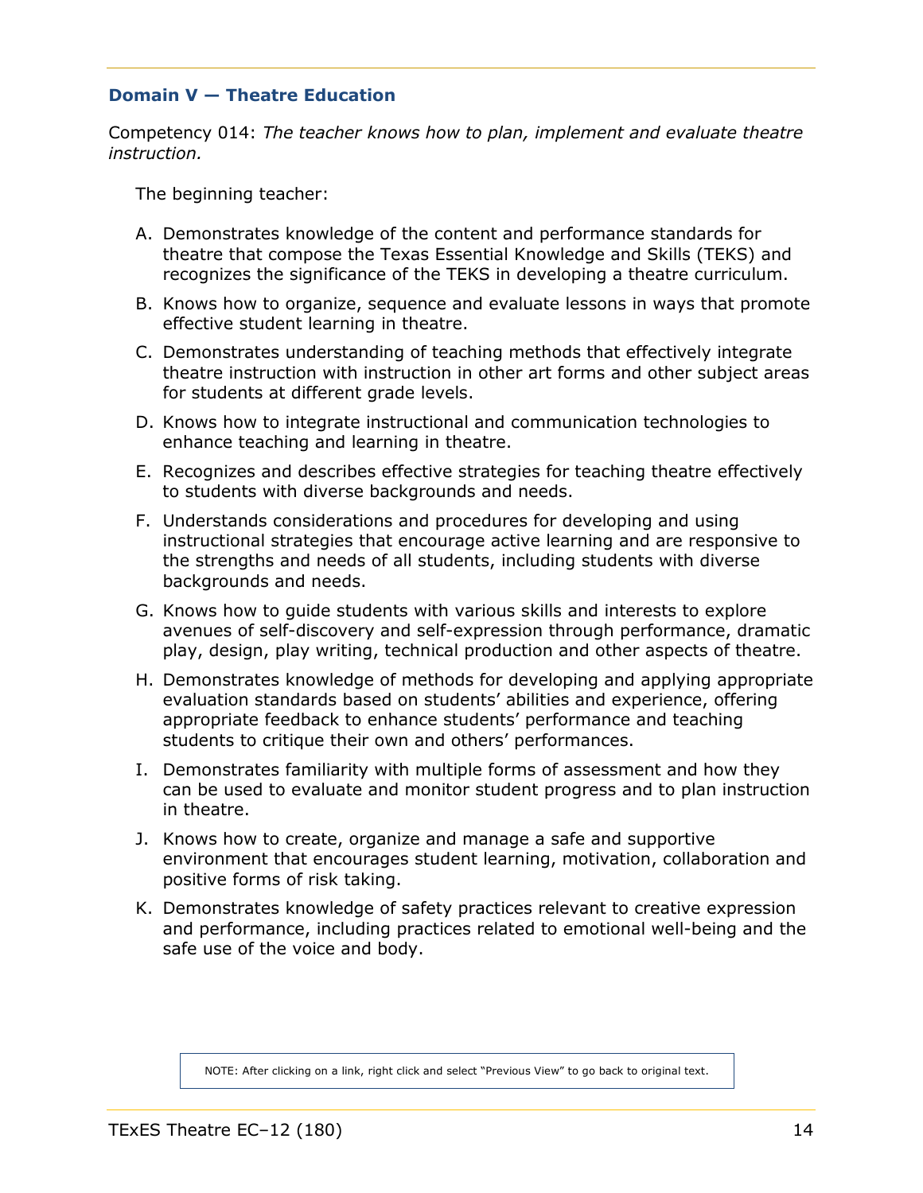## Domain V — Theatre Education

Competency 014: *The teacher knows how to plan, implement and evaluate theatre instruction.*

The beginning teacher:

A. Demonstrates knowledge of the content and performance standards for theatre that compose the Texas Essential Knowledge and Skills (TEKS) and recognizes the significance of the TEKS in developing a theatre curriculum.

B. Knows how to organize, sequence and evaluate lessons in ways that promote effective student learning in theatre.

C. Demonstrates understanding of teaching methods that effectively integrate theatre instruction with instruction in other art forms and other subject areas for students at different grade levels.

D. Knows how to integrate instructional and communication technologies to enhance teaching and learning in theatre.

E. Recognizes and describes effective strategies for teaching theatre effectively to students with diverse backgrounds and needs.

F. Understands considerations and procedures for developing and using instructional strategies that encourage active learning and are responsive to the strengths and needs of all students, including students with diverse backgrounds and needs.

G. Knows how to guide students with various skills and interests to explore avenues of self-discovery and self-expression through performance, dramatic play, design, play writing, technical production and other aspects of theatre.

H. Demonstrates knowledge of methods for developing and applying appropriate evaluation standards based on students' abilities and experience, offering appropriate feedback to enhance students' performance and teaching students to critique their own and others' performances.

I. Demonstrates familiarity with multiple forms of assessment and how they can be used to evaluate and monitor student progress and to plan instruction in theatre.

J. Knows how to create, organize and manage a safe and supportive environment that encourages student learning, motivation, collaboration and positive forms of risk taking.

K. Demonstrates knowledge of safety practices relevant to creative expression and performance, including practices related to emotional well-being and the safe use of the voice and body.

NOTE: After clicking on a link, right click and select "Previous View" to go back to original text.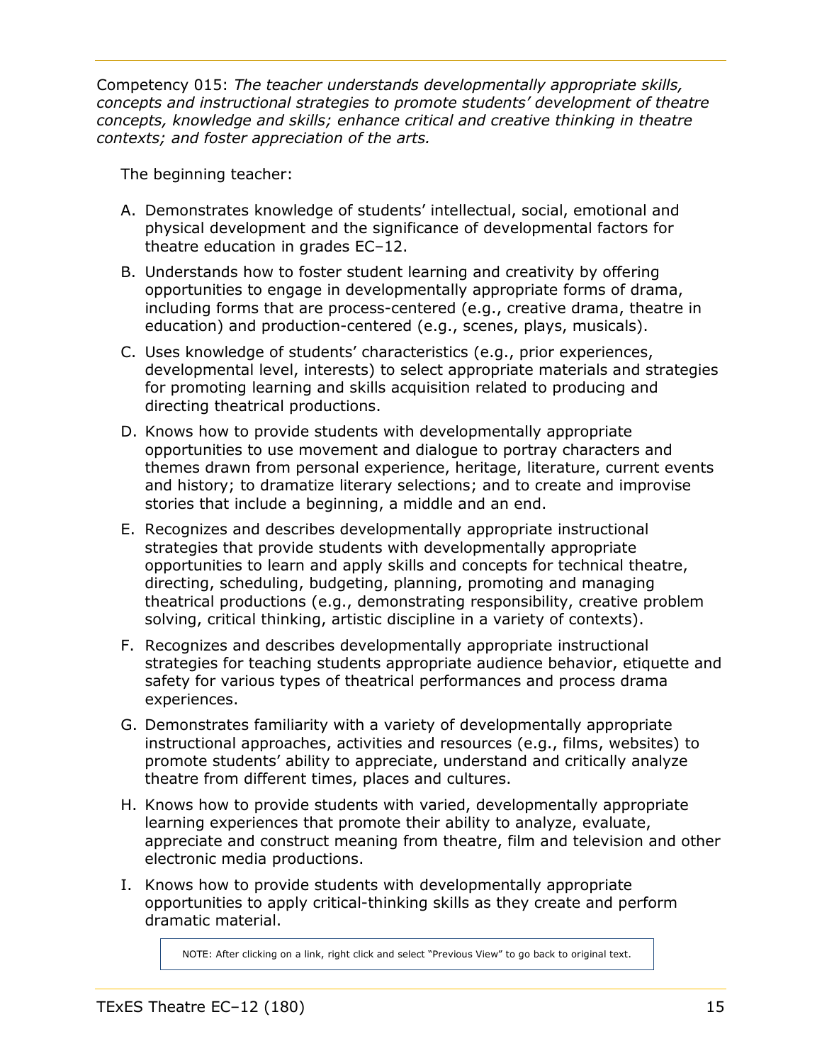Competency 015: *The teacher understands developmentally appropriate skills, concepts and instructional strategies to promote students' development of theatre concepts, knowledge and skills; enhance critical and creative thinking in theatre contexts; and foster appreciation of the arts.*

The beginning teacher:

A. Demonstrates knowledge of students' intellectual, social, emotional and physical development and the significance of developmental factors for theatre education in grades EC–12.

B. Understands how to foster student learning and creativity by offering opportunities to engage in developmentally appropriate forms of drama, including forms that are process-centered (e.g., creative drama, theatre in education) and production-centered (e.g., scenes, plays, musicals).

C. Uses knowledge of students' characteristics (e.g., prior experiences, developmental level, interests) to select appropriate materials and strategies for promoting learning and skills acquisition related to producing and directing theatrical productions.

D. Knows how to provide students with developmentally appropriate opportunities to use movement and dialogue to portray characters and themes drawn from personal experience, heritage, literature, current events and history; to dramatize literary selections; and to create and improvise stories that include a beginning, a middle and an end.

E. Recognizes and describes developmentally appropriate instructional strategies that provide students with developmentally appropriate opportunities to learn and apply skills and concepts for technical theatre, directing, scheduling, budgeting, planning, promoting and managing theatrical productions (e.g., demonstrating responsibility, creative problem solving, critical thinking, artistic discipline in a variety of contexts).

F. Recognizes and describes developmentally appropriate instructional strategies for teaching students appropriate audience behavior, etiquette and safety for various types of theatrical performances and process drama experiences.

G. Demonstrates familiarity with a variety of developmentally appropriate instructional approaches, activities and resources (e.g., films, websites) to promote students' ability to appreciate, understand and critically analyze theatre from different times, places and cultures.

H. Knows how to provide students with varied, developmentally appropriate learning experiences that promote their ability to analyze, evaluate, appreciate and construct meaning from theatre, film and television and other electronic media productions.

I. Knows how to provide students with developmentally appropriate opportunities to apply critical-thinking skills as they create and perform dramatic material.

NOTE: After clicking on a link, right click and select "Previous View" to go back to original text.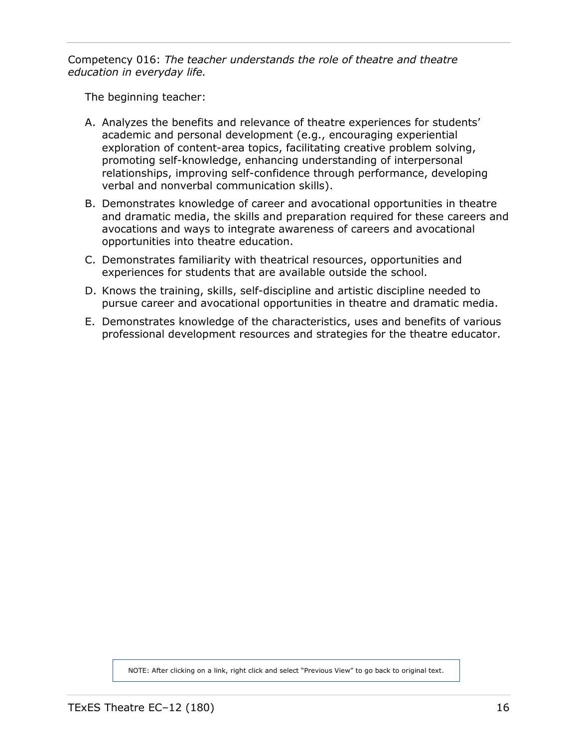Competency 016: *The teacher understands the role of theatre and theatre education in everyday life.*

The beginning teacher:

A. Analyzes the benefits and relevance of theatre experiences for students' academic and personal development (e.g., encouraging experiential exploration of content-area topics, facilitating creative problem solving, promoting self-knowledge, enhancing understanding of interpersonal relationships, improving self-confidence through performance, developing verbal and nonverbal communication skills).

B. Demonstrates knowledge of career and avocational opportunities in theatre and dramatic media, the skills and preparation required for these careers and avocations and ways to integrate awareness of careers and avocational opportunities into theatre education.

C. Demonstrates familiarity with theatrical resources, opportunities and experiences for students that are available outside the school.

D. Knows the training, skills, self-discipline and artistic discipline needed to pursue career and avocational opportunities in theatre and dramatic media.

E. Demonstrates knowledge of the characteristics, uses and benefits of various professional development resources and strategies for the theatre educator.

NOTE: After clicking on a link, right click and select "Previous View" to go back to original text.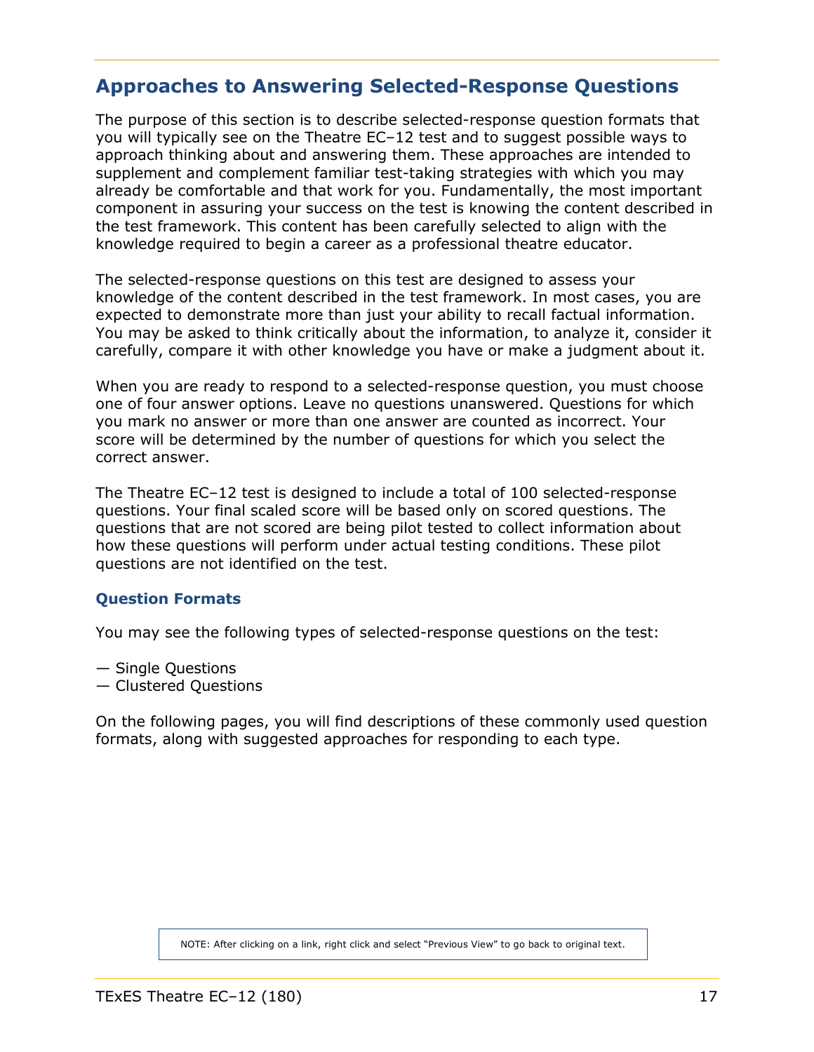## Approaches to Answering Selected-Response Questions

The purpose of this section is to describe selected-response question formats that you will typically see on the Theatre EC–12 test and to suggest possible ways to approach thinking about and answering them. These approaches are intended to supplement and complement familiar test-taking strategies with which you may already be comfortable and that work for you. Fundamentally, the most important component in assuring your success on the test is knowing the content described in the test framework. This content has been carefully selected to align with the knowledge required to begin a career as a professional theatre educator.

The selected-response questions on this test are designed to assess your knowledge of the content described in the test framework. In most cases, you are expected to demonstrate more than just your ability to recall factual information. You may be asked to think critically about the information, to analyze it, consider it carefully, compare it with other knowledge you have or make a judgment about it.

When you are ready to respond to a selected-response question, you must choose one of four answer options. Leave no questions unanswered. Questions for which you mark no answer or more than one answer are counted as incorrect. Your score will be determined by the number of questions for which you select the correct answer.

The Theatre EC–12 test is designed to include a total of 100 selected-response questions. Your final scaled score will be based only on scored questions. The questions that are not scored are being pilot tested to collect information about how these questions will perform under actual testing conditions. These pilot questions are not identified on the test.

### Question Formats

You may see the following types of selected-response questions on the test:

— Single Questions
— Clustered Questions

On the following pages, you will find descriptions of these commonly used question formats, along with suggested approaches for responding to each type.

NOTE: After clicking on a link, right click and select "Previous View" to go back to original text.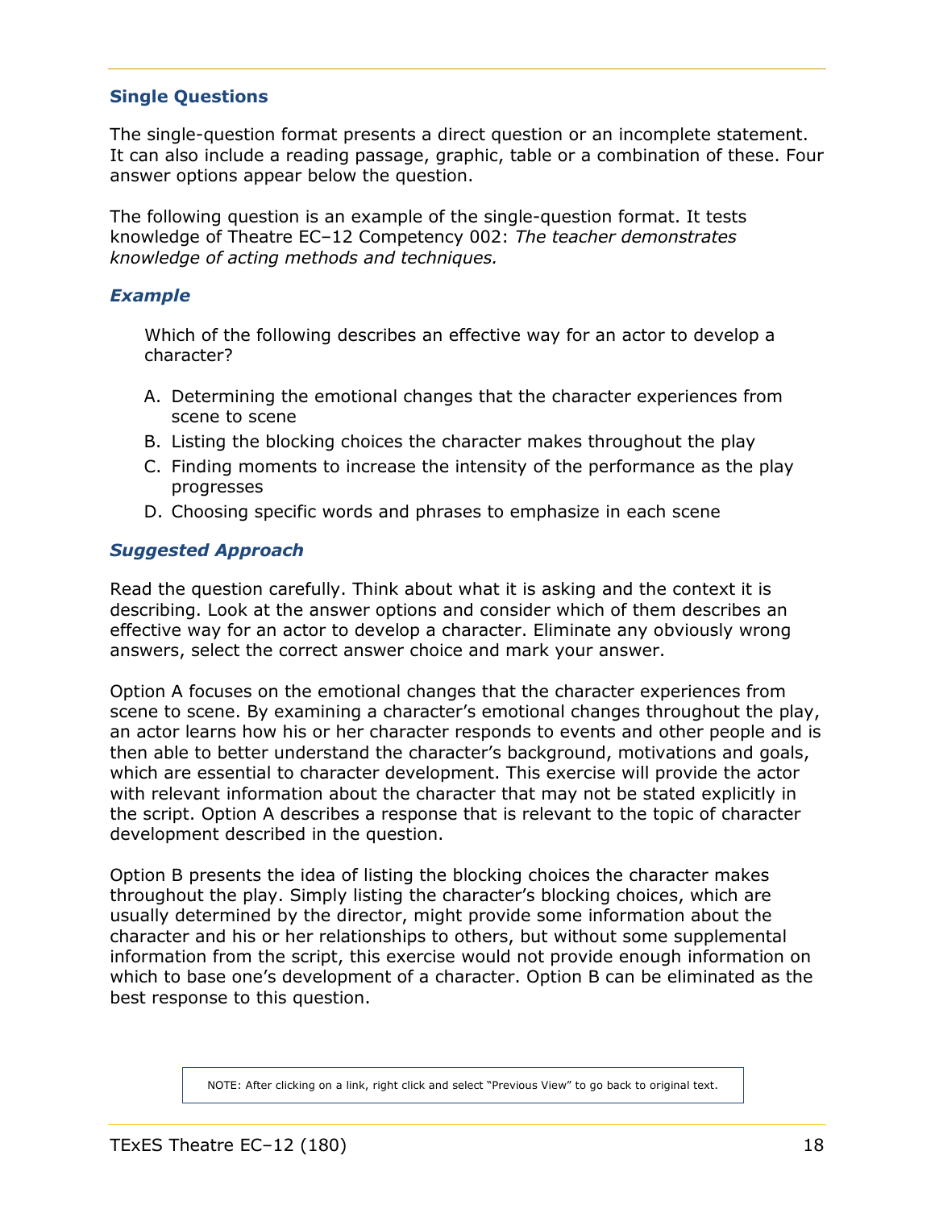### Single Questions

The single-question format presents a direct question or an incomplete statement. It can also include a reading passage, graphic, table or a combination of these. Four answer options appear below the question.

The following question is an example of the single-question format. It tests knowledge of Theatre EC–12 Competency 002: *The teacher demonstrates knowledge of acting methods and techniques.*

#### *Example*

Which of the following describes an effective way for an actor to develop a character?

A. Determining the emotional changes that the character experiences from scene to scene
B. Listing the blocking choices the character makes throughout the play
C. Finding moments to increase the intensity of the performance as the play progresses
D. Choosing specific words and phrases to emphasize in each scene

#### *Suggested Approach*

Read the question carefully. Think about what it is asking and the context it is describing. Look at the answer options and consider which of them describes an effective way for an actor to develop a character. Eliminate any obviously wrong answers, select the correct answer choice and mark your answer.

Option A focuses on the emotional changes that the character experiences from scene to scene. By examining a character's emotional changes throughout the play, an actor learns how his or her character responds to events and other people and is then able to better understand the character's background, motivations and goals, which are essential to character development. This exercise will provide the actor with relevant information about the character that may not be stated explicitly in the script. Option A describes a response that is relevant to the topic of character development described in the question.

Option B presents the idea of listing the blocking choices the character makes throughout the play. Simply listing the character's blocking choices, which are usually determined by the director, might provide some information about the character and his or her relationships to others, but without some supplemental information from the script, this exercise would not provide enough information on which to base one's development of a character. Option B can be eliminated as the best response to this question.

NOTE: After clicking on a link, right click and select "Previous View" to go back to original text.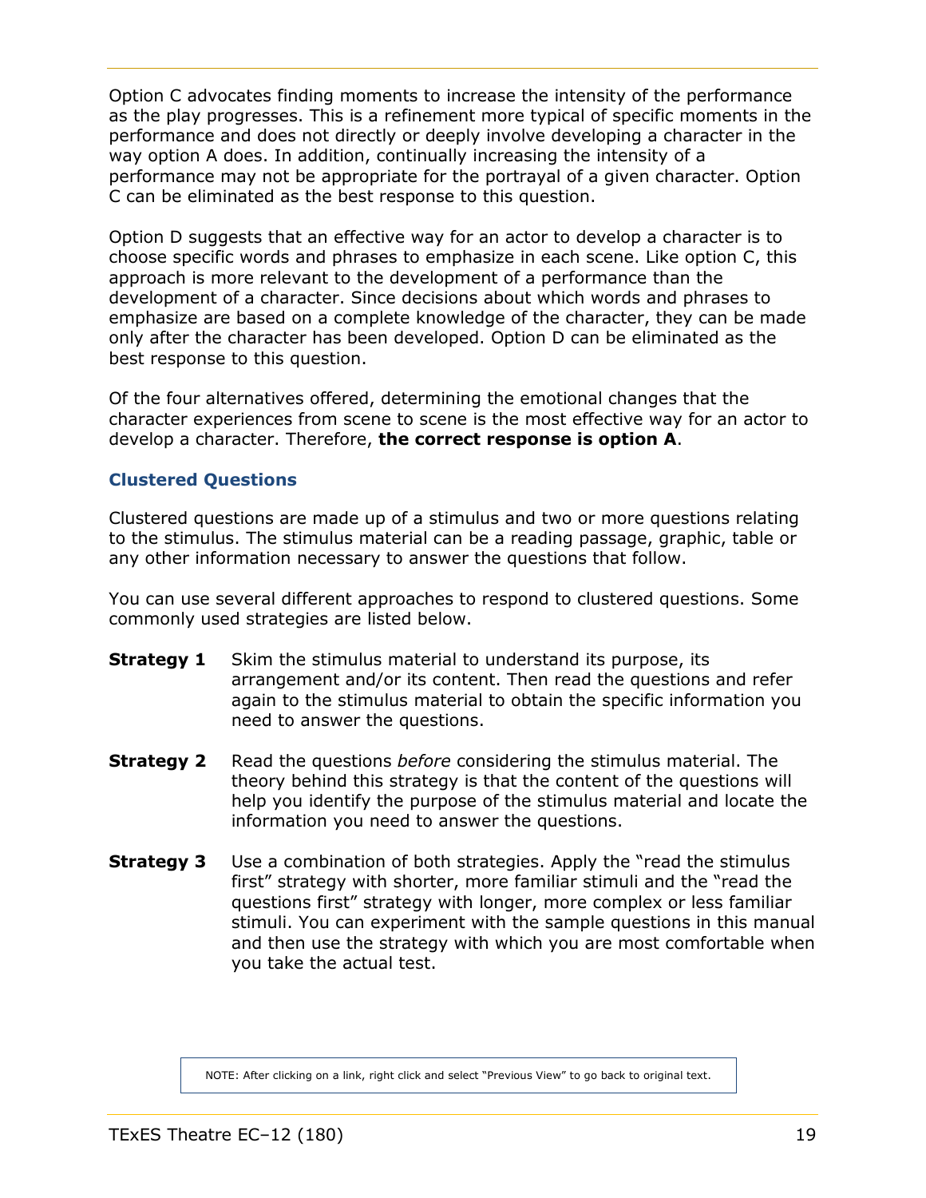Option C advocates finding moments to increase the intensity of the performance as the play progresses. This is a refinement more typical of specific moments in the performance and does not directly or deeply involve developing a character in the way option A does. In addition, continually increasing the intensity of a performance may not be appropriate for the portrayal of a given character. Option C can be eliminated as the best response to this question.

Option D suggests that an effective way for an actor to develop a character is to choose specific words and phrases to emphasize in each scene. Like option C, this approach is more relevant to the development of a performance than the development of a character. Since decisions about which words and phrases to emphasize are based on a complete knowledge of the character, they can be made only after the character has been developed. Option D can be eliminated as the best response to this question.

Of the four alternatives offered, determining the emotional changes that the character experiences from scene to scene is the most effective way for an actor to develop a character. Therefore, **the correct response is option A**.

### Clustered Questions

Clustered questions are made up of a stimulus and two or more questions relating to the stimulus. The stimulus material can be a reading passage, graphic, table or any other information necessary to answer the questions that follow.

You can use several different approaches to respond to clustered questions. Some commonly used strategies are listed below.

**Strategy 1** Skim the stimulus material to understand its purpose, its arrangement and/or its content. Then read the questions and refer again to the stimulus material to obtain the specific information you need to answer the questions.

**Strategy 2** Read the questions *before* considering the stimulus material. The theory behind this strategy is that the content of the questions will help you identify the purpose of the stimulus material and locate the information you need to answer the questions.

**Strategy 3** Use a combination of both strategies. Apply the "read the stimulus first" strategy with shorter, more familiar stimuli and the "read the questions first" strategy with longer, more complex or less familiar stimuli. You can experiment with the sample questions in this manual and then use the strategy with which you are most comfortable when you take the actual test.

NOTE: After clicking on a link, right click and select "Previous View" to go back to original text.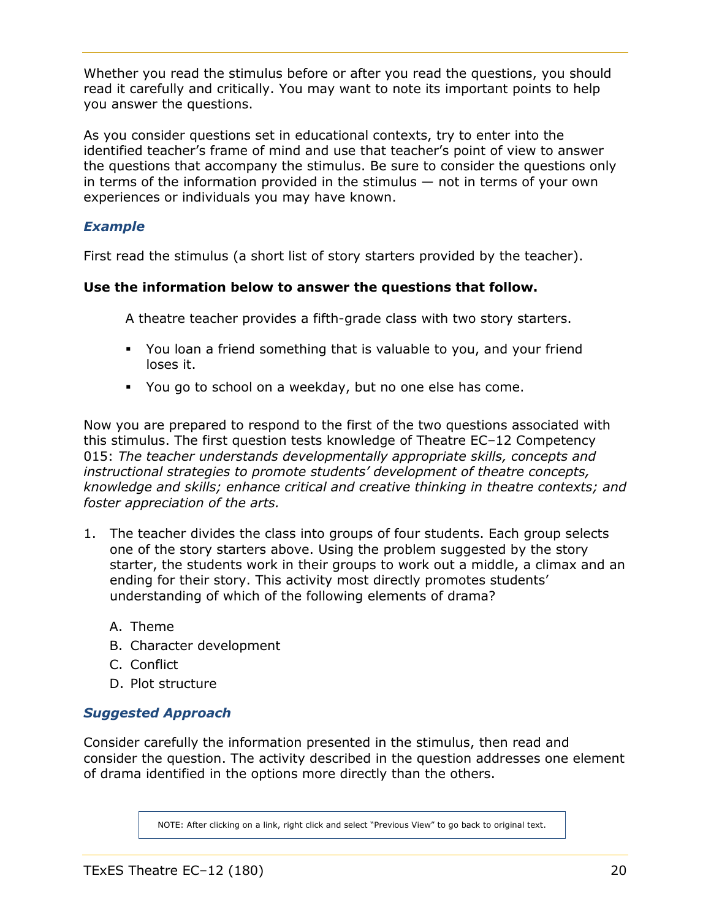Whether you read the stimulus before or after you read the questions, you should read it carefully and critically. You may want to note its important points to help you answer the questions.

As you consider questions set in educational contexts, try to enter into the identified teacher's frame of mind and use that teacher's point of view to answer the questions that accompany the stimulus. Be sure to consider the questions only in terms of the information provided in the stimulus — not in terms of your own experiences or individuals you may have known.

### *Example*

First read the stimulus (a short list of story starters provided by the teacher).

**Use the information below to answer the questions that follow.**

> A theatre teacher provides a fifth-grade class with two story starters.
>
> - You loan a friend something that is valuable to you, and your friend loses it.
> - You go to school on a weekday, but no one else has come.

Now you are prepared to respond to the first of the two questions associated with this stimulus. The first question tests knowledge of Theatre EC–12 Competency 015: *The teacher understands developmentally appropriate skills, concepts and instructional strategies to promote students' development of theatre concepts, knowledge and skills; enhance critical and creative thinking in theatre contexts; and foster appreciation of the arts.*

1. The teacher divides the class into groups of four students. Each group selects one of the story starters above. Using the problem suggested by the story starter, the students work in their groups to work out a middle, a climax and an ending for their story. This activity most directly promotes students' understanding of which of the following elements of drama?

   A. Theme
   B. Character development
   C. Conflict
   D. Plot structure

### *Suggested Approach*

Consider carefully the information presented in the stimulus, then read and consider the question. The activity described in the question addresses one element of drama identified in the options more directly than the others.

NOTE: After clicking on a link, right click and select "Previous View" to go back to original text.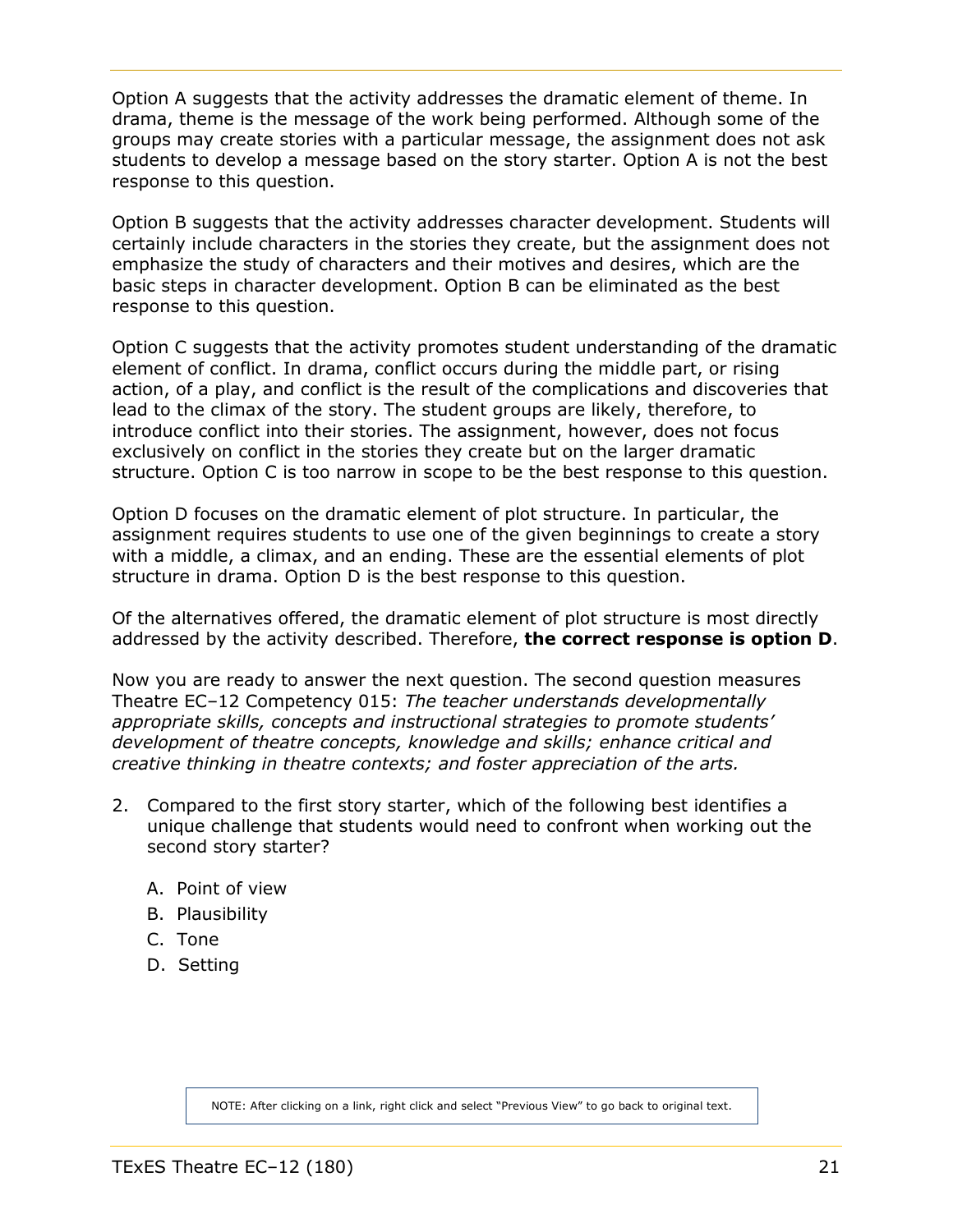Option A suggests that the activity addresses the dramatic element of theme. In drama, theme is the message of the work being performed. Although some of the groups may create stories with a particular message, the assignment does not ask students to develop a message based on the story starter. Option A is not the best response to this question.

Option B suggests that the activity addresses character development. Students will certainly include characters in the stories they create, but the assignment does not emphasize the study of characters and their motives and desires, which are the basic steps in character development. Option B can be eliminated as the best response to this question.

Option C suggests that the activity promotes student understanding of the dramatic element of conflict. In drama, conflict occurs during the middle part, or rising action, of a play, and conflict is the result of the complications and discoveries that lead to the climax of the story. The student groups are likely, therefore, to introduce conflict into their stories. The assignment, however, does not focus exclusively on conflict in the stories they create but on the larger dramatic structure. Option C is too narrow in scope to be the best response to this question.

Option D focuses on the dramatic element of plot structure. In particular, the assignment requires students to use one of the given beginnings to create a story with a middle, a climax, and an ending. These are the essential elements of plot structure in drama. Option D is the best response to this question.

Of the alternatives offered, the dramatic element of plot structure is most directly addressed by the activity described. Therefore, **the correct response is option D**.

Now you are ready to answer the next question. The second question measures Theatre EC–12 Competency 015: *The teacher understands developmentally appropriate skills, concepts and instructional strategies to promote students' development of theatre concepts, knowledge and skills; enhance critical and creative thinking in theatre contexts; and foster appreciation of the arts.*

2. Compared to the first story starter, which of the following best identifies a unique challenge that students would need to confront when working out the second story starter?

   A. Point of view
   B. Plausibility
   C. Tone
   D. Setting

NOTE: After clicking on a link, right click and select "Previous View" to go back to original text.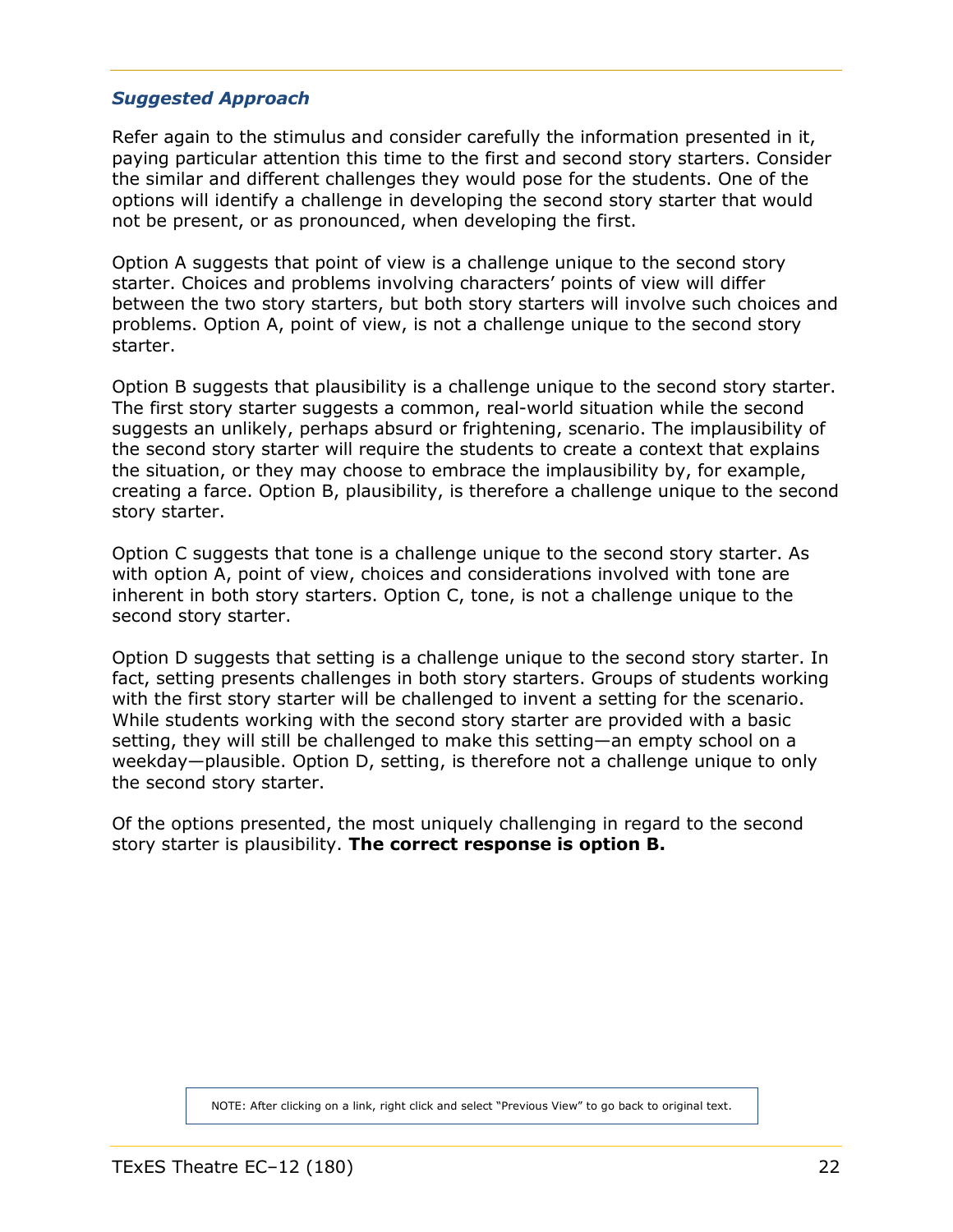### *Suggested Approach*

Refer again to the stimulus and consider carefully the information presented in it, paying particular attention this time to the first and second story starters. Consider the similar and different challenges they would pose for the students. One of the options will identify a challenge in developing the second story starter that would not be present, or as pronounced, when developing the first.

Option A suggests that point of view is a challenge unique to the second story starter. Choices and problems involving characters' points of view will differ between the two story starters, but both story starters will involve such choices and problems. Option A, point of view, is not a challenge unique to the second story starter.

Option B suggests that plausibility is a challenge unique to the second story starter. The first story starter suggests a common, real-world situation while the second suggests an unlikely, perhaps absurd or frightening, scenario. The implausibility of the second story starter will require the students to create a context that explains the situation, or they may choose to embrace the implausibility by, for example, creating a farce. Option B, plausibility, is therefore a challenge unique to the second story starter.

Option C suggests that tone is a challenge unique to the second story starter. As with option A, point of view, choices and considerations involved with tone are inherent in both story starters. Option C, tone, is not a challenge unique to the second story starter.

Option D suggests that setting is a challenge unique to the second story starter. In fact, setting presents challenges in both story starters. Groups of students working with the first story starter will be challenged to invent a setting for the scenario. While students working with the second story starter are provided with a basic setting, they will still be challenged to make this setting—an empty school on a weekday—plausible. Option D, setting, is therefore not a challenge unique to only the second story starter.

Of the options presented, the most uniquely challenging in regard to the second story starter is plausibility. **The correct response is option B.**

NOTE: After clicking on a link, right click and select "Previous View" to go back to original text.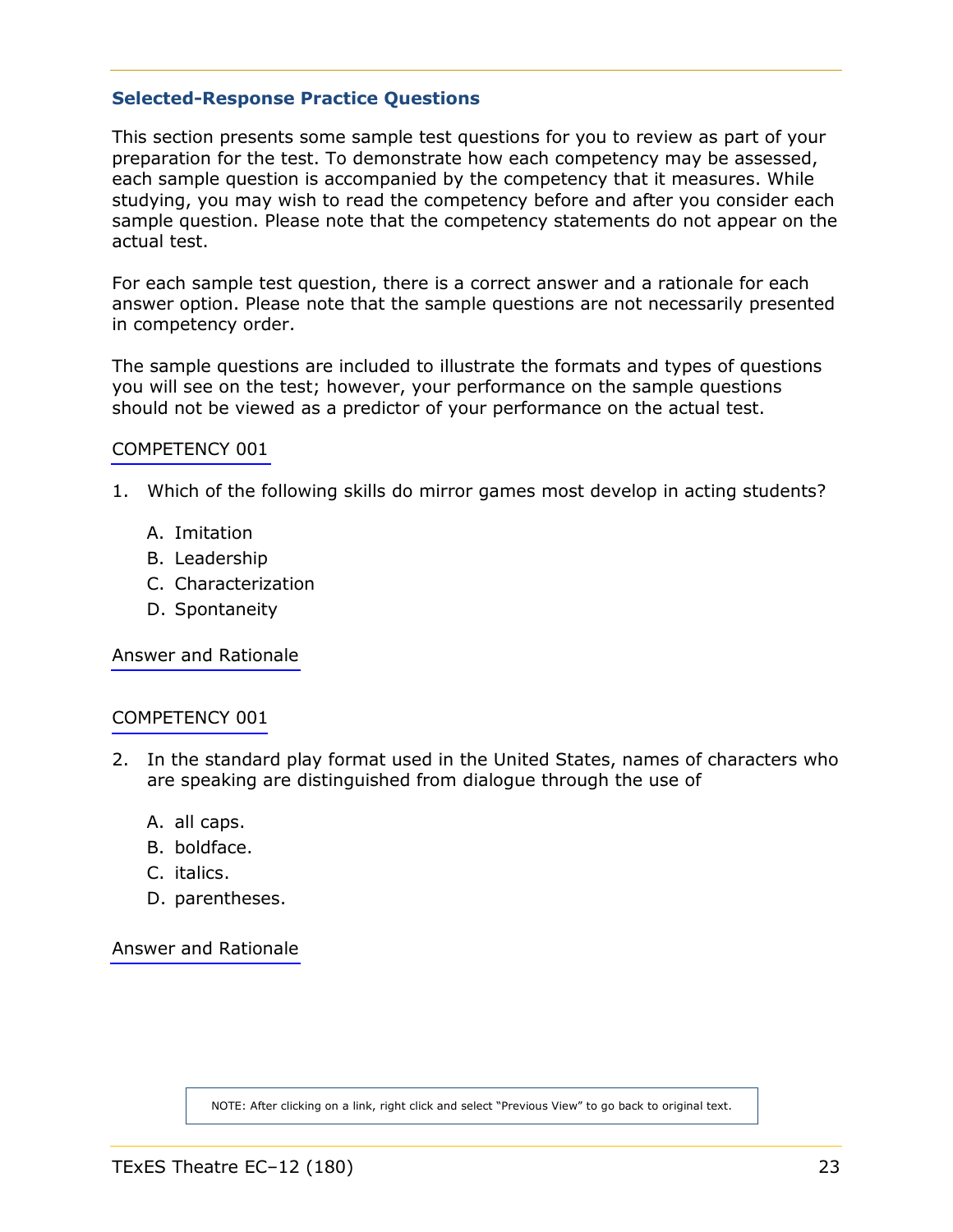## Selected-Response Practice Questions

This section presents some sample test questions for you to review as part of your preparation for the test. To demonstrate how each competency may be assessed, each sample question is accompanied by the competency that it measures. While studying, you may wish to read the competency before and after you consider each sample question. Please note that the competency statements do not appear on the actual test.

For each sample test question, there is a correct answer and a rationale for each answer option. Please note that the sample questions are not necessarily presented in competency order.

The sample questions are included to illustrate the formats and types of questions you will see on the test; however, your performance on the sample questions should not be viewed as a predictor of your performance on the actual test.

COMPETENCY 001

1. Which of the following skills do mirror games most develop in acting students?

   A. Imitation
   B. Leadership
   C. Characterization
   D. Spontaneity

Answer and Rationale

COMPETENCY 001

2. In the standard play format used in the United States, names of characters who are speaking are distinguished from dialogue through the use of

   A. all caps.
   B. boldface.
   C. italics.
   D. parentheses.

Answer and Rationale

NOTE: After clicking on a link, right click and select "Previous View" to go back to original text.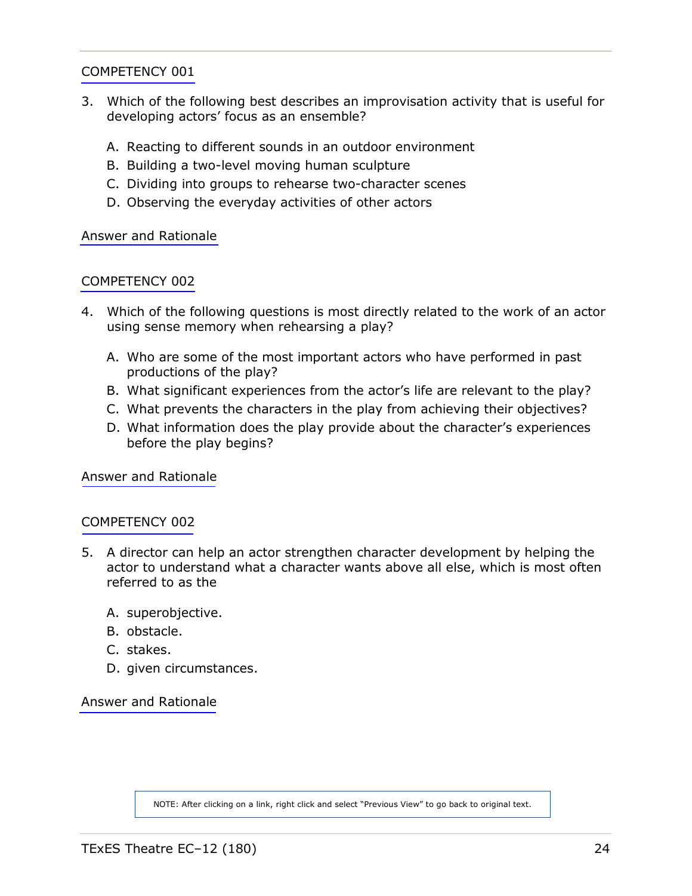COMPETENCY 001

3. Which of the following best describes an improvisation activity that is useful for developing actors' focus as an ensemble?

   A. Reacting to different sounds in an outdoor environment
   B. Building a two-level moving human sculpture
   C. Dividing into groups to rehearse two-character scenes
   D. Observing the everyday activities of other actors

Answer and Rationale

COMPETENCY 002

4. Which of the following questions is most directly related to the work of an actor using sense memory when rehearsing a play?

   A. Who are some of the most important actors who have performed in past productions of the play?
   B. What significant experiences from the actor's life are relevant to the play?
   C. What prevents the characters in the play from achieving their objectives?
   D. What information does the play provide about the character's experiences before the play begins?

Answer and Rationale

COMPETENCY 002

5. A director can help an actor strengthen character development by helping the actor to understand what a character wants above all else, which is most often referred to as the

   A. superobjective.
   B. obstacle.
   C. stakes.
   D. given circumstances.

Answer and Rationale

NOTE: After clicking on a link, right click and select "Previous View" to go back to original text.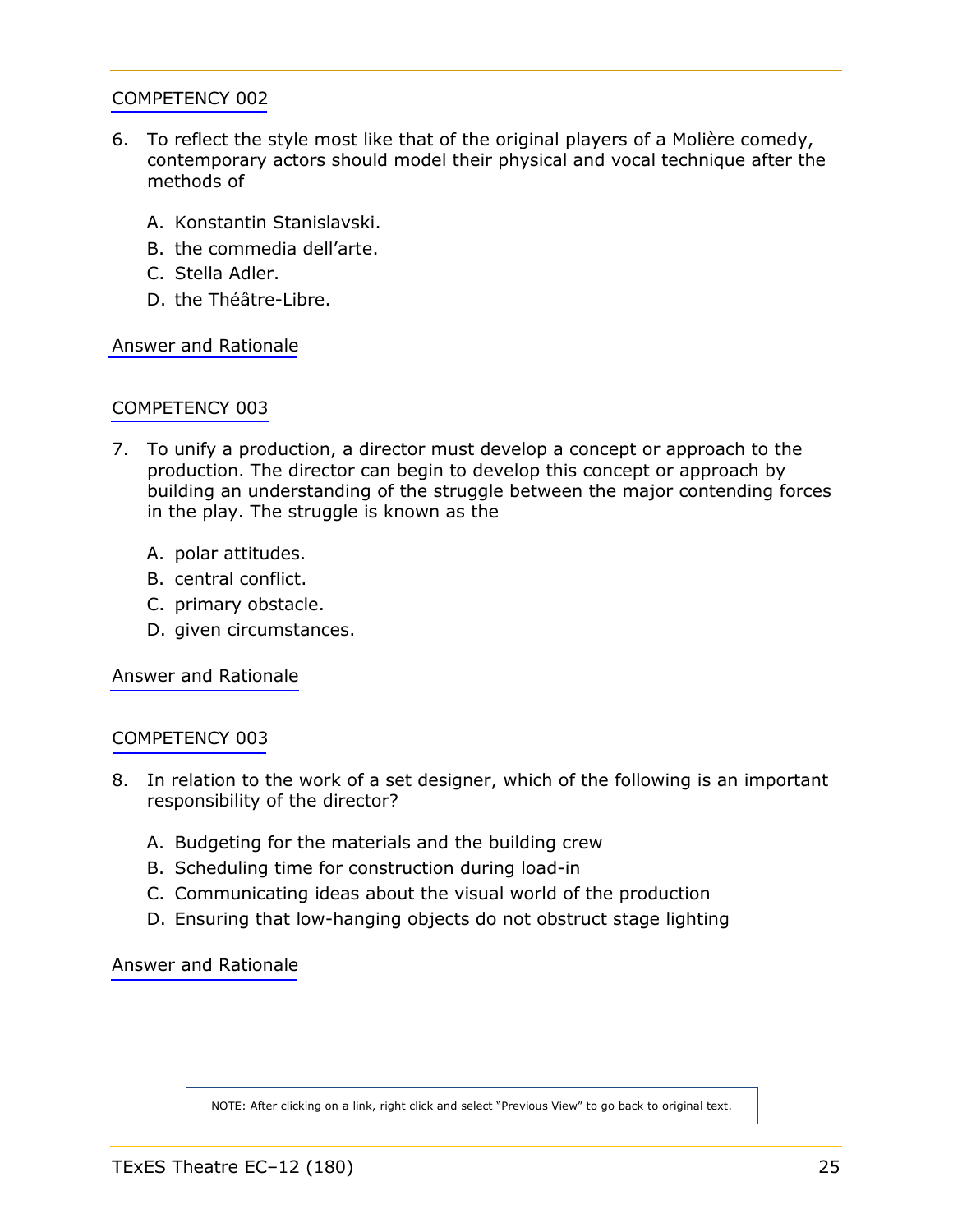COMPETENCY 002

6. To reflect the style most like that of the original players of a Molière comedy, contemporary actors should model their physical and vocal technique after the methods of

   A. Konstantin Stanislavski.
   B. the commedia dell'arte.
   C. Stella Adler.
   D. the Théâtre-Libre.

Answer and Rationale

COMPETENCY 003

7. To unify a production, a director must develop a concept or approach to the production. The director can begin to develop this concept or approach by building an understanding of the struggle between the major contending forces in the play. The struggle is known as the

   A. polar attitudes.
   B. central conflict.
   C. primary obstacle.
   D. given circumstances.

Answer and Rationale

COMPETENCY 003

8. In relation to the work of a set designer, which of the following is an important responsibility of the director?

   A. Budgeting for the materials and the building crew
   B. Scheduling time for construction during load-in
   C. Communicating ideas about the visual world of the production
   D. Ensuring that low-hanging objects do not obstruct stage lighting

Answer and Rationale

NOTE: After clicking on a link, right click and select "Previous View" to go back to original text.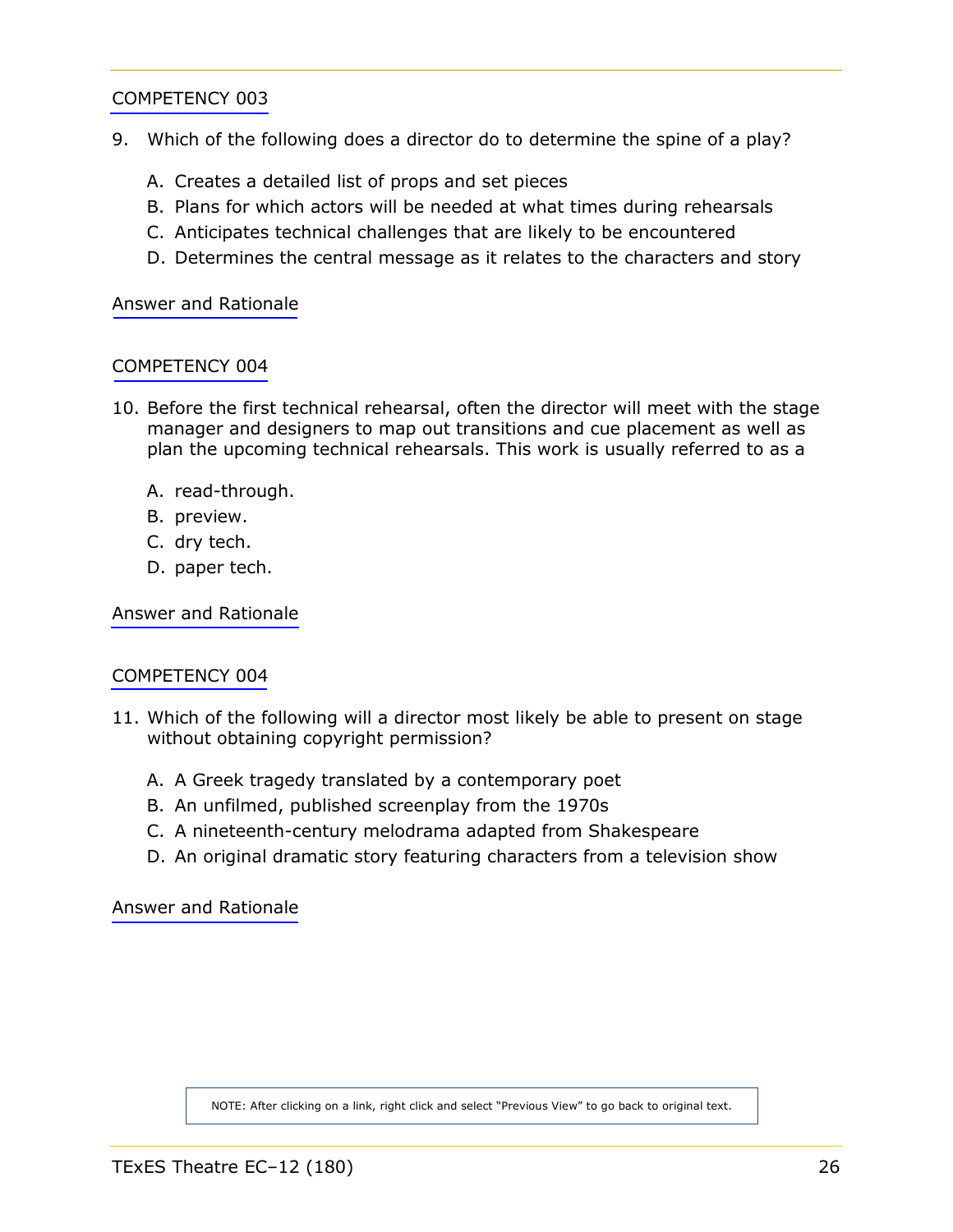COMPETENCY 003

9. Which of the following does a director do to determine the spine of a play?

   A. Creates a detailed list of props and set pieces
   B. Plans for which actors will be needed at what times during rehearsals
   C. Anticipates technical challenges that are likely to be encountered
   D. Determines the central message as it relates to the characters and story

Answer and Rationale

COMPETENCY 004

10. Before the first technical rehearsal, often the director will meet with the stage manager and designers to map out transitions and cue placement as well as plan the upcoming technical rehearsals. This work is usually referred to as a

    A. read-through.
    B. preview.
    C. dry tech.
    D. paper tech.

Answer and Rationale

COMPETENCY 004

11. Which of the following will a director most likely be able to present on stage without obtaining copyright permission?

    A. A Greek tragedy translated by a contemporary poet
    B. An unfilmed, published screenplay from the 1970s
    C. A nineteenth-century melodrama adapted from Shakespeare
    D. An original dramatic story featuring characters from a television show

Answer and Rationale

NOTE: After clicking on a link, right click and select "Previous View" to go back to original text.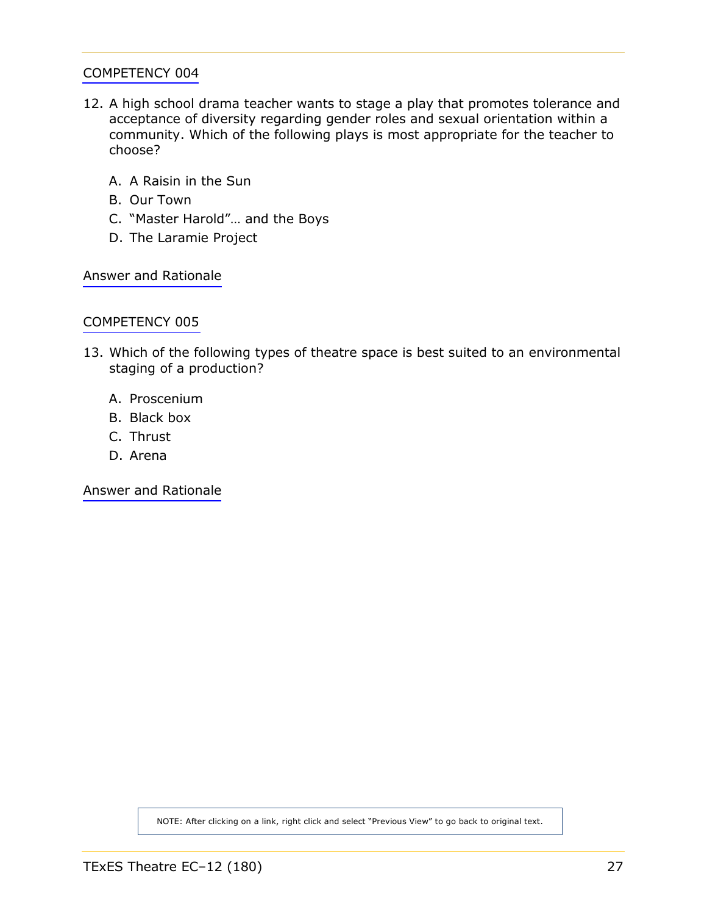COMPETENCY 004

12. A high school drama teacher wants to stage a play that promotes tolerance and acceptance of diversity regarding gender roles and sexual orientation within a community. Which of the following plays is most appropriate for the teacher to choose?

    A. A Raisin in the Sun
    B. Our Town
    C. "Master Harold"… and the Boys
    D. The Laramie Project

Answer and Rationale

COMPETENCY 005

13. Which of the following types of theatre space is best suited to an environmental staging of a production?

    A. Proscenium
    B. Black box
    C. Thrust
    D. Arena

Answer and Rationale

NOTE: After clicking on a link, right click and select "Previous View" to go back to original text.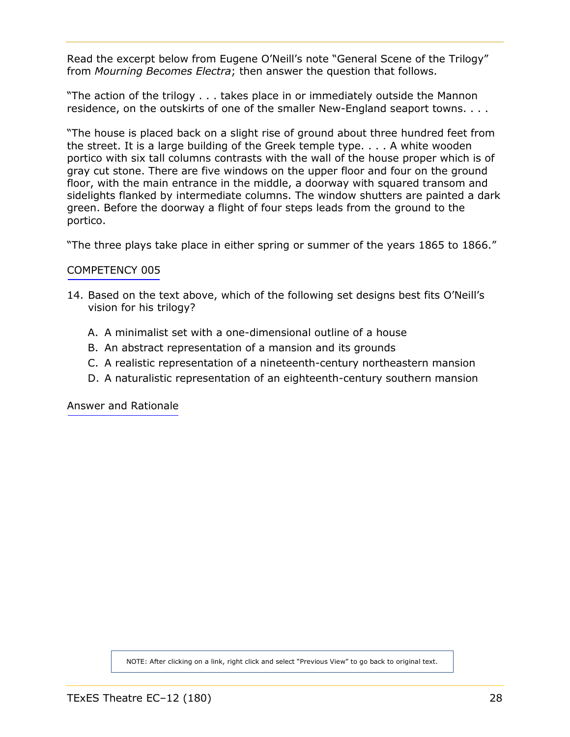Read the excerpt below from Eugene O'Neill's note "General Scene of the Trilogy" from *Mourning Becomes Electra*; then answer the question that follows.

"The action of the trilogy . . . takes place in or immediately outside the Mannon residence, on the outskirts of one of the smaller New-England seaport towns. . . .

"The house is placed back on a slight rise of ground about three hundred feet from the street. It is a large building of the Greek temple type. . . . A white wooden portico with six tall columns contrasts with the wall of the house proper which is of gray cut stone. There are five windows on the upper floor and four on the ground floor, with the main entrance in the middle, a doorway with squared transom and sidelights flanked by intermediate columns. The window shutters are painted a dark green. Before the doorway a flight of four steps leads from the ground to the portico.

"The three plays take place in either spring or summer of the years 1865 to 1866."

COMPETENCY 005

14. Based on the text above, which of the following set designs best fits O'Neill's vision for his trilogy?

    A. A minimalist set with a one-dimensional outline of a house
    B. An abstract representation of a mansion and its grounds
    C. A realistic representation of a nineteenth-century northeastern mansion
    D. A naturalistic representation of an eighteenth-century southern mansion

Answer and Rationale

NOTE: After clicking on a link, right click and select "Previous View" to go back to original text.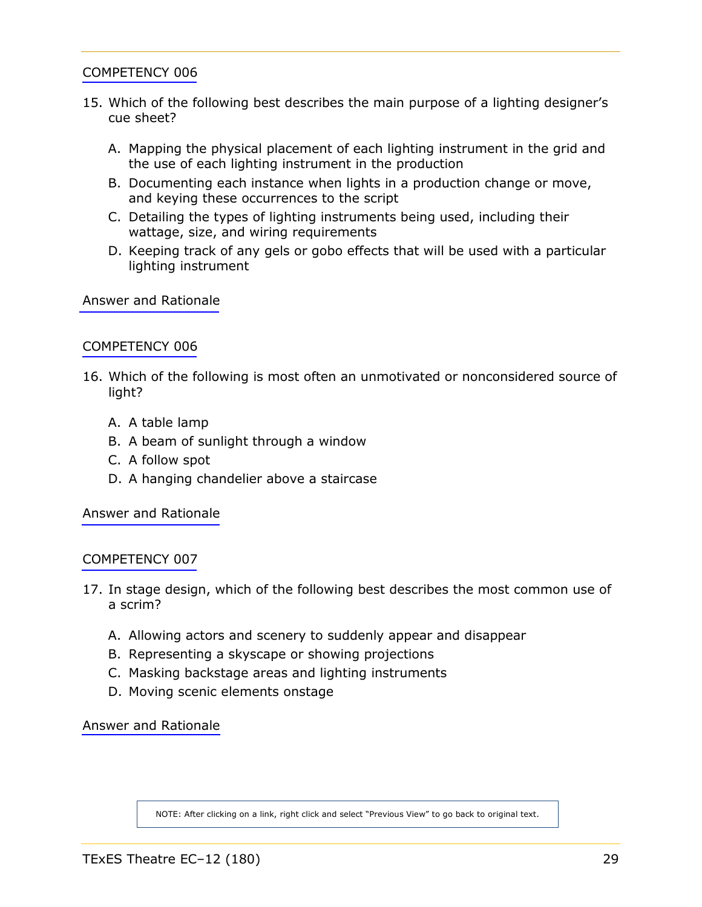COMPETENCY 006

15. Which of the following best describes the main purpose of a lighting designer's cue sheet?

    A. Mapping the physical placement of each lighting instrument in the grid and the use of each lighting instrument in the production
    B. Documenting each instance when lights in a production change or move, and keying these occurrences to the script
    C. Detailing the types of lighting instruments being used, including their wattage, size, and wiring requirements
    D. Keeping track of any gels or gobo effects that will be used with a particular lighting instrument

Answer and Rationale

COMPETENCY 006

16. Which of the following is most often an unmotivated or nonconsidered source of light?

    A. A table lamp
    B. A beam of sunlight through a window
    C. A follow spot
    D. A hanging chandelier above a staircase

Answer and Rationale

COMPETENCY 007

17. In stage design, which of the following best describes the most common use of a scrim?

    A. Allowing actors and scenery to suddenly appear and disappear
    B. Representing a skyscape or showing projections
    C. Masking backstage areas and lighting instruments
    D. Moving scenic elements onstage

Answer and Rationale

NOTE: After clicking on a link, right click and select "Previous View" to go back to original text.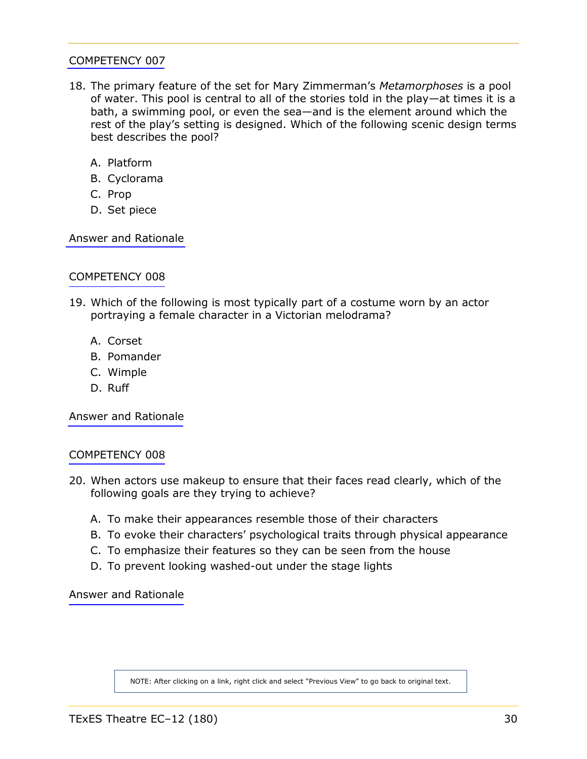COMPETENCY 007

18. The primary feature of the set for Mary Zimmerman's *Metamorphoses* is a pool of water. This pool is central to all of the stories told in the play—at times it is a bath, a swimming pool, or even the sea—and is the element around which the rest of the play's setting is designed. Which of the following scenic design terms best describes the pool?

    A. Platform
    B. Cyclorama
    C. Prop
    D. Set piece

Answer and Rationale

COMPETENCY 008

19. Which of the following is most typically part of a costume worn by an actor portraying a female character in a Victorian melodrama?

    A. Corset
    B. Pomander
    C. Wimple
    D. Ruff

Answer and Rationale

COMPETENCY 008

20. When actors use makeup to ensure that their faces read clearly, which of the following goals are they trying to achieve?

    A. To make their appearances resemble those of their characters
    B. To evoke their characters' psychological traits through physical appearance
    C. To emphasize their features so they can be seen from the house
    D. To prevent looking washed-out under the stage lights

Answer and Rationale

NOTE: After clicking on a link, right click and select "Previous View" to go back to original text.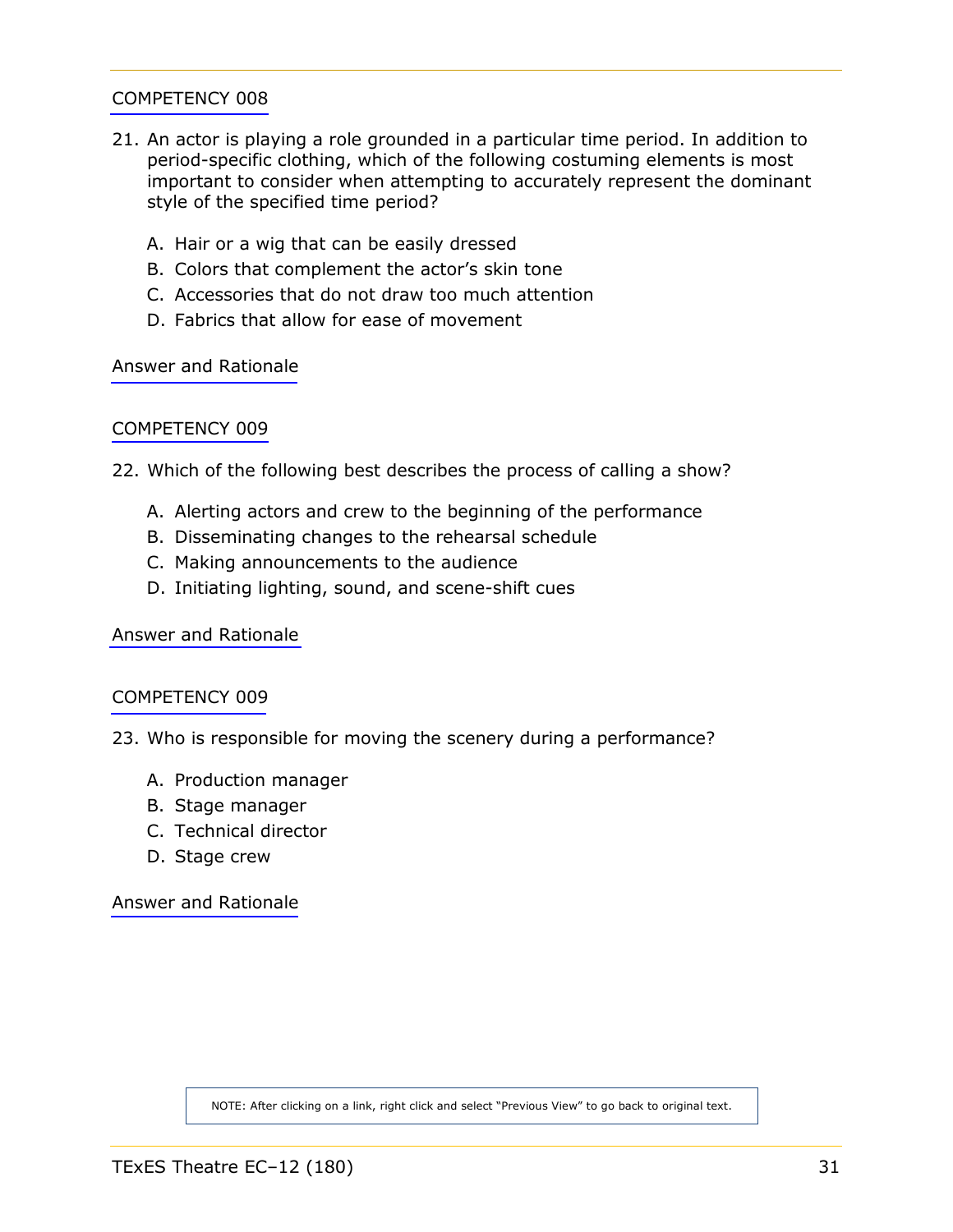COMPETENCY 008

21. An actor is playing a role grounded in a particular time period. In addition to period-specific clothing, which of the following costuming elements is most important to consider when attempting to accurately represent the dominant style of the specified time period?

    A. Hair or a wig that can be easily dressed
    B. Colors that complement the actor's skin tone
    C. Accessories that do not draw too much attention
    D. Fabrics that allow for ease of movement

Answer and Rationale

COMPETENCY 009

22. Which of the following best describes the process of calling a show?

    A. Alerting actors and crew to the beginning of the performance
    B. Disseminating changes to the rehearsal schedule
    C. Making announcements to the audience
    D. Initiating lighting, sound, and scene-shift cues

Answer and Rationale

COMPETENCY 009

23. Who is responsible for moving the scenery during a performance?

    A. Production manager
    B. Stage manager
    C. Technical director
    D. Stage crew

Answer and Rationale

NOTE: After clicking on a link, right click and select "Previous View" to go back to original text.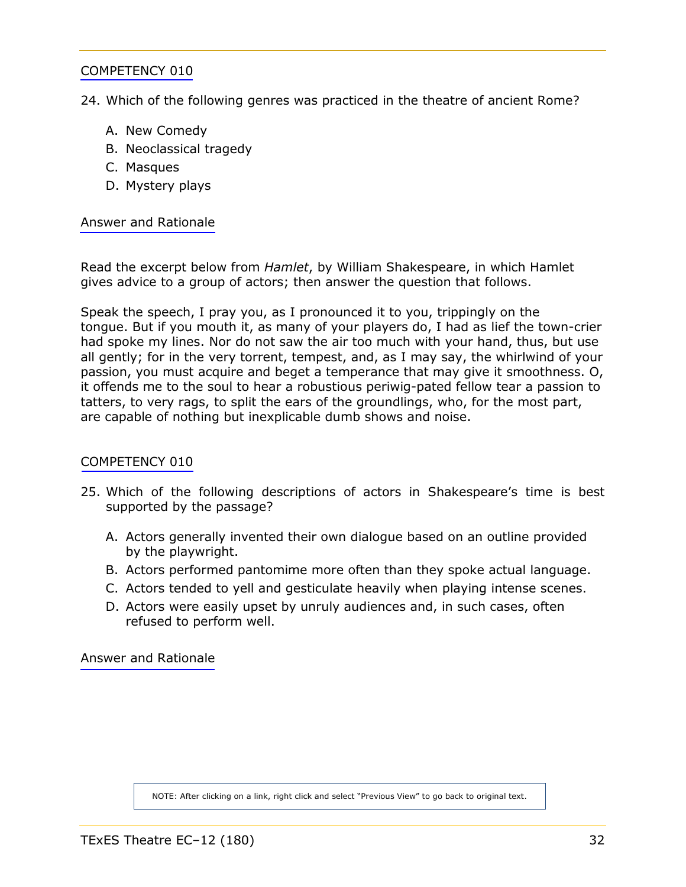COMPETENCY 010

24. Which of the following genres was practiced in the theatre of ancient Rome?

   A. New Comedy
   B. Neoclassical tragedy
   C. Masques
   D. Mystery plays

Answer and Rationale

Read the excerpt below from *Hamlet*, by William Shakespeare, in which Hamlet gives advice to a group of actors; then answer the question that follows.

Speak the speech, I pray you, as I pronounced it to you, trippingly on the tongue. But if you mouth it, as many of your players do, I had as lief the town-crier had spoke my lines. Nor do not saw the air too much with your hand, thus, but use all gently; for in the very torrent, tempest, and, as I may say, the whirlwind of your passion, you must acquire and beget a temperance that may give it smoothness. O, it offends me to the soul to hear a robustious periwig-pated fellow tear a passion to tatters, to very rags, to split the ears of the groundlings, who, for the most part, are capable of nothing but inexplicable dumb shows and noise.

COMPETENCY 010

25. Which of the following descriptions of actors in Shakespeare's time is best supported by the passage?

   A. Actors generally invented their own dialogue based on an outline provided by the playwright.
   B. Actors performed pantomime more often than they spoke actual language.
   C. Actors tended to yell and gesticulate heavily when playing intense scenes.
   D. Actors were easily upset by unruly audiences and, in such cases, often refused to perform well.

Answer and Rationale

NOTE: After clicking on a link, right click and select "Previous View" to go back to original text.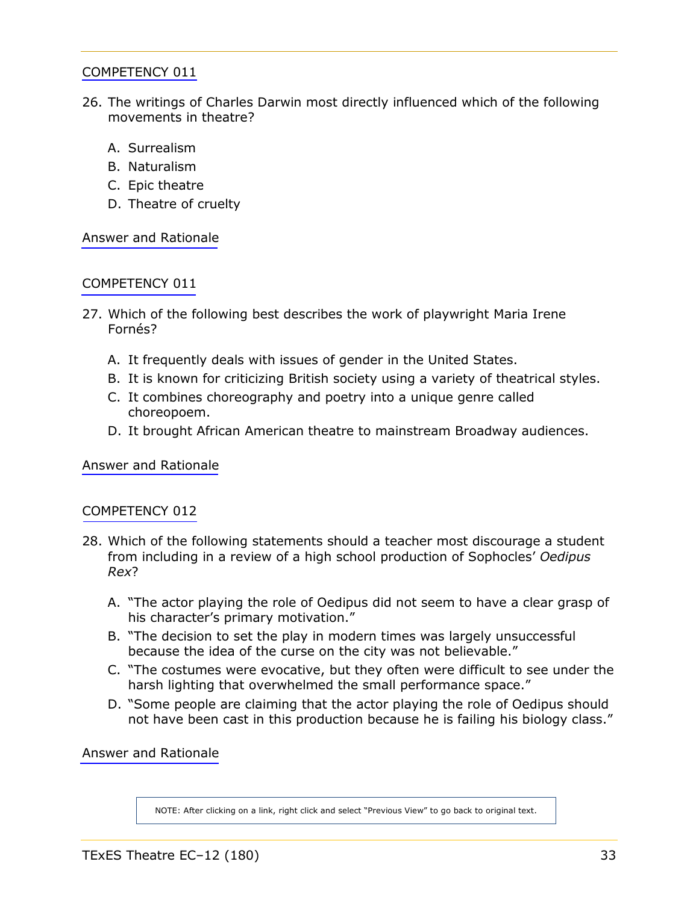COMPETENCY 011

26. The writings of Charles Darwin most directly influenced which of the following movements in theatre?

    A. Surrealism
    B. Naturalism
    C. Epic theatre
    D. Theatre of cruelty

Answer and Rationale

COMPETENCY 011

27. Which of the following best describes the work of playwright Maria Irene Fornés?

    A. It frequently deals with issues of gender in the United States.
    B. It is known for criticizing British society using a variety of theatrical styles.
    C. It combines choreography and poetry into a unique genre called choreopoem.
    D. It brought African American theatre to mainstream Broadway audiences.

Answer and Rationale

COMPETENCY 012

28. Which of the following statements should a teacher most discourage a student from including in a review of a high school production of Sophocles' *Oedipus Rex*?

    A. "The actor playing the role of Oedipus did not seem to have a clear grasp of his character's primary motivation."
    B. "The decision to set the play in modern times was largely unsuccessful because the idea of the curse on the city was not believable."
    C. "The costumes were evocative, but they often were difficult to see under the harsh lighting that overwhelmed the small performance space."
    D. "Some people are claiming that the actor playing the role of Oedipus should not have been cast in this production because he is failing his biology class."

Answer and Rationale

NOTE: After clicking on a link, right click and select "Previous View" to go back to original text.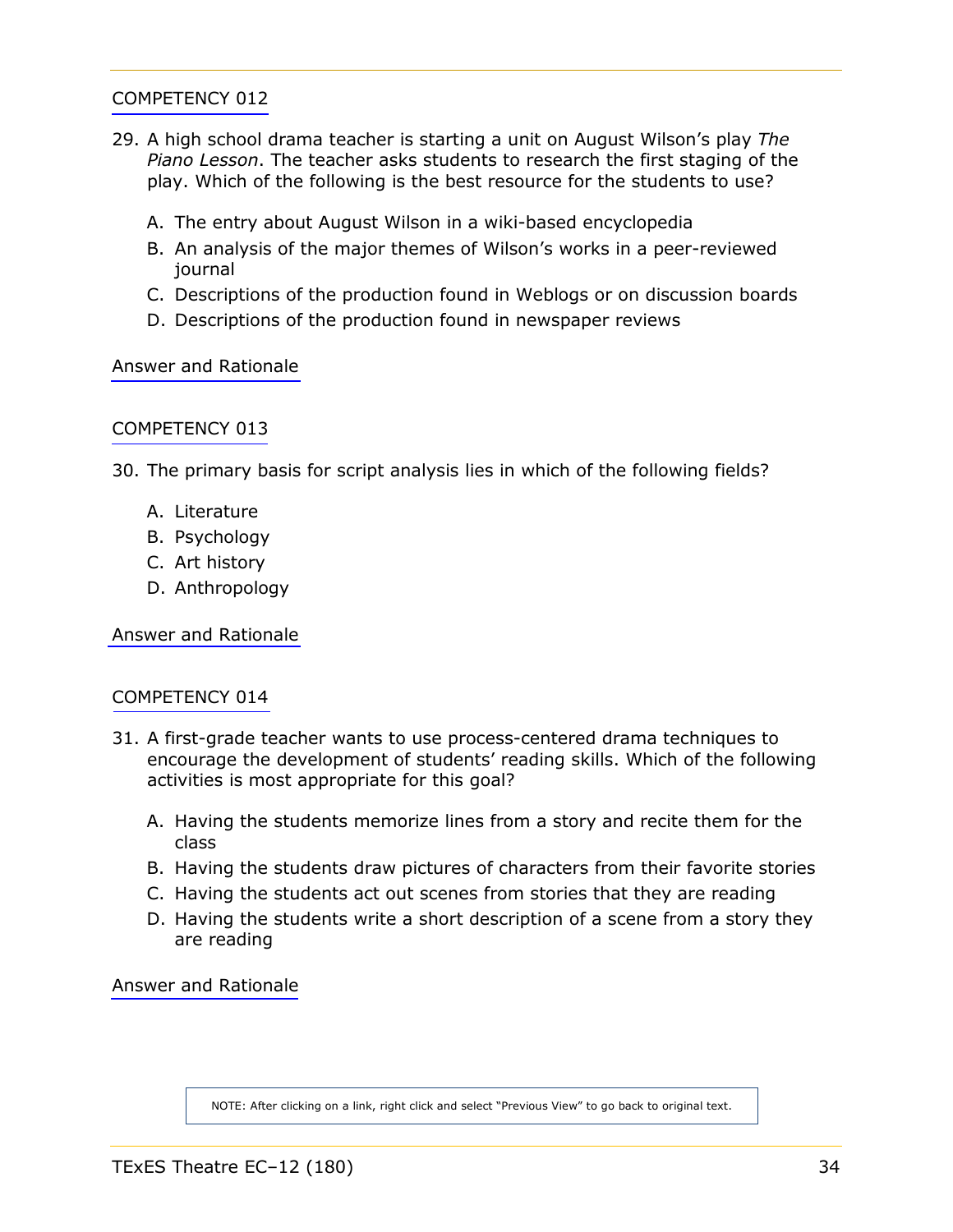COMPETENCY 012

29. A high school drama teacher is starting a unit on August Wilson's play *The Piano Lesson*. The teacher asks students to research the first staging of the play. Which of the following is the best resource for the students to use?

    A. The entry about August Wilson in a wiki-based encyclopedia
    B. An analysis of the major themes of Wilson's works in a peer-reviewed journal
    C. Descriptions of the production found in Weblogs or on discussion boards
    D. Descriptions of the production found in newspaper reviews

Answer and Rationale

COMPETENCY 013

30. The primary basis for script analysis lies in which of the following fields?

    A. Literature
    B. Psychology
    C. Art history
    D. Anthropology

Answer and Rationale

COMPETENCY 014

31. A first-grade teacher wants to use process-centered drama techniques to encourage the development of students' reading skills. Which of the following activities is most appropriate for this goal?

    A. Having the students memorize lines from a story and recite them for the class
    B. Having the students draw pictures of characters from their favorite stories
    C. Having the students act out scenes from stories that they are reading
    D. Having the students write a short description of a scene from a story they are reading

Answer and Rationale

NOTE: After clicking on a link, right click and select "Previous View" to go back to original text.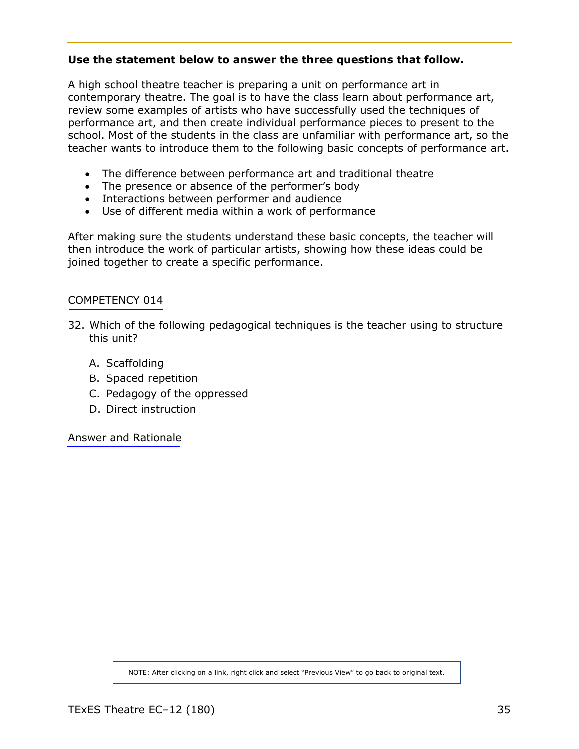**Use the statement below to answer the three questions that follow.**

A high school theatre teacher is preparing a unit on performance art in contemporary theatre. The goal is to have the class learn about performance art, review some examples of artists who have successfully used the techniques of performance art, and then create individual performance pieces to present to the school. Most of the students in the class are unfamiliar with performance art, so the teacher wants to introduce them to the following basic concepts of performance art.

- The difference between performance art and traditional theatre
- The presence or absence of the performer's body
- Interactions between performer and audience
- Use of different media within a work of performance

After making sure the students understand these basic concepts, the teacher will then introduce the work of particular artists, showing how these ideas could be joined together to create a specific performance.

COMPETENCY 014

32. Which of the following pedagogical techniques is the teacher using to structure this unit?

    A. Scaffolding
    B. Spaced repetition
    C. Pedagogy of the oppressed
    D. Direct instruction

Answer and Rationale

NOTE: After clicking on a link, right click and select "Previous View" to go back to original text.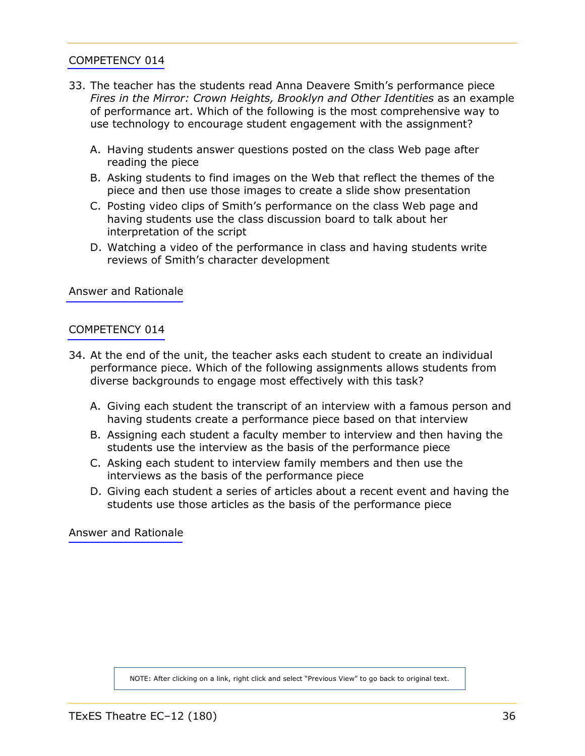COMPETENCY 014

33. The teacher has the students read Anna Deavere Smith's performance piece *Fires in the Mirror: Crown Heights, Brooklyn and Other Identities* as an example of performance art. Which of the following is the most comprehensive way to use technology to encourage student engagement with the assignment?

    A. Having students answer questions posted on the class Web page after reading the piece
    B. Asking students to find images on the Web that reflect the themes of the piece and then use those images to create a slide show presentation
    C. Posting video clips of Smith's performance on the class Web page and having students use the class discussion board to talk about her interpretation of the script
    D. Watching a video of the performance in class and having students write reviews of Smith's character development

Answer and Rationale

COMPETENCY 014

34. At the end of the unit, the teacher asks each student to create an individual performance piece. Which of the following assignments allows students from diverse backgrounds to engage most effectively with this task?

    A. Giving each student the transcript of an interview with a famous person and having students create a performance piece based on that interview
    B. Assigning each student a faculty member to interview and then having the students use the interview as the basis of the performance piece
    C. Asking each student to interview family members and then use the interviews as the basis of the performance piece
    D. Giving each student a series of articles about a recent event and having the students use those articles as the basis of the performance piece

Answer and Rationale

NOTE: After clicking on a link, right click and select "Previous View" to go back to original text.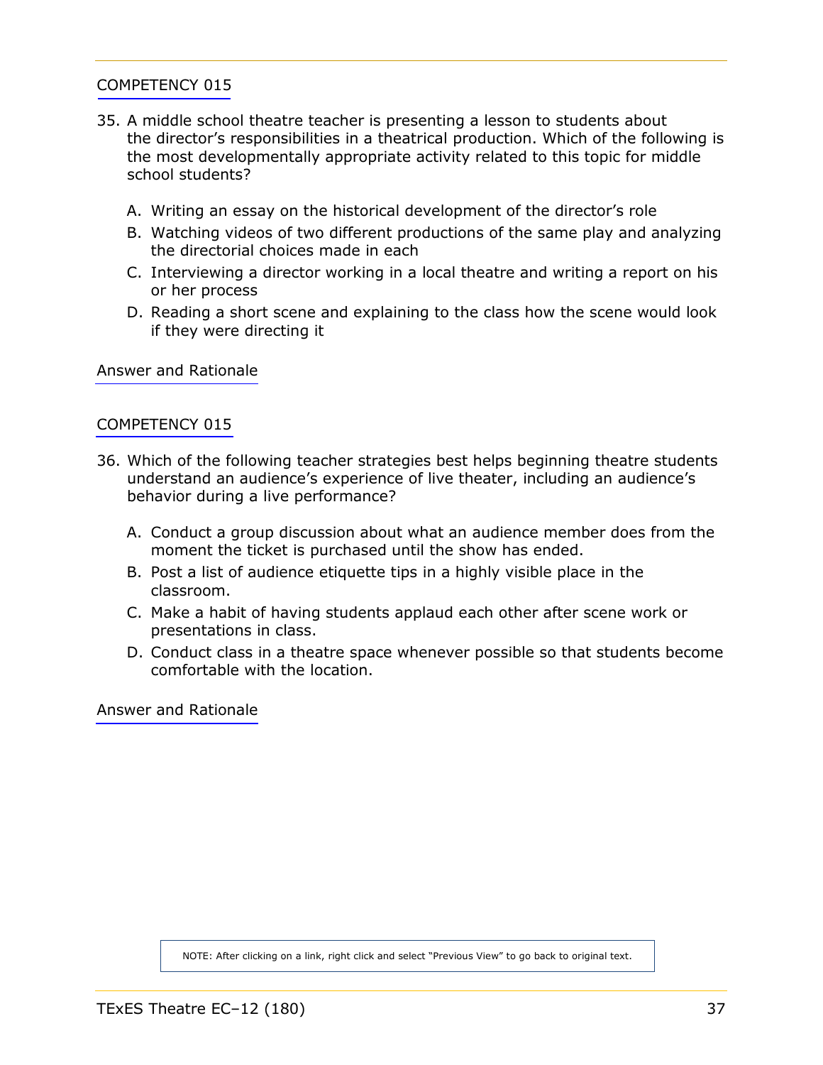COMPETENCY 015

35. A middle school theatre teacher is presenting a lesson to students about the director's responsibilities in a theatrical production. Which of the following is the most developmentally appropriate activity related to this topic for middle school students?

   A. Writing an essay on the historical development of the director's role
   B. Watching videos of two different productions of the same play and analyzing the directorial choices made in each
   C. Interviewing a director working in a local theatre and writing a report on his or her process
   D. Reading a short scene and explaining to the class how the scene would look if they were directing it

Answer and Rationale

COMPETENCY 015

36. Which of the following teacher strategies best helps beginning theatre students understand an audience's experience of live theater, including an audience's behavior during a live performance?

   A. Conduct a group discussion about what an audience member does from the moment the ticket is purchased until the show has ended.
   B. Post a list of audience etiquette tips in a highly visible place in the classroom.
   C. Make a habit of having students applaud each other after scene work or presentations in class.
   D. Conduct class in a theatre space whenever possible so that students become comfortable with the location.

Answer and Rationale

NOTE: After clicking on a link, right click and select "Previous View" to go back to original text.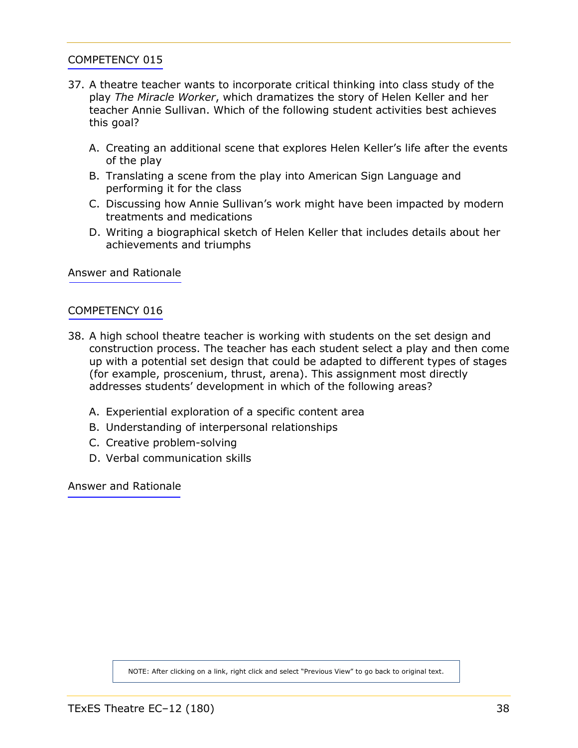COMPETENCY 015

37. A theatre teacher wants to incorporate critical thinking into class study of the play *The Miracle Worker*, which dramatizes the story of Helen Keller and her teacher Annie Sullivan. Which of the following student activities best achieves this goal?

    A. Creating an additional scene that explores Helen Keller's life after the events of the play
    B. Translating a scene from the play into American Sign Language and performing it for the class
    C. Discussing how Annie Sullivan's work might have been impacted by modern treatments and medications
    D. Writing a biographical sketch of Helen Keller that includes details about her achievements and triumphs

Answer and Rationale

COMPETENCY 016

38. A high school theatre teacher is working with students on the set design and construction process. The teacher has each student select a play and then come up with a potential set design that could be adapted to different types of stages (for example, proscenium, thrust, arena). This assignment most directly addresses students' development in which of the following areas?

    A. Experiential exploration of a specific content area
    B. Understanding of interpersonal relationships
    C. Creative problem-solving
    D. Verbal communication skills

Answer and Rationale

NOTE: After clicking on a link, right click and select "Previous View" to go back to original text.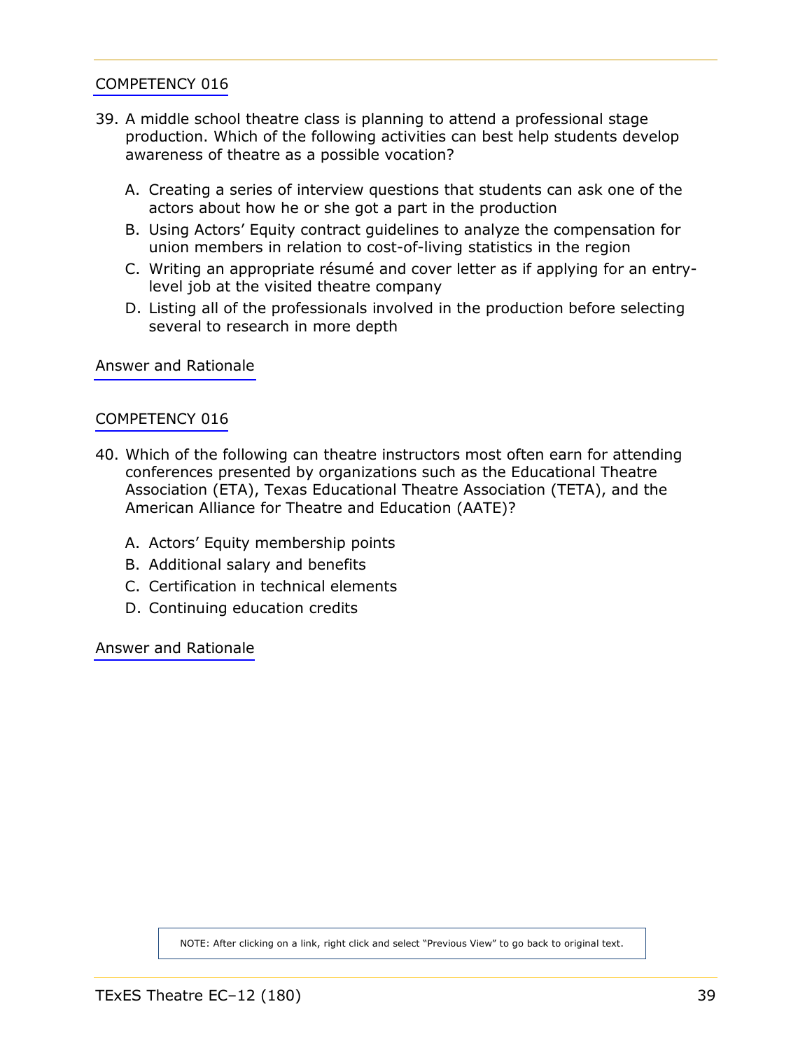COMPETENCY 016

39. A middle school theatre class is planning to attend a professional stage production. Which of the following activities can best help students develop awareness of theatre as a possible vocation?

    A. Creating a series of interview questions that students can ask one of the actors about how he or she got a part in the production
    B. Using Actors' Equity contract guidelines to analyze the compensation for union members in relation to cost-of-living statistics in the region
    C. Writing an appropriate résumé and cover letter as if applying for an entry-level job at the visited theatre company
    D. Listing all of the professionals involved in the production before selecting several to research in more depth

Answer and Rationale

COMPETENCY 016

40. Which of the following can theatre instructors most often earn for attending conferences presented by organizations such as the Educational Theatre Association (ETA), Texas Educational Theatre Association (TETA), and the American Alliance for Theatre and Education (AATE)?

    A. Actors' Equity membership points
    B. Additional salary and benefits
    C. Certification in technical elements
    D. Continuing education credits

Answer and Rationale

NOTE: After clicking on a link, right click and select "Previous View" to go back to original text.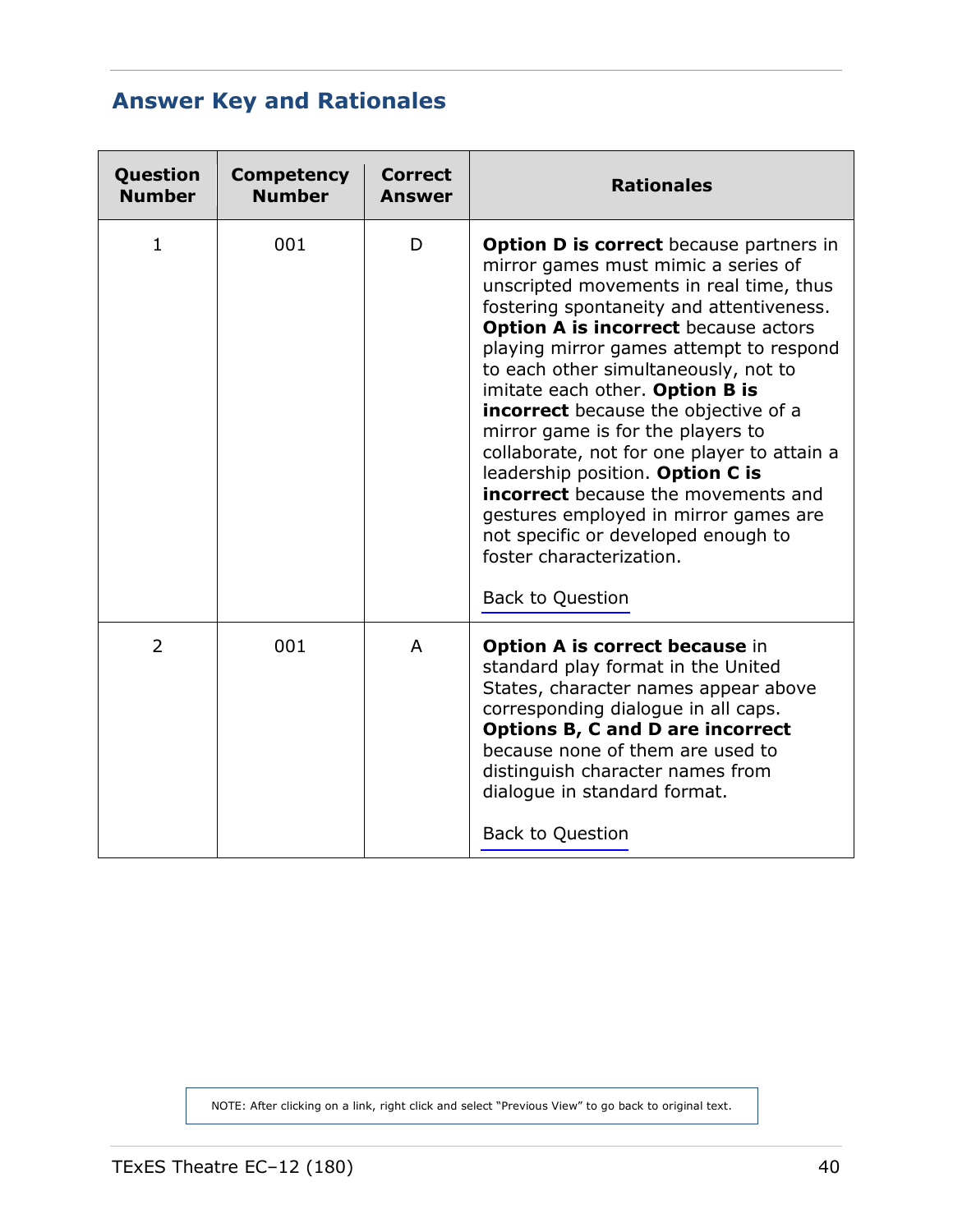## Answer Key and Rationales

| Question Number | Competency Number | Correct Answer | Rationales |
|---|---|---|---|
| 1 | 001 | D | **Option D is correct** because partners in mirror games must mimic a series of unscripted movements in real time, thus fostering spontaneity and attentiveness. **Option A is incorrect** because actors playing mirror games attempt to respond to each other simultaneously, not to imitate each other. **Option B is incorrect** because the objective of a mirror game is for the players to collaborate, not for one player to attain a leadership position. **Option C is incorrect** because the movements and gestures employed in mirror games are not specific or developed enough to foster characterization. <br><br> Back to Question |
| 2 | 001 | A | **Option A is correct because** in standard play format in the United States, character names appear above corresponding dialogue in all caps. **Options B, C and D are incorrect** because none of them are used to distinguish character names from dialogue in standard format. <br><br> Back to Question |

NOTE: After clicking on a link, right click and select "Previous View" to go back to original text.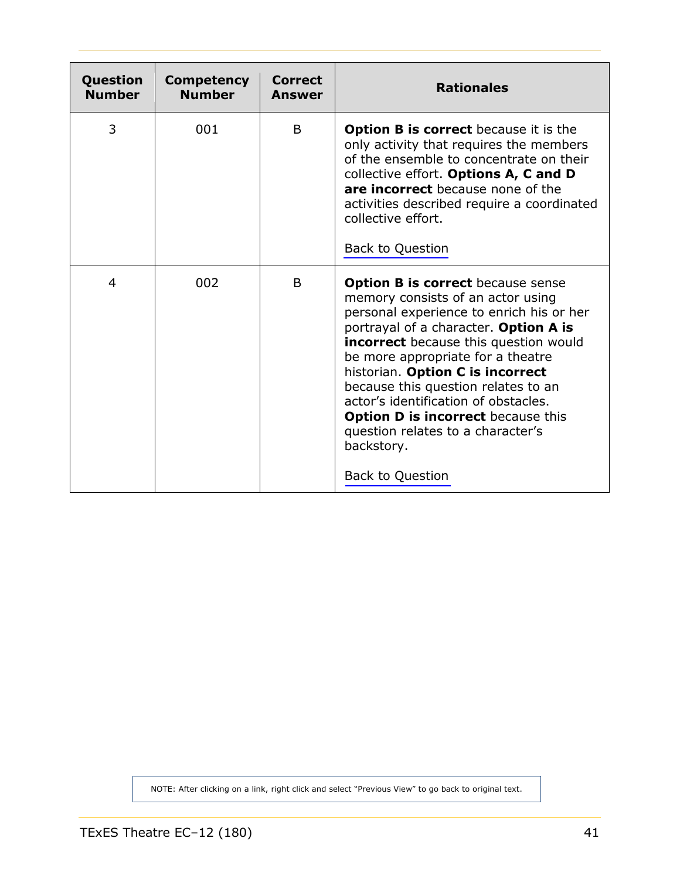| Question Number | Competency Number | Correct Answer | Rationales |
|---|---|---|---|
| 3 | 001 | B | **Option B is correct** because it is the only activity that requires the members of the ensemble to concentrate on their collective effort. **Options A, C and D are incorrect** because none of the activities described require a coordinated collective effort.<br><br>Back to Question |
| 4 | 002 | B | **Option B is correct** because sense memory consists of an actor using personal experience to enrich his or her portrayal of a character. **Option A is incorrect** because this question would be more appropriate for a theatre historian. **Option C is incorrect** because this question relates to an actor's identification of obstacles. **Option D is incorrect** because this question relates to a character's backstory.<br><br>Back to Question |

NOTE: After clicking on a link, right click and select "Previous View" to go back to original text.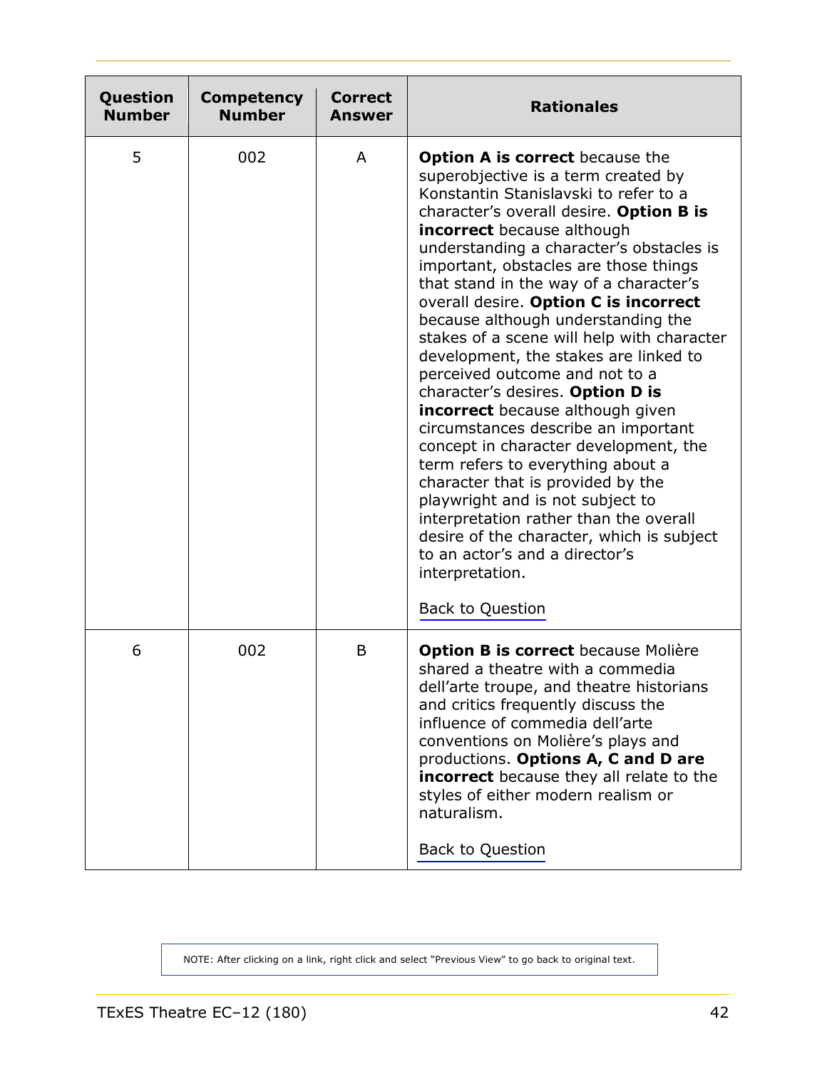| Question Number | Competency Number | Correct Answer | Rationales |
|---|---|---|---|
| 5 | 002 | A | **Option A is correct** because the superobjective is a term created by Konstantin Stanislavski to refer to a character's overall desire. **Option B is incorrect** because although understanding a character's obstacles is important, obstacles are those things that stand in the way of a character's overall desire. **Option C is incorrect** because although understanding the stakes of a scene will help with character development, the stakes are linked to perceived outcome and not to a character's desires. **Option D is incorrect** because although given circumstances describe an important concept in character development, the term refers to everything about a character that is provided by the playwright and is not subject to interpretation rather than the overall desire of the character, which is subject to an actor's and a director's interpretation. Back to Question |
| 6 | 002 | B | **Option B is correct** because Molière shared a theatre with a commedia dell'arte troupe, and theatre historians and critics frequently discuss the influence of commedia dell'arte conventions on Molière's plays and productions. **Options A, C and D are incorrect** because they all relate to the styles of either modern realism or naturalism. Back to Question |

NOTE: After clicking on a link, right click and select "Previous View" to go back to original text.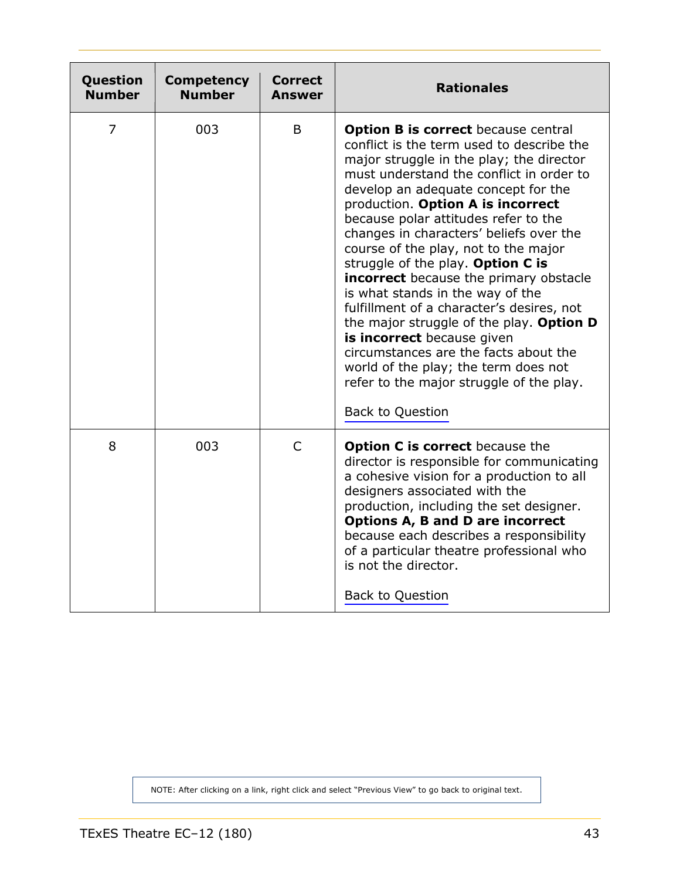| Question Number | Competency Number | Correct Answer | Rationales |
| --- | --- | --- | --- |
| 7 | 003 | B | **Option B is correct** because central conflict is the term used to describe the major struggle in the play; the director must understand the conflict in order to develop an adequate concept for the production. **Option A is incorrect** because polar attitudes refer to the changes in characters' beliefs over the course of the play, not to the major struggle of the play. **Option C is incorrect** because the primary obstacle is what stands in the way of the fulfillment of a character's desires, not the major struggle of the play. **Option D is incorrect** because given circumstances are the facts about the world of the play; the term does not refer to the major struggle of the play.<br><br>Back to Question |
| 8 | 003 | C | **Option C is correct** because the director is responsible for communicating a cohesive vision for a production to all designers associated with the production, including the set designer. **Options A, B and D are incorrect** because each describes a responsibility of a particular theatre professional who is not the director.<br><br>Back to Question |

NOTE: After clicking on a link, right click and select "Previous View" to go back to original text.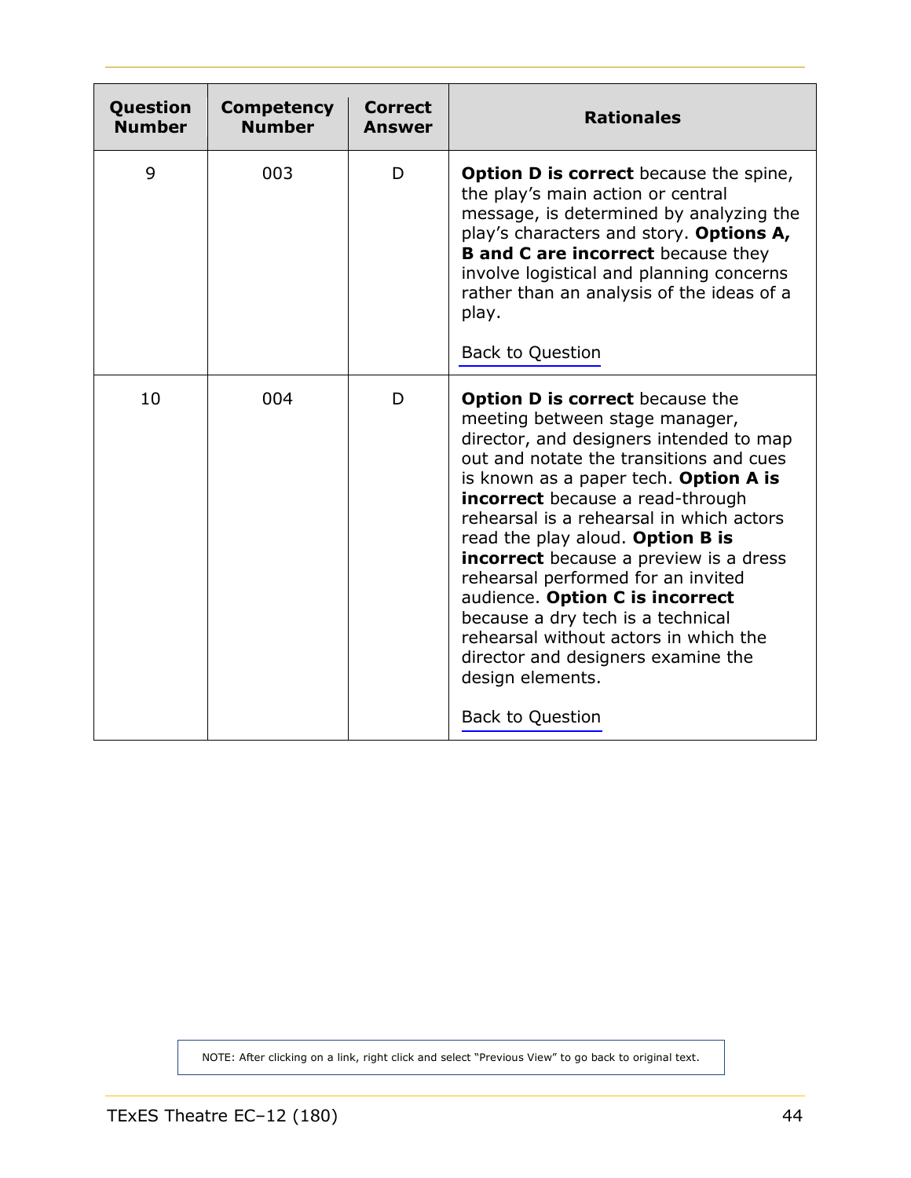| Question Number | Competency Number | Correct Answer | Rationales |
|---|---|---|---|
| 9 | 003 | D | **Option D is correct** because the spine, the play's main action or central message, is determined by analyzing the play's characters and story. **Options A, B and C are incorrect** because they involve logistical and planning concerns rather than an analysis of the ideas of a play. Back to Question |
| 10 | 004 | D | **Option D is correct** because the meeting between stage manager, director, and designers intended to map out and notate the transitions and cues is known as a paper tech. **Option A is incorrect** because a read-through rehearsal is a rehearsal in which actors read the play aloud. **Option B is incorrect** because a preview is a dress rehearsal performed for an invited audience. **Option C is incorrect** because a dry tech is a technical rehearsal without actors in which the director and designers examine the design elements. Back to Question |

NOTE: After clicking on a link, right click and select "Previous View" to go back to original text.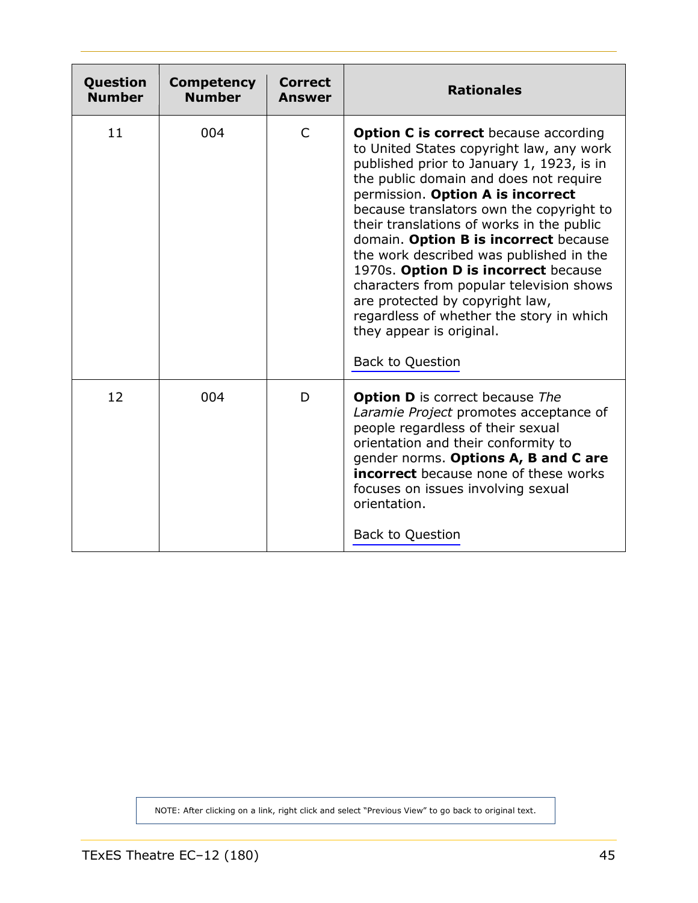| Question Number | Competency Number | Correct Answer | Rationales |
| --- | --- | --- | --- |
| 11 | 004 | C | **Option C is correct** because according to United States copyright law, any work published prior to January 1, 1923, is in the public domain and does not require permission. **Option A is incorrect** because translators own the copyright to their translations of works in the public domain. **Option B is incorrect** because the work described was published in the 1970s. **Option D is incorrect** because characters from popular television shows are protected by copyright law, regardless of whether the story in which they appear is original.<br><br>Back to Question |
| 12 | 004 | D | **Option D** is correct because *The Laramie Project* promotes acceptance of people regardless of their sexual orientation and their conformity to gender norms. **Options A, B and C are incorrect** because none of these works focuses on issues involving sexual orientation.<br><br>Back to Question |

NOTE: After clicking on a link, right click and select "Previous View" to go back to original text.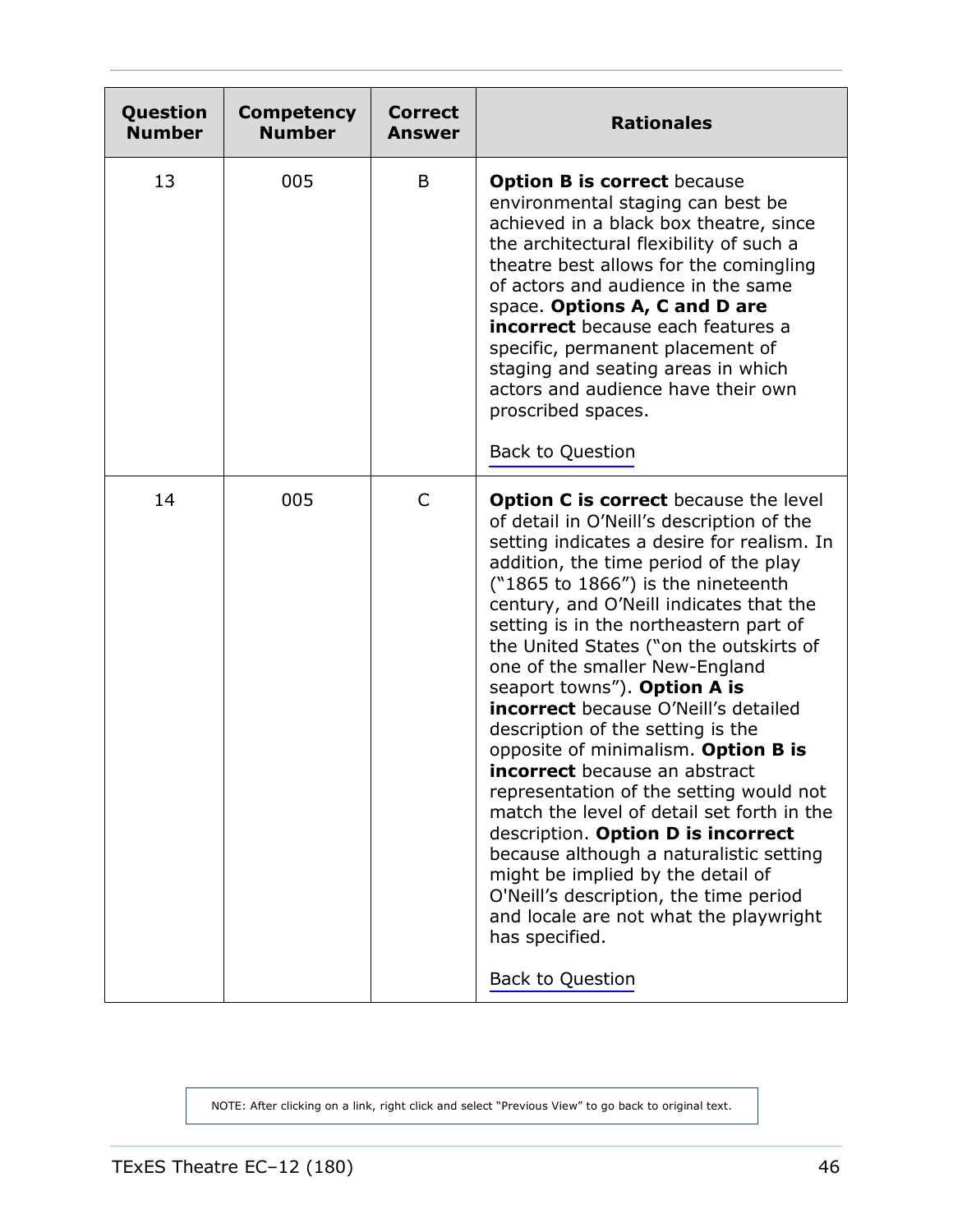| Question Number | Competency Number | Correct Answer | Rationales |
|---|---|---|---|
| 13 | 005 | B | **Option B is correct** because environmental staging can best be achieved in a black box theatre, since the architectural flexibility of such a theatre best allows for the comingling of actors and audience in the same space. **Options A, C and D are incorrect** because each features a specific, permanent placement of staging and seating areas in which actors and audience have their own proscribed spaces.<br><br>Back to Question |
| 14 | 005 | C | **Option C is correct** because the level of detail in O'Neill's description of the setting indicates a desire for realism. In addition, the time period of the play ("1865 to 1866") is the nineteenth century, and O'Neill indicates that the setting is in the northeastern part of the United States ("on the outskirts of one of the smaller New-England seaport towns"). **Option A is incorrect** because O'Neill's detailed description of the setting is the opposite of minimalism. **Option B is incorrect** because an abstract representation of the setting would not match the level of detail set forth in the description. **Option D is incorrect** because although a naturalistic setting might be implied by the detail of O'Neill's description, the time period and locale are not what the playwright has specified.<br><br>Back to Question |

NOTE: After clicking on a link, right click and select "Previous View" to go back to original text.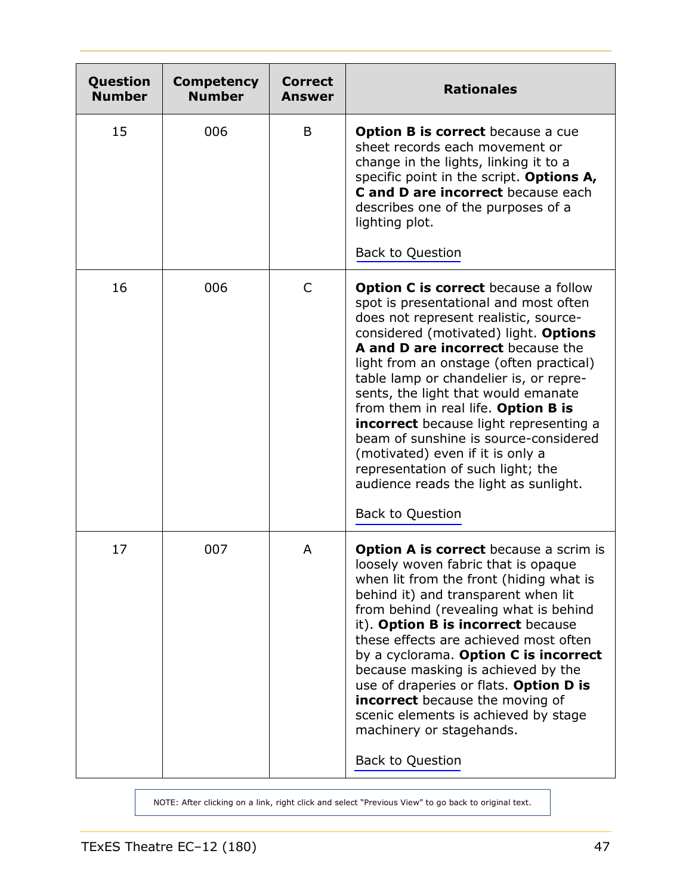| Question Number | Competency Number | Correct Answer | Rationales |
|---|---|---|---|
| 15 | 006 | B | **Option B is correct** because a cue sheet records each movement or change in the lights, linking it to a specific point in the script. **Options A, C and D are incorrect** because each describes one of the purposes of a lighting plot.<br><br>Back to Question |
| 16 | 006 | C | **Option C is correct** because a follow spot is presentational and most often does not represent realistic, source-considered (motivated) light. **Options A and D are incorrect** because the light from an onstage (often practical) table lamp or chandelier is, or represents, the light that would emanate from them in real life. **Option B is incorrect** because light representing a beam of sunshine is source-considered (motivated) even if it is only a representation of such light; the audience reads the light as sunlight.<br><br>Back to Question |
| 17 | 007 | A | **Option A is correct** because a scrim is loosely woven fabric that is opaque when lit from the front (hiding what is behind it) and transparent when lit from behind (revealing what is behind it). **Option B is incorrect** because these effects are achieved most often by a cyclorama. **Option C is incorrect** because masking is achieved by the use of draperies or flats. **Option D is incorrect** because the moving of scenic elements is achieved by stage machinery or stagehands.<br><br>Back to Question |

NOTE: After clicking on a link, right click and select "Previous View" to go back to original text.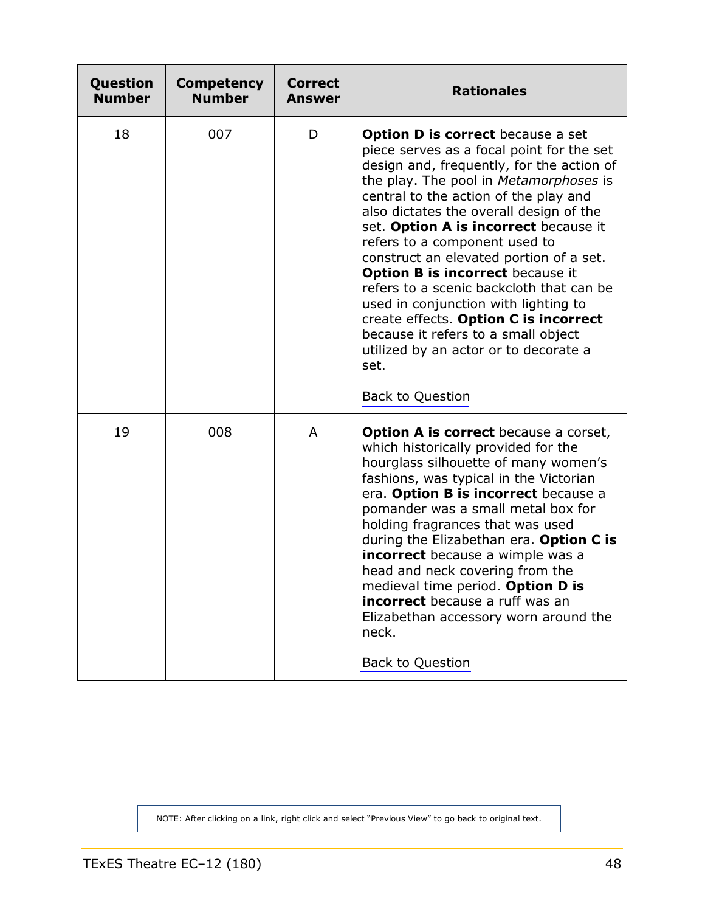| Question Number | Competency Number | Correct Answer | Rationales |
|---|---|---|---|
| 18 | 007 | D | **Option D is correct** because a set piece serves as a focal point for the set design and, frequently, for the action of the play. The pool in *Metamorphoses* is central to the action of the play and also dictates the overall design of the set. **Option A is incorrect** because it refers to a component used to construct an elevated portion of a set. **Option B is incorrect** because it refers to a scenic backcloth that can be used in conjunction with lighting to create effects. **Option C is incorrect** because it refers to a small object utilized by an actor or to decorate a set.<br><br>Back to Question |
| 19 | 008 | A | **Option A is correct** because a corset, which historically provided for the hourglass silhouette of many women's fashions, was typical in the Victorian era. **Option B is incorrect** because a pomander was a small metal box for holding fragrances that was used during the Elizabethan era. **Option C is incorrect** because a wimple was a head and neck covering from the medieval time period. **Option D is incorrect** because a ruff was an Elizabethan accessory worn around the neck.<br><br>Back to Question |

NOTE: After clicking on a link, right click and select "Previous View" to go back to original text.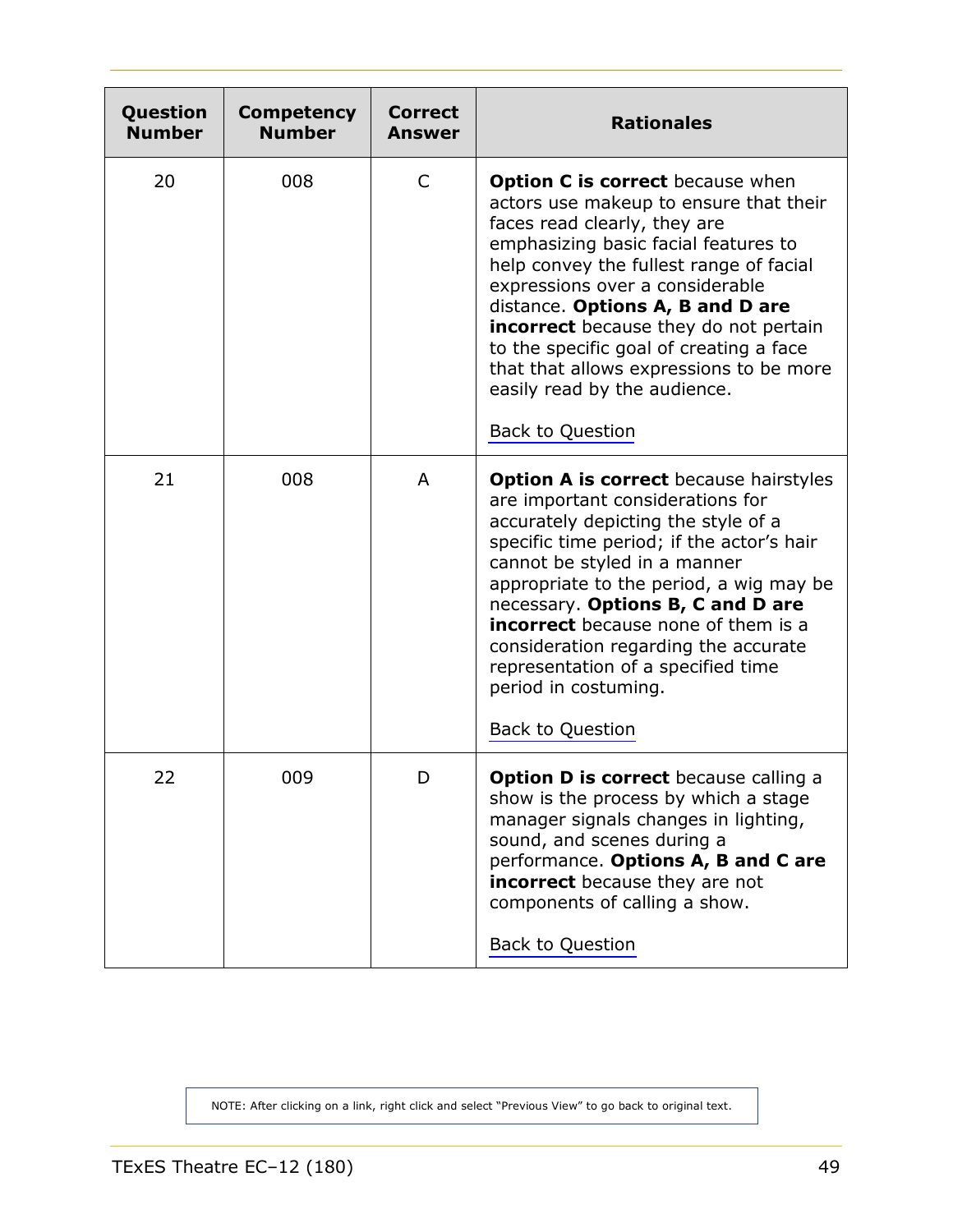| Question Number | Competency Number | Correct Answer | Rationales |
|---|---|---|---|
| 20 | 008 | C | **Option C is correct** because when actors use makeup to ensure that their faces read clearly, they are emphasizing basic facial features to help convey the fullest range of facial expressions over a considerable distance. **Options A, B and D are incorrect** because they do not pertain to the specific goal of creating a face that that allows expressions to be more easily read by the audience.<br><br>Back to Question |
| 21 | 008 | A | **Option A is correct** because hairstyles are important considerations for accurately depicting the style of a specific time period; if the actor's hair cannot be styled in a manner appropriate to the period, a wig may be necessary. **Options B, C and D are incorrect** because none of them is a consideration regarding the accurate representation of a specified time period in costuming.<br><br>Back to Question |
| 22 | 009 | D | **Option D is correct** because calling a show is the process by which a stage manager signals changes in lighting, sound, and scenes during a performance. **Options A, B and C are incorrect** because they are not components of calling a show.<br><br>Back to Question |

NOTE: After clicking on a link, right click and select "Previous View" to go back to original text.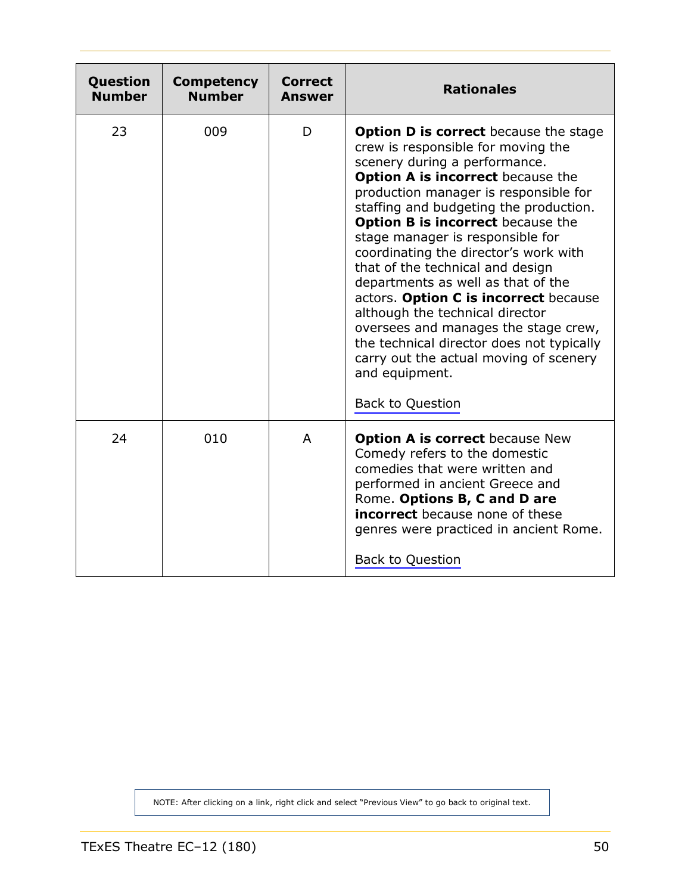| Question Number | Competency Number | Correct Answer | Rationales |
|---|---|---|---|
| 23 | 009 | D | **Option D is correct** because the stage crew is responsible for moving the scenery during a performance. **Option A is incorrect** because the production manager is responsible for staffing and budgeting the production. **Option B is incorrect** because the stage manager is responsible for coordinating the director's work with that of the technical and design departments as well as that of the actors. **Option C is incorrect** because although the technical director oversees and manages the stage crew, the technical director does not typically carry out the actual moving of scenery and equipment.<br><br>Back to Question |
| 24 | 010 | A | **Option A is correct** because New Comedy refers to the domestic comedies that were written and performed in ancient Greece and Rome. **Options B, C and D are incorrect** because none of these genres were practiced in ancient Rome.<br><br>Back to Question |

NOTE: After clicking on a link, right click and select "Previous View" to go back to original text.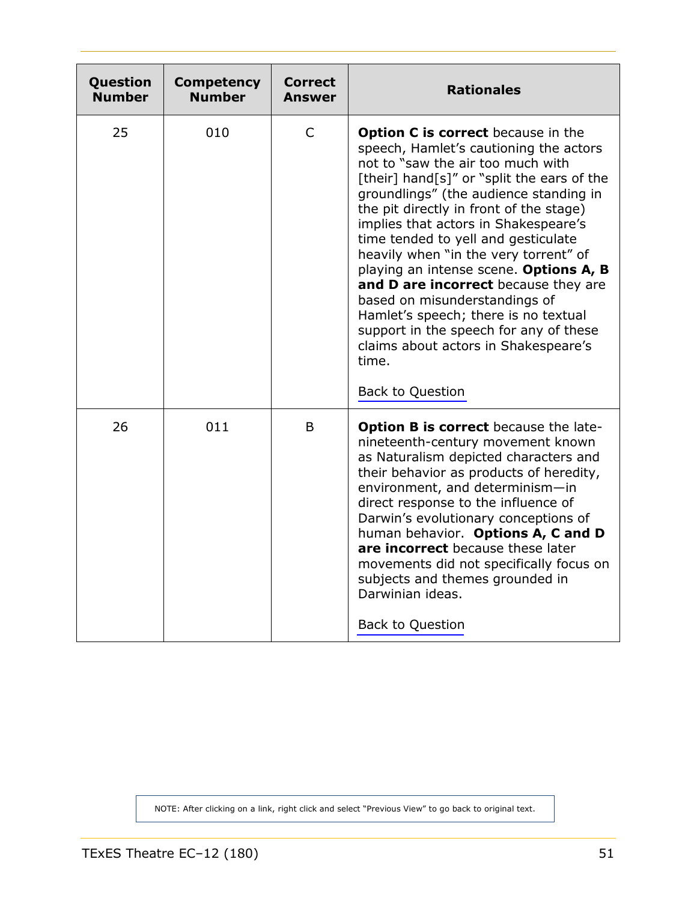| Question Number | Competency Number | Correct Answer | Rationales |
|---|---|---|---|
| 25 | 010 | C | **Option C is correct** because in the speech, Hamlet's cautioning the actors not to "saw the air too much with [their] hand[s]" or "split the ears of the groundlings" (the audience standing in the pit directly in front of the stage) implies that actors in Shakespeare's time tended to yell and gesticulate heavily when "in the very torrent" of playing an intense scene. **Options A, B and D are incorrect** because they are based on misunderstandings of Hamlet's speech; there is no textual support in the speech for any of these claims about actors in Shakespeare's time.<br><br>Back to Question |
| 26 | 011 | B | **Option B is correct** because the late-nineteenth-century movement known as Naturalism depicted characters and their behavior as products of heredity, environment, and determinism—in direct response to the influence of Darwin's evolutionary conceptions of human behavior. **Options A, C and D are incorrect** because these later movements did not specifically focus on subjects and themes grounded in Darwinian ideas.<br><br>Back to Question |

NOTE: After clicking on a link, right click and select "Previous View" to go back to original text.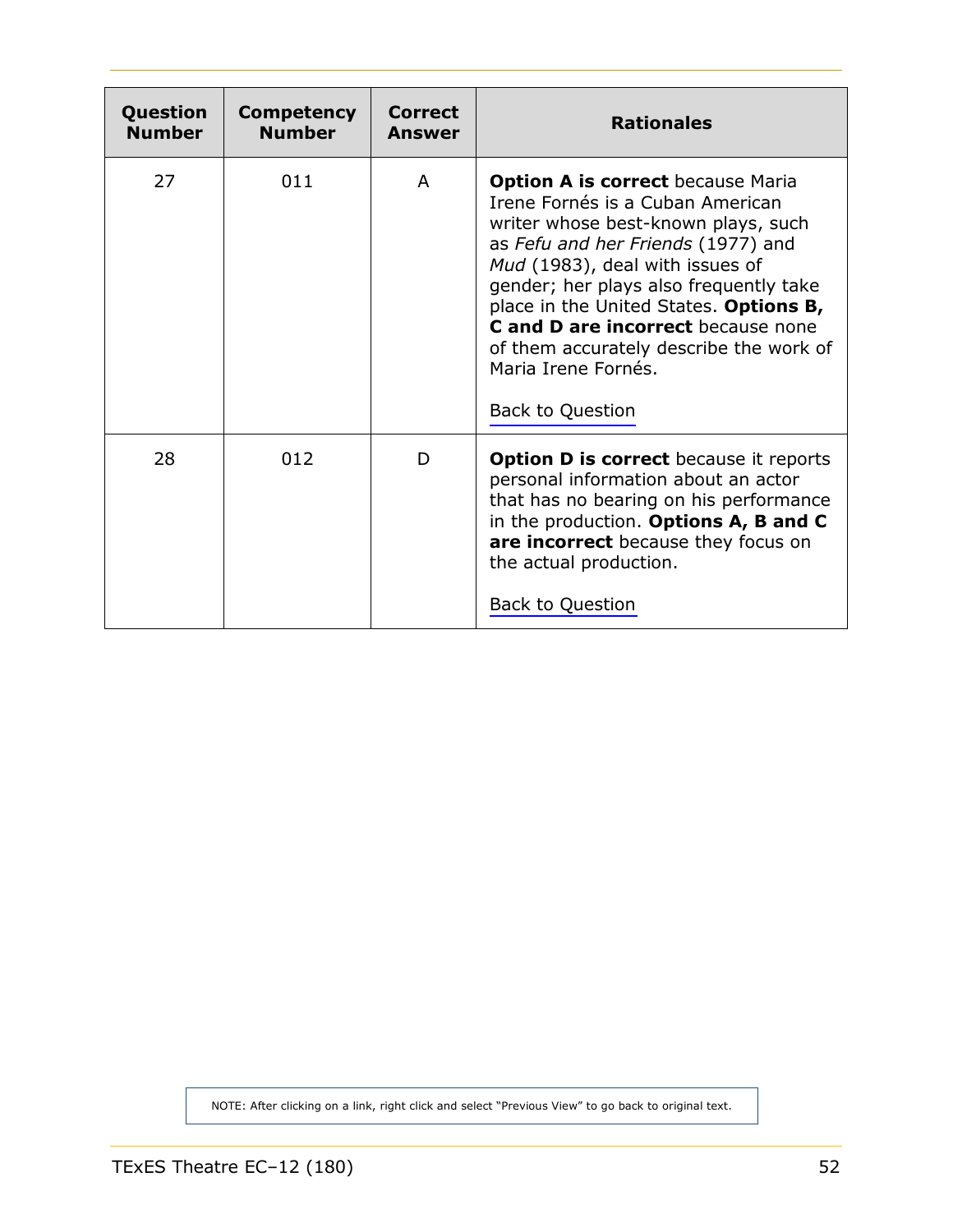| Question Number | Competency Number | Correct Answer | Rationales |
|---|---|---|---|
| 27 | 011 | A | **Option A is correct** because Maria Irene Fornés is a Cuban American writer whose best-known plays, such as *Fefu and her Friends* (1977) and *Mud* (1983), deal with issues of gender; her plays also frequently take place in the United States. **Options B, C and D are incorrect** because none of them accurately describe the work of Maria Irene Fornés. Back to Question |
| 28 | 012 | D | **Option D is correct** because it reports personal information about an actor that has no bearing on his performance in the production. **Options A, B and C are incorrect** because they focus on the actual production. Back to Question |

NOTE: After clicking on a link, right click and select "Previous View" to go back to original text.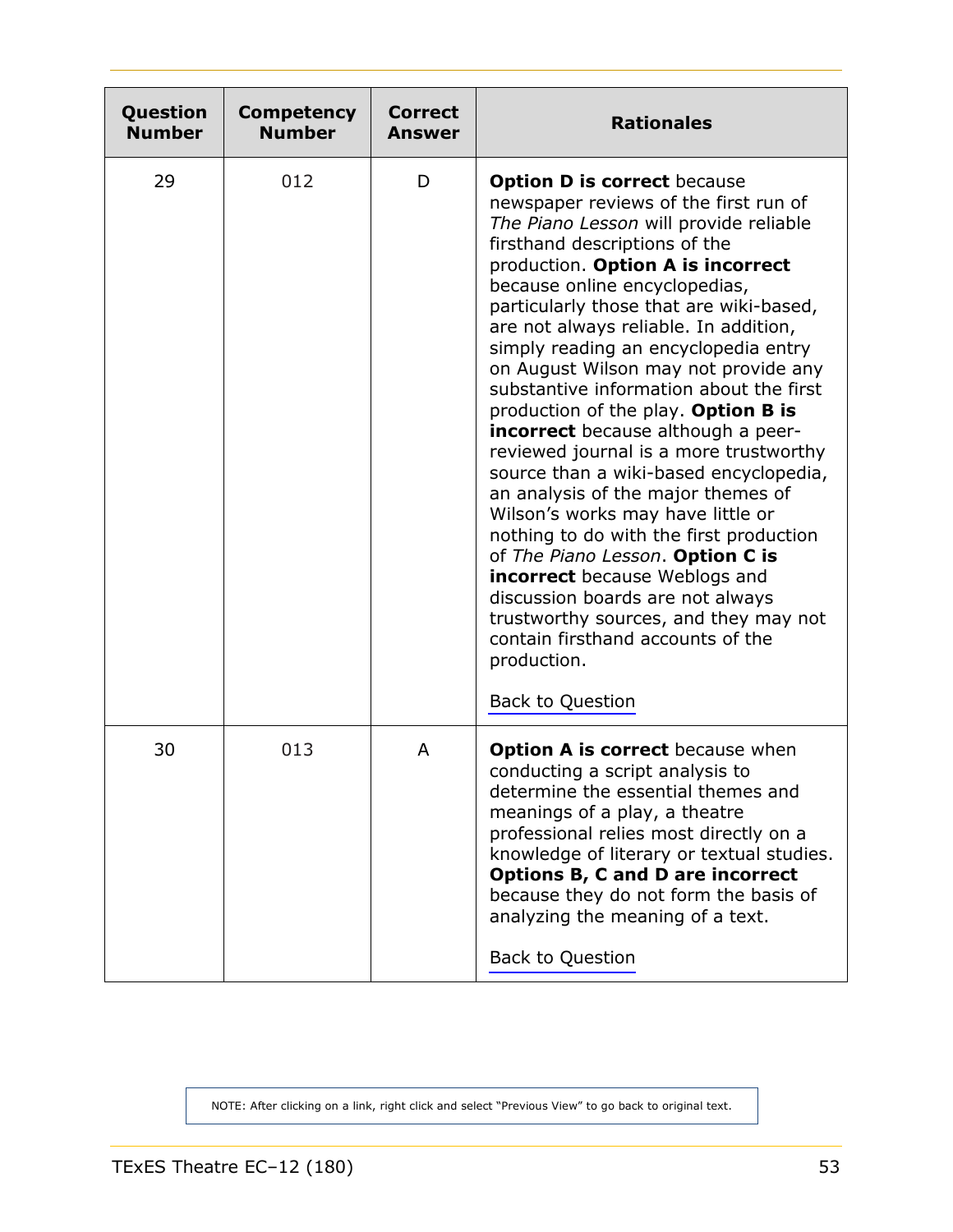| Question Number | Competency Number | Correct Answer | Rationales |
|---|---|---|---|
| 29 | 012 | D | **Option D is correct** because newspaper reviews of the first run of *The Piano Lesson* will provide reliable firsthand descriptions of the production. **Option A is incorrect** because online encyclopedias, particularly those that are wiki-based, are not always reliable. In addition, simply reading an encyclopedia entry on August Wilson may not provide any substantive information about the first production of the play. **Option B is incorrect** because although a peer-reviewed journal is a more trustworthy source than a wiki-based encyclopedia, an analysis of the major themes of Wilson's works may have little or nothing to do with the first production of *The Piano Lesson*. **Option C is incorrect** because Weblogs and discussion boards are not always trustworthy sources, and they may not contain firsthand accounts of the production.<br><br>Back to Question |
| 30 | 013 | A | **Option A is correct** because when conducting a script analysis to determine the essential themes and meanings of a play, a theatre professional relies most directly on a knowledge of literary or textual studies. **Options B, C and D are incorrect** because they do not form the basis of analyzing the meaning of a text.<br><br>Back to Question |

NOTE: After clicking on a link, right click and select "Previous View" to go back to original text.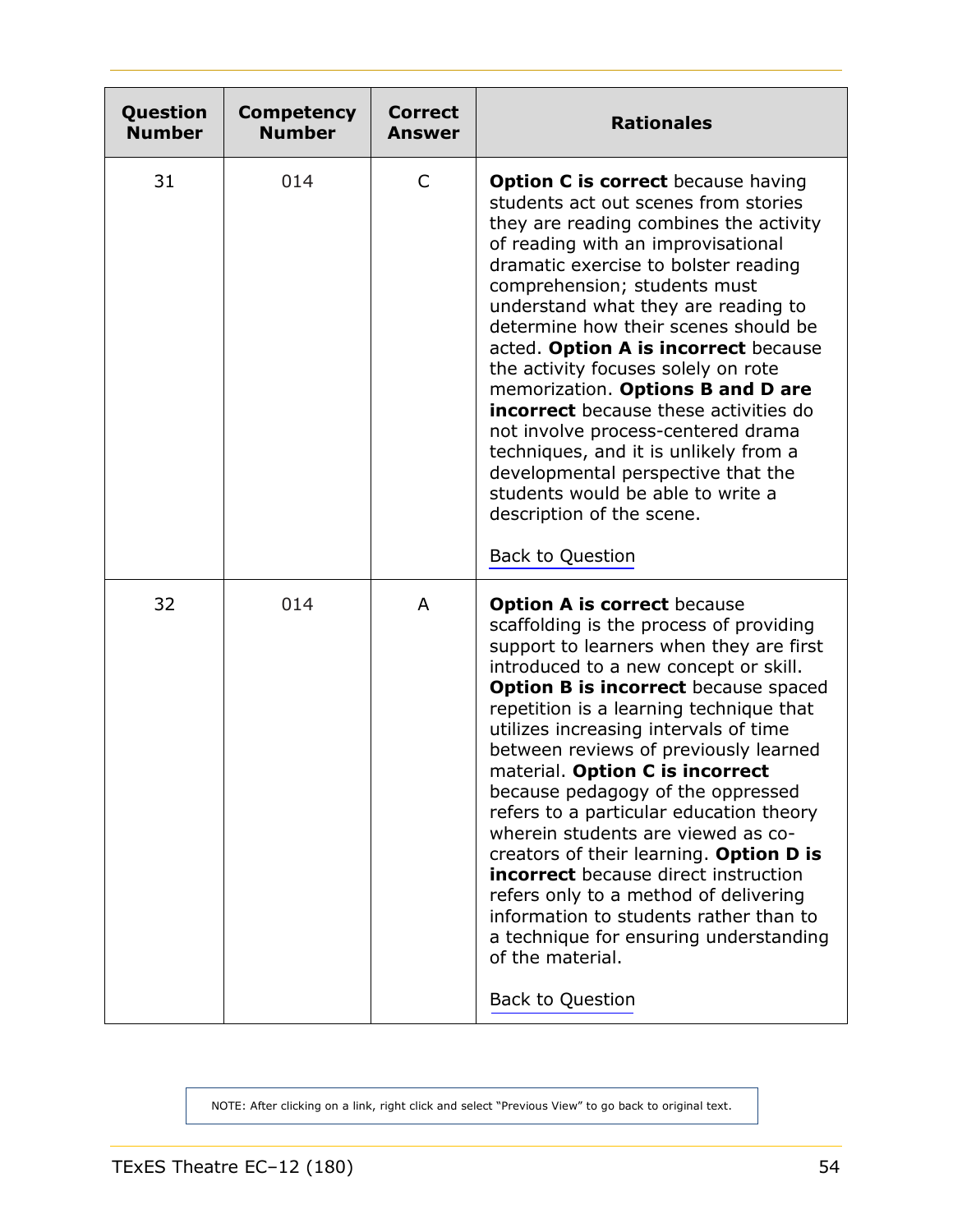| Question Number | Competency Number | Correct Answer | Rationales |
|---|---|---|---|
| 31 | 014 | C | **Option C is correct** because having students act out scenes from stories they are reading combines the activity of reading with an improvisational dramatic exercise to bolster reading comprehension; students must understand what they are reading to determine how their scenes should be acted. **Option A is incorrect** because the activity focuses solely on rote memorization. **Options B and D are incorrect** because these activities do not involve process-centered drama techniques, and it is unlikely from a developmental perspective that the students would be able to write a description of the scene. <br><br> Back to Question |
| 32 | 014 | A | **Option A is correct** because scaffolding is the process of providing support to learners when they are first introduced to a new concept or skill. **Option B is incorrect** because spaced repetition is a learning technique that utilizes increasing intervals of time between reviews of previously learned material. **Option C is incorrect** because pedagogy of the oppressed refers to a particular education theory wherein students are viewed as co-creators of their learning. **Option D is incorrect** because direct instruction refers only to a method of delivering information to students rather than to a technique for ensuring understanding of the material. <br><br> Back to Question |

NOTE: After clicking on a link, right click and select "Previous View" to go back to original text.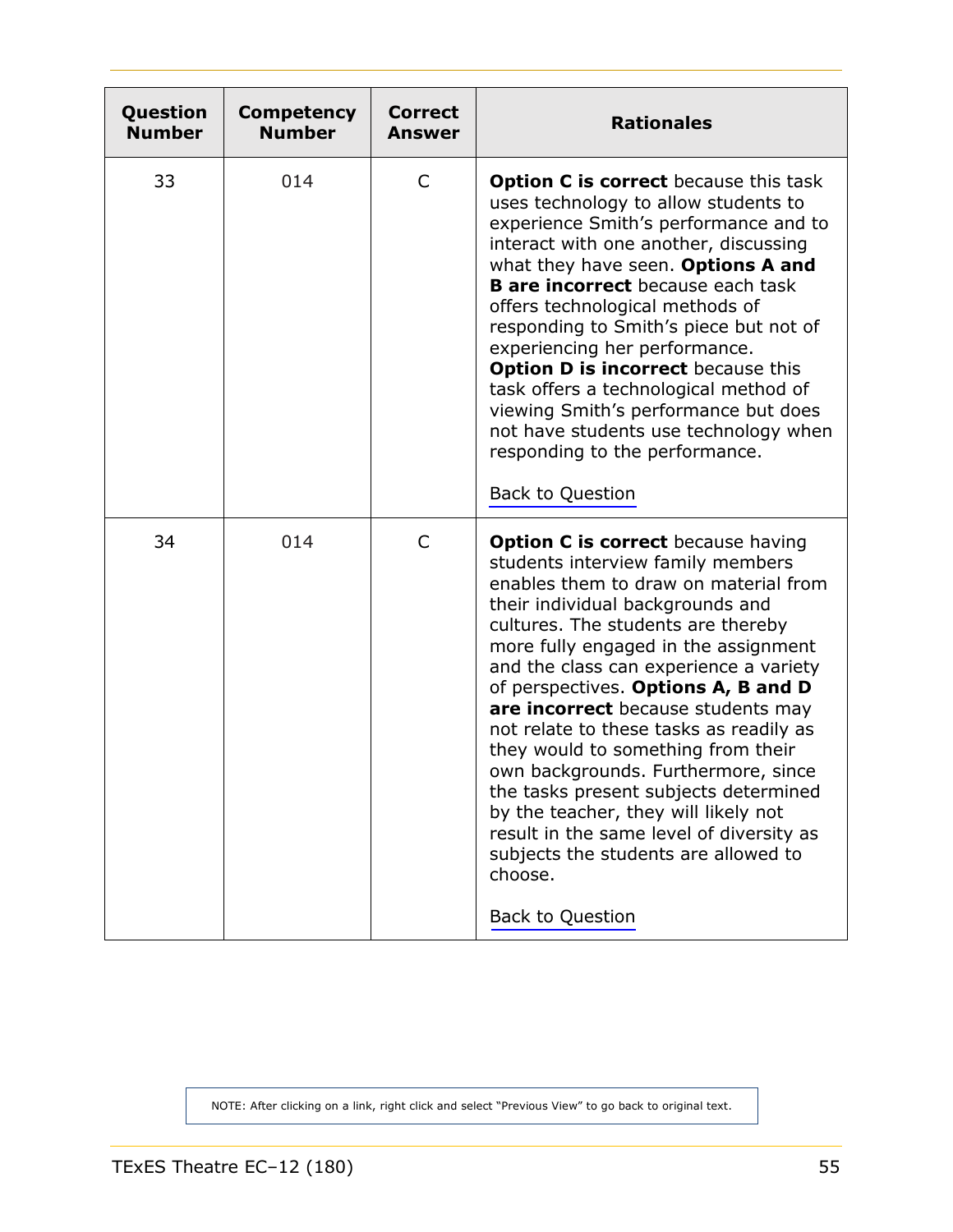| Question Number | Competency Number | Correct Answer | Rationales |
|---|---|---|---|
| 33 | 014 | C | **Option C is correct** because this task uses technology to allow students to experience Smith's performance and to interact with one another, discussing what they have seen. **Options A and B are incorrect** because each task offers technological methods of responding to Smith's piece but not of experiencing her performance. **Option D is incorrect** because this task offers a technological method of viewing Smith's performance but does not have students use technology when responding to the performance. Back to Question |
| 34 | 014 | C | **Option C is correct** because having students interview family members enables them to draw on material from their individual backgrounds and cultures. The students are thereby more fully engaged in the assignment and the class can experience a variety of perspectives. **Options A, B and D are incorrect** because students may not relate to these tasks as readily as they would to something from their own backgrounds. Furthermore, since the tasks present subjects determined by the teacher, they will likely not result in the same level of diversity as subjects the students are allowed to choose. Back to Question |

NOTE: After clicking on a link, right click and select "Previous View" to go back to original text.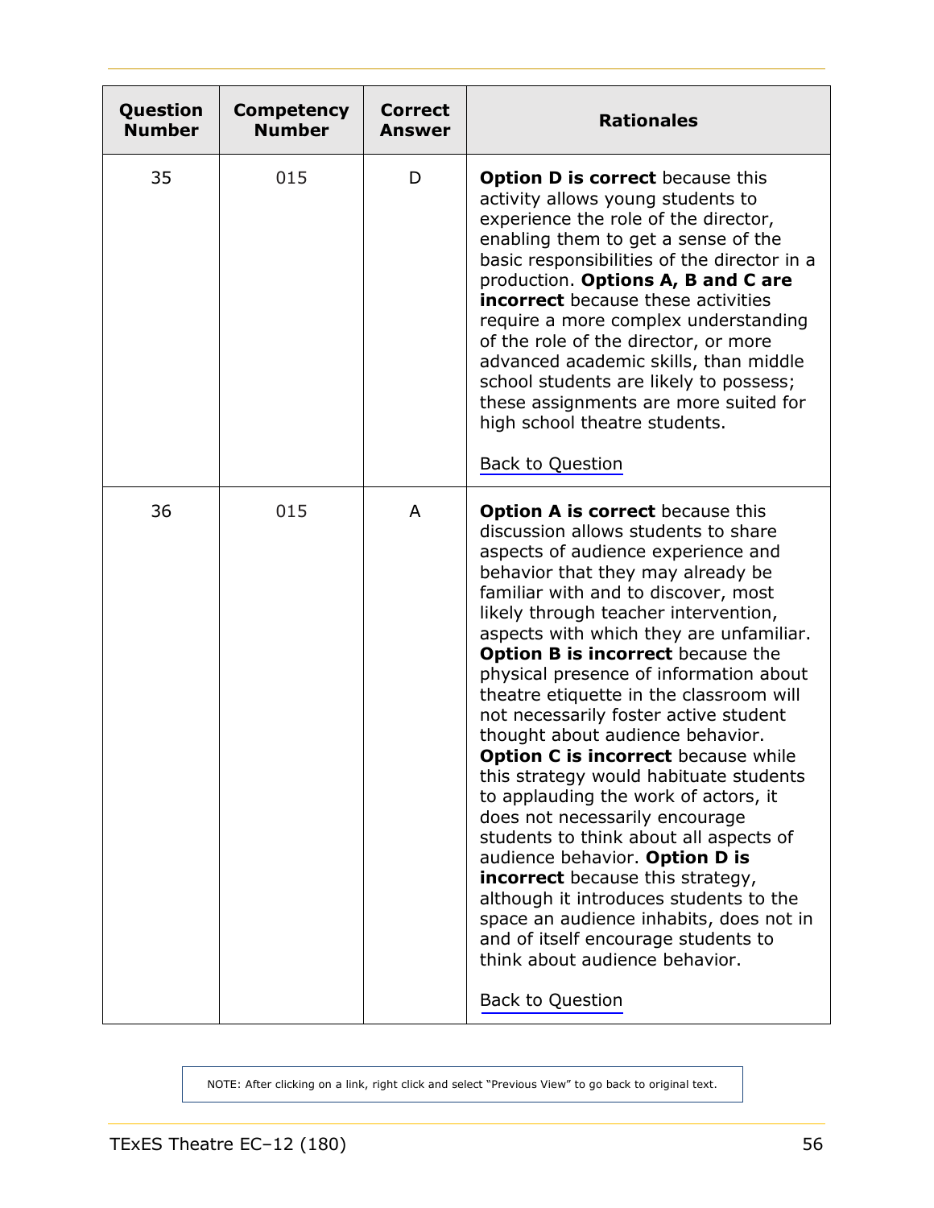| Question Number | Competency Number | Correct Answer | Rationales |
|---|---|---|---|
| 35 | 015 | D | **Option D is correct** because this activity allows young students to experience the role of the director, enabling them to get a sense of the basic responsibilities of the director in a production. **Options A, B and C are incorrect** because these activities require a more complex understanding of the role of the director, or more advanced academic skills, than middle school students are likely to possess; these assignments are more suited for high school theatre students.<br><br>Back to Question |
| 36 | 015 | A | **Option A is correct** because this discussion allows students to share aspects of audience experience and behavior that they may already be familiar with and to discover, most likely through teacher intervention, aspects with which they are unfamiliar. **Option B is incorrect** because the physical presence of information about theatre etiquette in the classroom will not necessarily foster active student thought about audience behavior. **Option C is incorrect** because while this strategy would habituate students to applauding the work of actors, it does not necessarily encourage students to think about all aspects of audience behavior. **Option D is incorrect** because this strategy, although it introduces students to the space an audience inhabits, does not in and of itself encourage students to think about audience behavior.<br><br>Back to Question |

NOTE: After clicking on a link, right click and select "Previous View" to go back to original text.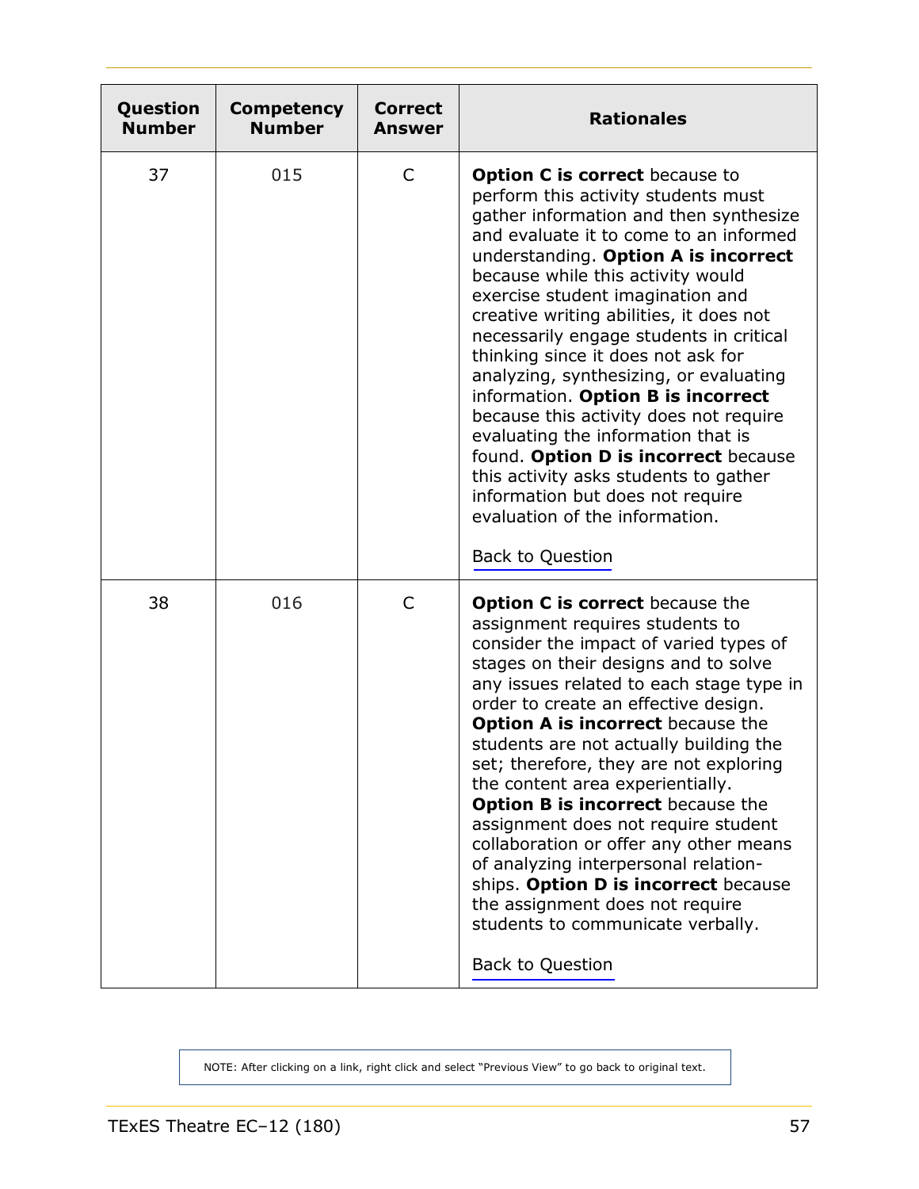| Question Number | Competency Number | Correct Answer | Rationales |
|---|---|---|---|
| 37 | 015 | C | **Option C is correct** because to perform this activity students must gather information and then synthesize and evaluate it to come to an informed understanding. **Option A is incorrect** because while this activity would exercise student imagination and creative writing abilities, it does not necessarily engage students in critical thinking since it does not ask for analyzing, synthesizing, or evaluating information. **Option B is incorrect** because this activity does not require evaluating the information that is found. **Option D is incorrect** because this activity asks students to gather information but does not require evaluation of the information. <br><br> Back to Question |
| 38 | 016 | C | **Option C is correct** because the assignment requires students to consider the impact of varied types of stages on their designs and to solve any issues related to each stage type in order to create an effective design. **Option A is incorrect** because the students are not actually building the set; therefore, they are not exploring the content area experientially. **Option B is incorrect** because the assignment does not require student collaboration or offer any other means of analyzing interpersonal relationships. **Option D is incorrect** because the assignment does not require students to communicate verbally. <br><br> Back to Question |

NOTE: After clicking on a link, right click and select "Previous View" to go back to original text.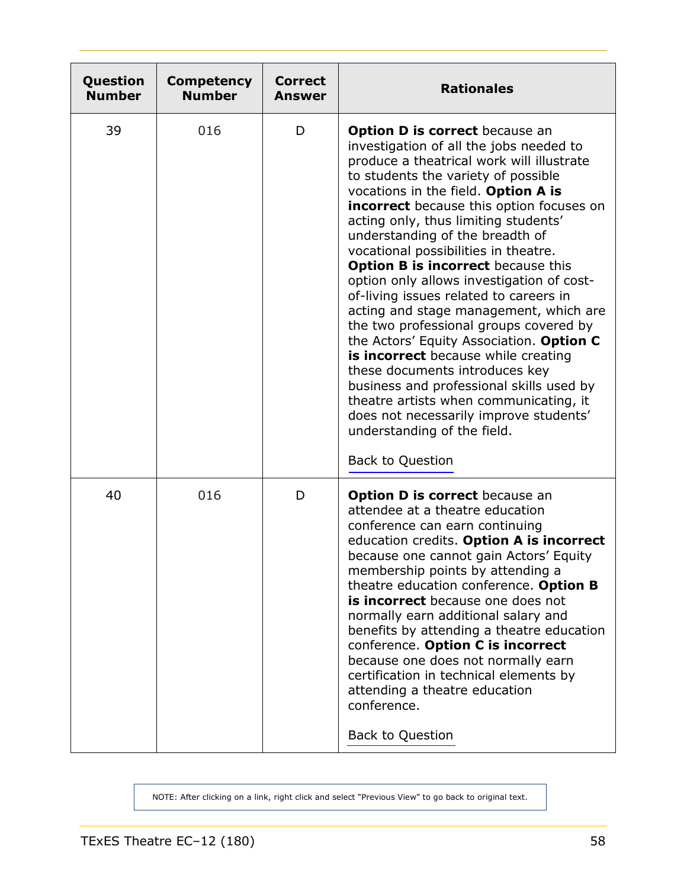| Question Number | Competency Number | Correct Answer | Rationales |
|---|---|---|---|
| 39 | 016 | D | **Option D is correct** because an investigation of all the jobs needed to produce a theatrical work will illustrate to students the variety of possible vocations in the field. **Option A is incorrect** because this option focuses on acting only, thus limiting students' understanding of the breadth of vocational possibilities in theatre. **Option B is incorrect** because this option only allows investigation of cost-of-living issues related to careers in acting and stage management, which are the two professional groups covered by the Actors' Equity Association. **Option C is incorrect** because while creating these documents introduces key business and professional skills used by theatre artists when communicating, it does not necessarily improve students' understanding of the field.<br><br>Back to Question |
| 40 | 016 | D | **Option D is correct** because an attendee at a theatre education conference can earn continuing education credits. **Option A is incorrect** because one cannot gain Actors' Equity membership points by attending a theatre education conference. **Option B is incorrect** because one does not normally earn additional salary and benefits by attending a theatre education conference. **Option C is incorrect** because one does not normally earn certification in technical elements by attending a theatre education conference.<br><br>Back to Question |

NOTE: After clicking on a link, right click and select "Previous View" to go back to original text.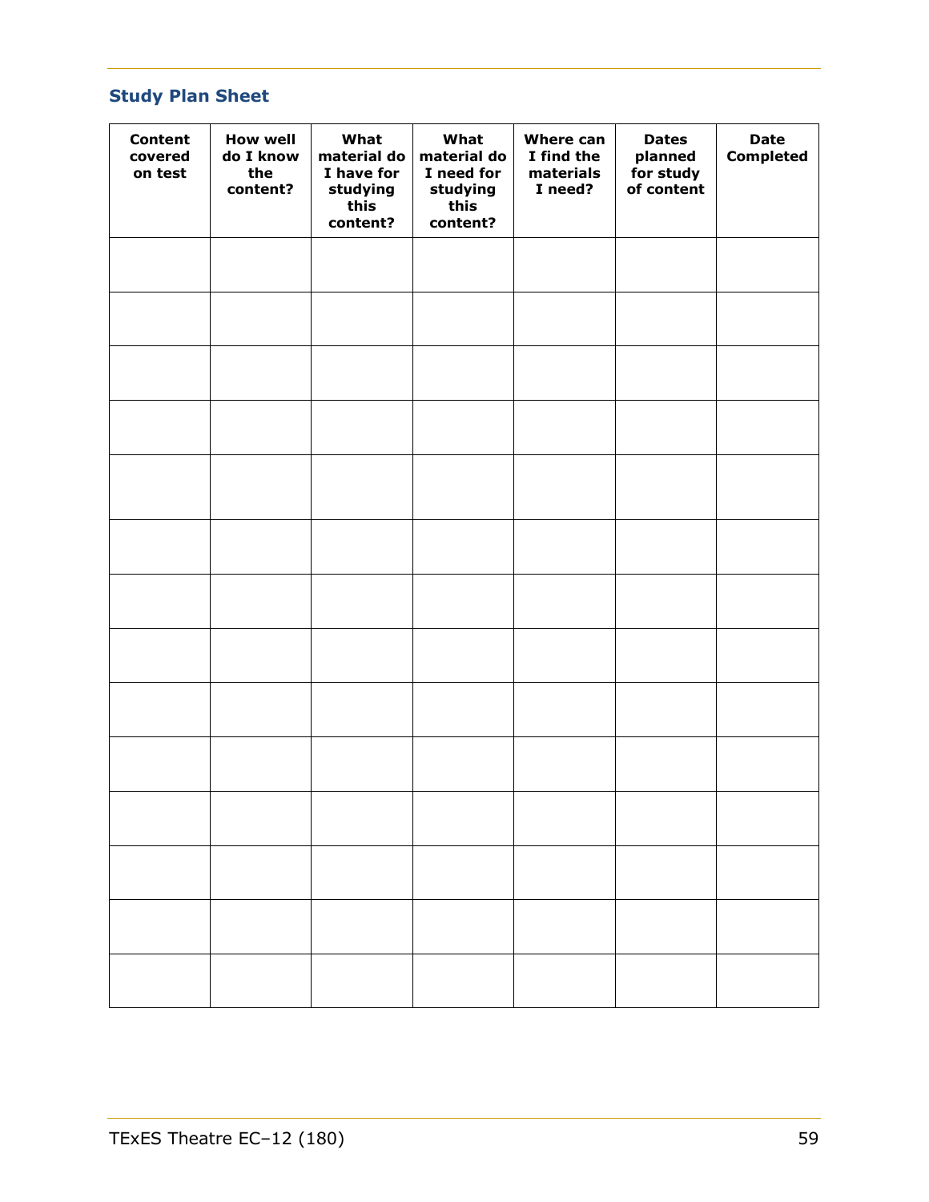## Study Plan Sheet

| Content covered on test | How well do I know the content? | What material do I have for studying this content? | What material do I need for studying this content? | Where can I find the materials I need? | Dates planned for study of content | Date Completed |
|---|---|---|---|---|---|---|
| | | | | | | |
| | | | | | | |
| | | | | | | |
| | | | | | | |
| | | | | | | |
| | | | | | | |
| | | | | | | |
| | | | | | | |
| | | | | | | |
| | | | | | | |
| | | | | | | |
| | | | | | | |
| | | | | | | |
| | | | | | | |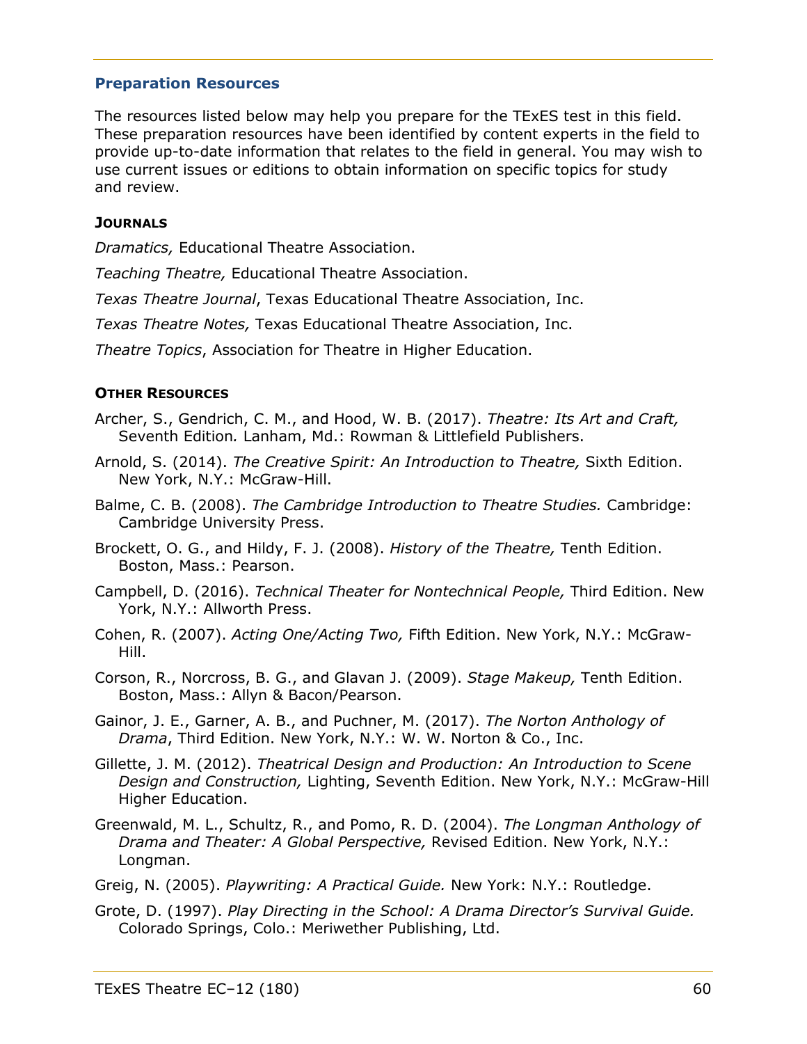## Preparation Resources

The resources listed below may help you prepare for the TExES test in this field. These preparation resources have been identified by content experts in the field to provide up-to-date information that relates to the field in general. You may wish to use current issues or editions to obtain information on specific topics for study and review.

### JOURNALS

*Dramatics,* Educational Theatre Association.

*Teaching Theatre,* Educational Theatre Association.

*Texas Theatre Journal*, Texas Educational Theatre Association, Inc.

*Texas Theatre Notes,* Texas Educational Theatre Association, Inc.

*Theatre Topics*, Association for Theatre in Higher Education.

### OTHER RESOURCES

Archer, S., Gendrich, C. M., and Hood, W. B. (2017). *Theatre: Its Art and Craft,* Seventh Edition*.* Lanham, Md.: Rowman & Littlefield Publishers.

Arnold, S. (2014). *The Creative Spirit: An Introduction to Theatre,* Sixth Edition. New York, N.Y.: McGraw-Hill.

Balme, C. B. (2008). *The Cambridge Introduction to Theatre Studies.* Cambridge: Cambridge University Press.

Brockett, O. G., and Hildy, F. J. (2008). *History of the Theatre,* Tenth Edition. Boston, Mass.: Pearson.

Campbell, D. (2016). *Technical Theater for Nontechnical People,* Third Edition. New York, N.Y.: Allworth Press.

Cohen, R. (2007). *Acting One/Acting Two,* Fifth Edition. New York, N.Y.: McGraw-Hill.

Corson, R., Norcross, B. G., and Glavan J. (2009). *Stage Makeup,* Tenth Edition. Boston, Mass.: Allyn & Bacon/Pearson.

Gainor, J. E., Garner, A. B., and Puchner, M. (2017). *The Norton Anthology of Drama*, Third Edition. New York, N.Y.: W. W. Norton & Co., Inc.

Gillette, J. M. (2012). *Theatrical Design and Production: An Introduction to Scene Design and Construction,* Lighting, Seventh Edition. New York, N.Y.: McGraw-Hill Higher Education.

Greenwald, M. L., Schultz, R., and Pomo, R. D. (2004). *The Longman Anthology of Drama and Theater: A Global Perspective,* Revised Edition. New York, N.Y.: Longman.

Greig, N. (2005). *Playwriting: A Practical Guide.* New York: N.Y.: Routledge.

Grote, D. (1997). *Play Directing in the School: A Drama Director's Survival Guide.* Colorado Springs, Colo.: Meriwether Publishing, Ltd.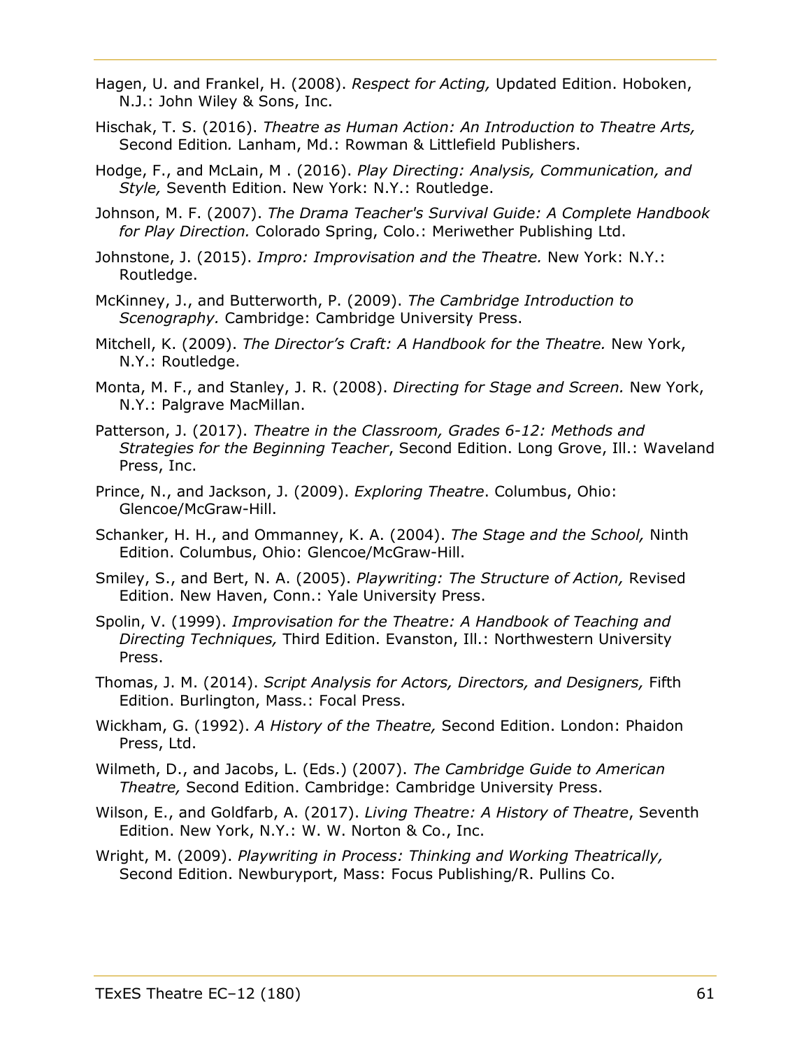Hagen, U. and Frankel, H. (2008). *Respect for Acting,* Updated Edition. Hoboken, N.J.: John Wiley & Sons, Inc.

Hischak, T. S. (2016). *Theatre as Human Action: An Introduction to Theatre Arts,* Second Edition*.* Lanham, Md.: Rowman & Littlefield Publishers.

Hodge, F., and McLain, M . (2016). *Play Directing: Analysis, Communication, and Style,* Seventh Edition. New York: N.Y.: Routledge.

Johnson, M. F. (2007). *The Drama Teacher's Survival Guide: A Complete Handbook for Play Direction.* Colorado Spring, Colo.: Meriwether Publishing Ltd.

Johnstone, J. (2015). *Impro: Improvisation and the Theatre.* New York: N.Y.: Routledge.

McKinney, J., and Butterworth, P. (2009). *The Cambridge Introduction to Scenography.* Cambridge: Cambridge University Press.

Mitchell, K. (2009). *The Director's Craft: A Handbook for the Theatre.* New York, N.Y.: Routledge.

Monta, M. F., and Stanley, J. R. (2008). *Directing for Stage and Screen.* New York, N.Y.: Palgrave MacMillan.

Patterson, J. (2017). *Theatre in the Classroom, Grades 6-12: Methods and Strategies for the Beginning Teacher*, Second Edition. Long Grove, Ill.: Waveland Press, Inc.

Prince, N., and Jackson, J. (2009). *Exploring Theatre*. Columbus, Ohio: Glencoe/McGraw-Hill.

Schanker, H. H., and Ommanney, K. A. (2004). *The Stage and the School,* Ninth Edition. Columbus, Ohio: Glencoe/McGraw-Hill.

Smiley, S., and Bert, N. A. (2005). *Playwriting: The Structure of Action,* Revised Edition. New Haven, Conn.: Yale University Press.

Spolin, V. (1999). *Improvisation for the Theatre: A Handbook of Teaching and Directing Techniques,* Third Edition. Evanston, Ill.: Northwestern University Press.

Thomas, J. M. (2014). *Script Analysis for Actors, Directors, and Designers,* Fifth Edition. Burlington, Mass.: Focal Press.

Wickham, G. (1992). *A History of the Theatre,* Second Edition. London: Phaidon Press, Ltd.

Wilmeth, D., and Jacobs, L. (Eds.) (2007). *The Cambridge Guide to American Theatre,* Second Edition. Cambridge: Cambridge University Press.

Wilson, E., and Goldfarb, A. (2017). *Living Theatre: A History of Theatre*, Seventh Edition. New York, N.Y.: W. W. Norton & Co., Inc.

Wright, M. (2009). *Playwriting in Process: Thinking and Working Theatrically,* Second Edition. Newburyport, Mass: Focus Publishing/R. Pullins Co.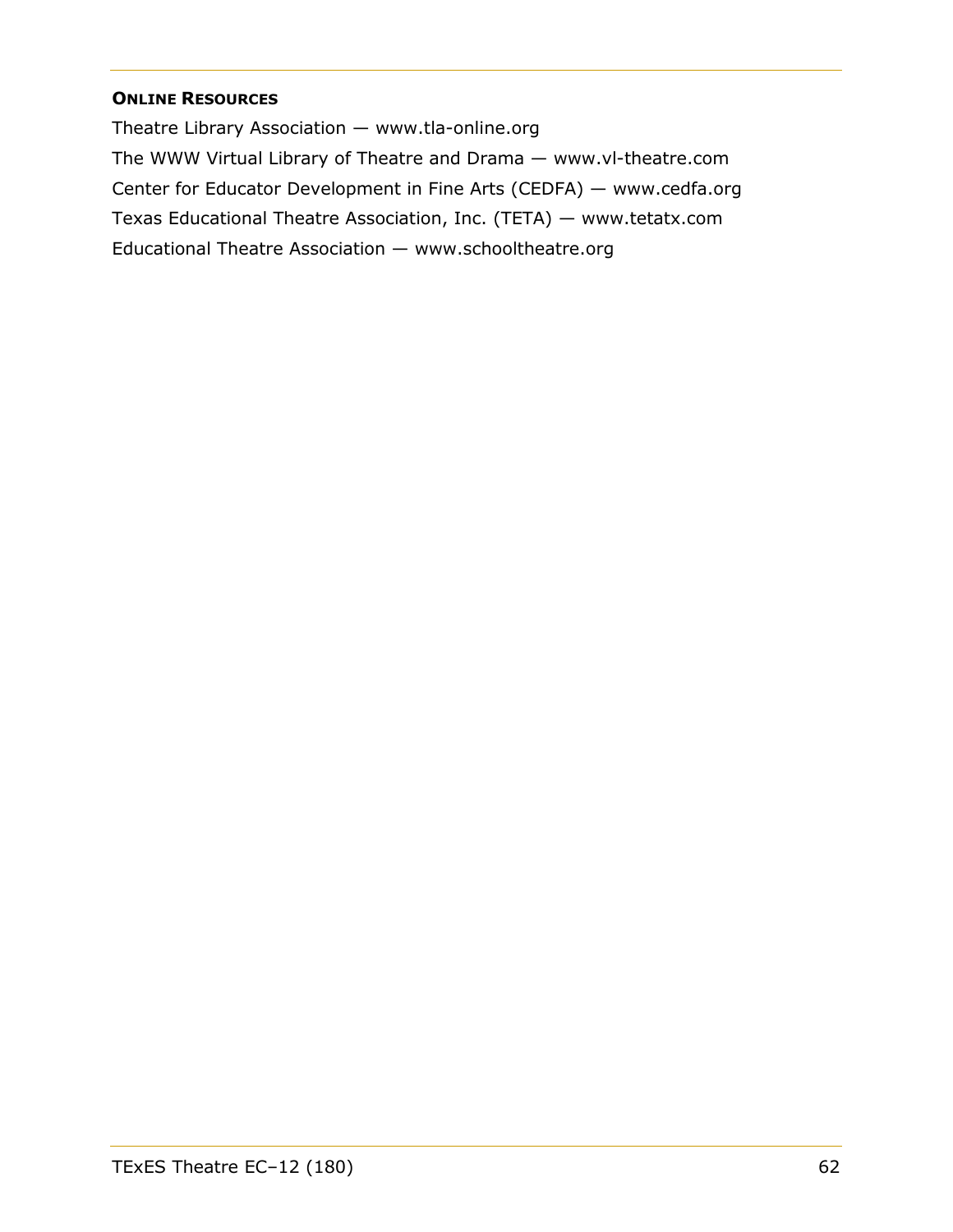**ONLINE RESOURCES**

Theatre Library Association — www.tla-online.org

The WWW Virtual Library of Theatre and Drama — www.vl-theatre.com

Center for Educator Development in Fine Arts (CEDFA) — www.cedfa.org

Texas Educational Theatre Association, Inc. (TETA) — www.tetatx.com

Educational Theatre Association — www.schooltheatre.org